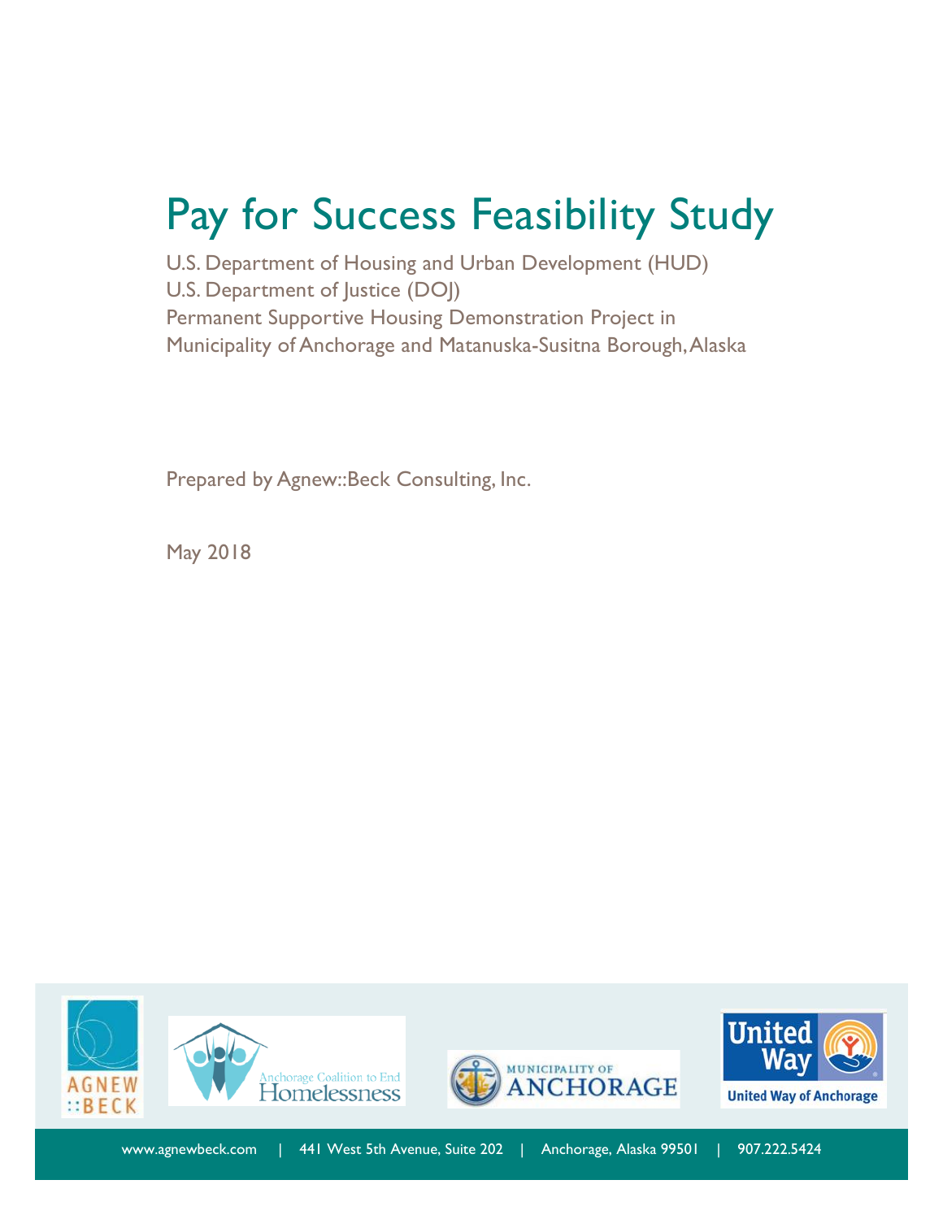# Pay for Success Feasibility Study

U.S. Department of Housing and Urban Development (HUD)
U.S. Department of Justice (DOJ)
Permanent Supportive Housing Demonstration Project in
Municipality of Anchorage and Matanuska-Susitna Borough, Alaska

Prepared by Agnew::Beck Consulting, Inc.

May 2018

AGNEW::BECK | Anchorage Coalition to End Homelessness | MUNICIPALITY OF ANCHORAGE | United Way of Anchorage

www.agnewbeck.com | 441 West 5th Avenue, Suite 202 | Anchorage, Alaska 99501 | 907.222.5424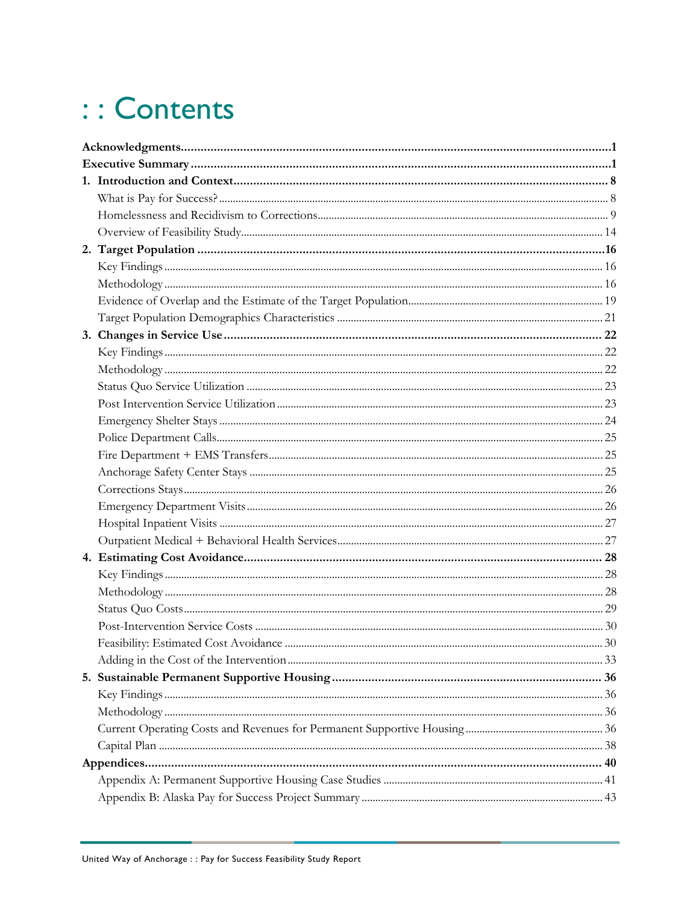# : : Contents

**Acknowledgments**....................................................................................................................1
**Executive Summary**..................................................................................................................1
**1. Introduction and Context**......................................................................................................8
  What is Pay for Success?.............................................................................................................8
  Homelessness and Recidivism to Corrections...........................................................................9
  Overview of Feasibility Study.....................................................................................................14
**2. Target Population**..................................................................................................................16
  Key Findings...............................................................................................................................16
  Methodology...............................................................................................................................16
  Evidence of Overlap and the Estimate of the Target Population..............................................19
  Target Population Demographics Characteristics....................................................................21
**3. Changes in Service Use**........................................................................................................22
  Key Findings...............................................................................................................................22
  Methodology...............................................................................................................................22
  Status Quo Service Utilization...................................................................................................23
  Post Intervention Service Utilization.........................................................................................23
  Emergency Shelter Stays...........................................................................................................24
  Police Department Calls............................................................................................................25
  Fire Department + EMS Transfers..............................................................................................25
  Anchorage Safety Center Stays..................................................................................................25
  Corrections Stays........................................................................................................................26
  Emergency Department Visits....................................................................................................26
  Hospital Inpatient Visits.............................................................................................................27
  Outpatient Medical + Behavioral Health Services.....................................................................27
**4. Estimating Cost Avoidance**....................................................................................................28
  Key Findings...............................................................................................................................28
  Methodology...............................................................................................................................28
  Status Quo Costs........................................................................................................................29
  Post-Intervention Service Costs................................................................................................30
  Feasibility: Estimated Cost Avoidance.......................................................................................30
  Adding in the Cost of the Intervention......................................................................................33
**5. Sustainable Permanent Supportive Housing**......................................................................36
  Key Findings...............................................................................................................................36
  Methodology...............................................................................................................................36
  Current Operating Costs and Revenues for Permanent Supportive Housing..........................36
  Capital Plan................................................................................................................................38
**Appendices**..............................................................................................................................40
  Appendix A: Permanent Supportive Housing Case Studies.......................................................41
  Appendix B: Alaska Pay for Success Project Summary.............................................................43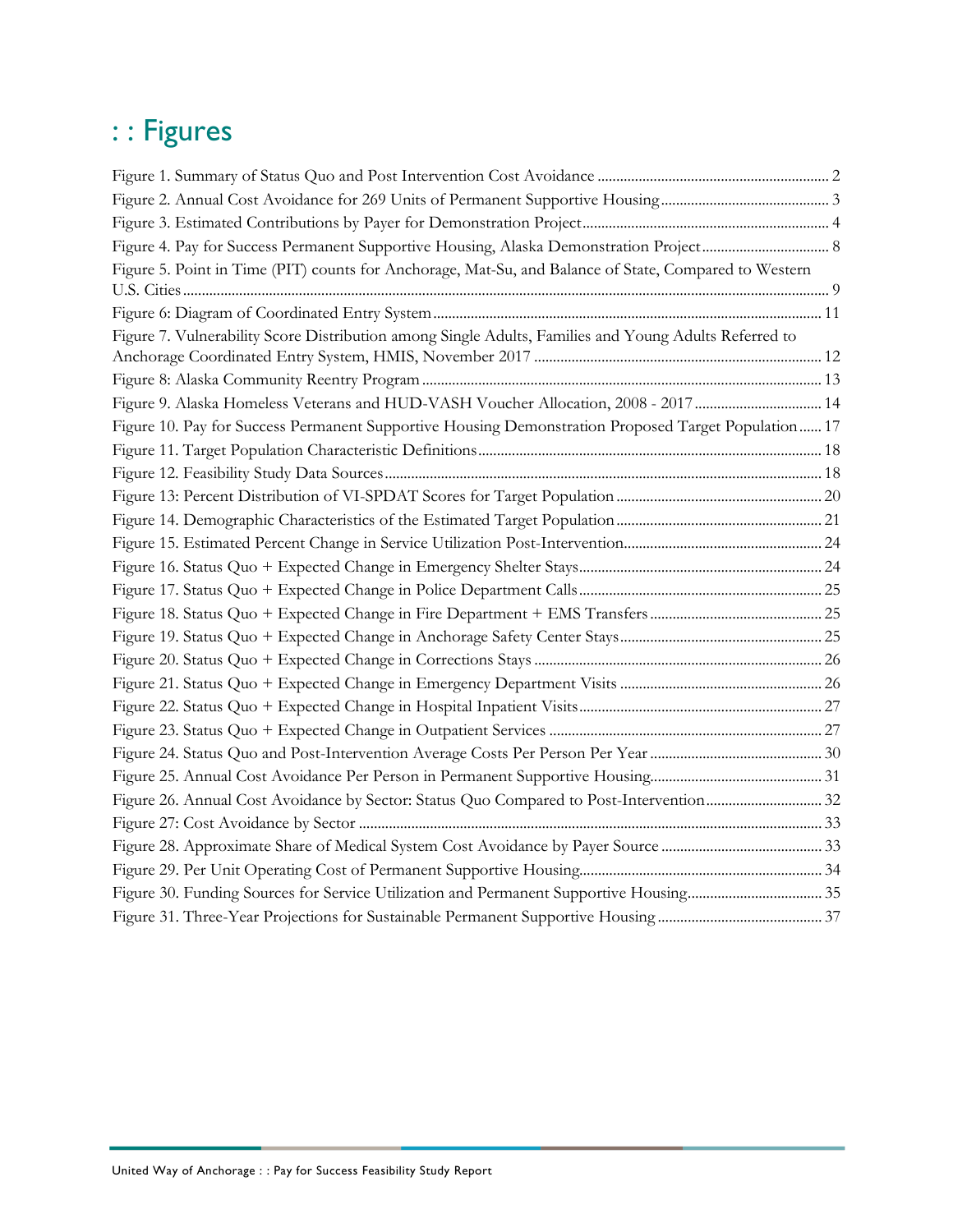# : : Figures

Figure 1. Summary of Status Quo and Post Intervention Cost Avoidance ............................................................. 2
Figure 2. Annual Cost Avoidance for 269 Units of Permanent Supportive Housing ............................................ 3
Figure 3. Estimated Contributions by Payer for Demonstration Project ................................................................. 4
Figure 4. Pay for Success Permanent Supportive Housing, Alaska Demonstration Project ................................. 8
Figure 5. Point in Time (PIT) counts for Anchorage, Mat-Su, and Balance of State, Compared to Western U.S. Cities ........................................................................................................................................................... 9
Figure 6: Diagram of Coordinated Entry System ...................................................................................................... 11
Figure 7. Vulnerability Score Distribution among Single Adults, Families and Young Adults Referred to Anchorage Coordinated Entry System, HMIS, November 2017 ............................................................................ 12
Figure 8: Alaska Community Reentry Program ......................................................................................................... 13
Figure 9. Alaska Homeless Veterans and HUD-VASH Voucher Allocation, 2008 - 2017 ................................. 14
Figure 10. Pay for Success Permanent Supportive Housing Demonstration Proposed Target Population ...... 17
Figure 11. Target Population Characteristic Definitions .......................................................................................... 18
Figure 12. Feasibility Study Data Sources ................................................................................................................... 18
Figure 13: Percent Distribution of VI-SPDAT Scores for Target Population ...................................................... 20
Figure 14. Demographic Characteristics of the Estimated Target Population ...................................................... 21
Figure 15. Estimated Percent Change in Service Utilization Post-Intervention .................................................... 24
Figure 16. Status Quo + Expected Change in Emergency Shelter Stays ................................................................ 24
Figure 17. Status Quo + Expected Change in Police Department Calls ................................................................ 25
Figure 18. Status Quo + Expected Change in Fire Department + EMS Transfers ............................................. 25
Figure 19. Status Quo + Expected Change in Anchorage Safety Center Stays ..................................................... 25
Figure 20. Status Quo + Expected Change in Corrections Stays ............................................................................ 26
Figure 21. Status Quo + Expected Change in Emergency Department Visits ...................................................... 26
Figure 22. Status Quo + Expected Change in Hospital Inpatient Visits ................................................................ 27
Figure 23. Status Quo + Expected Change in Outpatient Services ........................................................................ 27
Figure 24. Status Quo and Post-Intervention Average Costs Per Person Per Year ............................................. 30
Figure 25. Annual Cost Avoidance Per Person in Permanent Supportive Housing ............................................. 31
Figure 26. Annual Cost Avoidance by Sector: Status Quo Compared to Post-Intervention .............................. 32
Figure 27: Cost Avoidance by Sector .......................................................................................................................... 33
Figure 28. Approximate Share of Medical System Cost Avoidance by Payer Source .......................................... 33
Figure 29. Per Unit Operating Cost of Permanent Supportive Housing ................................................................ 34
Figure 30. Funding Sources for Service Utilization and Permanent Supportive Housing ................................... 35
Figure 31. Three-Year Projections for Sustainable Permanent Supportive Housing ............................................ 37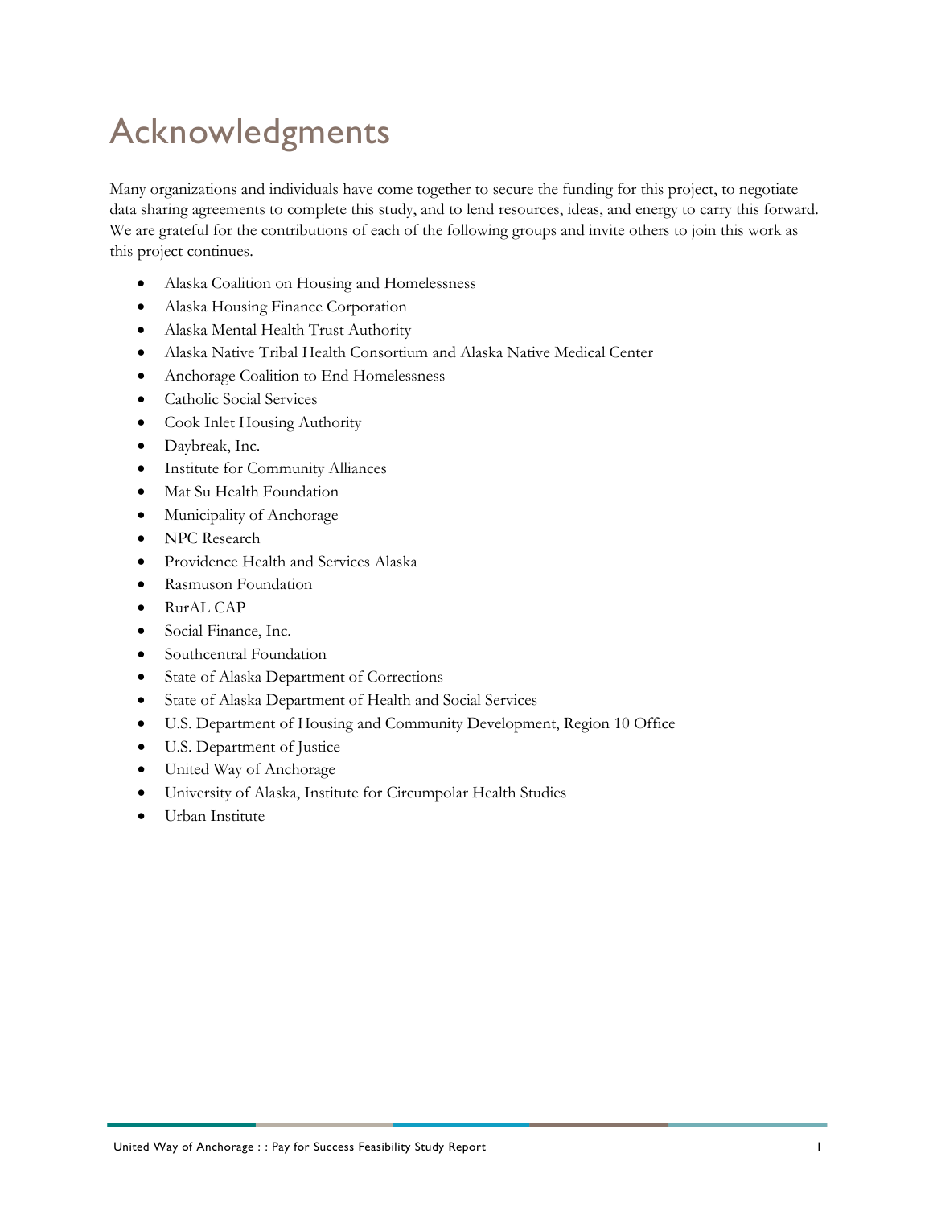# Acknowledgments

Many organizations and individuals have come together to secure the funding for this project, to negotiate data sharing agreements to complete this study, and to lend resources, ideas, and energy to carry this forward. We are grateful for the contributions of each of the following groups and invite others to join this work as this project continues.

- Alaska Coalition on Housing and Homelessness
- Alaska Housing Finance Corporation
- Alaska Mental Health Trust Authority
- Alaska Native Tribal Health Consortium and Alaska Native Medical Center
- Anchorage Coalition to End Homelessness
- Catholic Social Services
- Cook Inlet Housing Authority
- Daybreak, Inc.
- Institute for Community Alliances
- Mat Su Health Foundation
- Municipality of Anchorage
- NPC Research
- Providence Health and Services Alaska
- Rasmuson Foundation
- RurAL CAP
- Social Finance, Inc.
- Southcentral Foundation
- State of Alaska Department of Corrections
- State of Alaska Department of Health and Social Services
- U.S. Department of Housing and Community Development, Region 10 Office
- U.S. Department of Justice
- United Way of Anchorage
- University of Alaska, Institute for Circumpolar Health Studies
- Urban Institute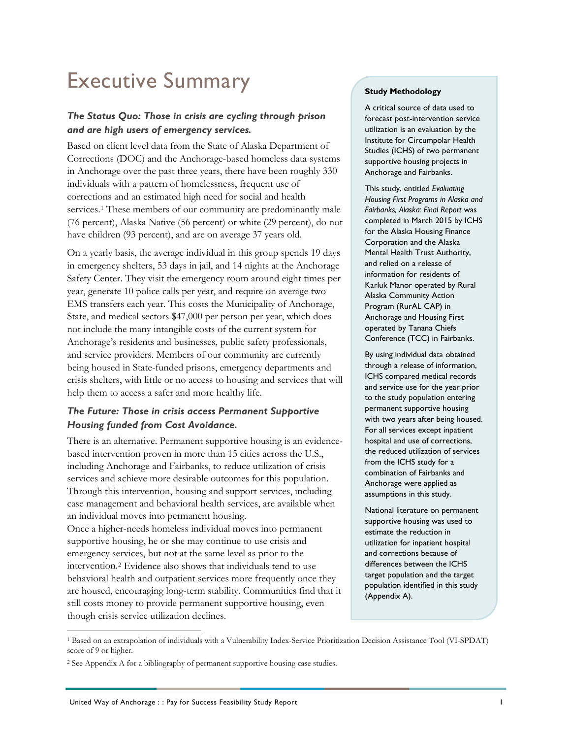# Executive Summary

### *The Status Quo: Those in crisis are cycling through prison and are high users of emergency services.*

Based on client level data from the State of Alaska Department of Corrections (DOC) and the Anchorage-based homeless data systems in Anchorage over the past three years, there have been roughly 330 individuals with a pattern of homelessness, frequent use of corrections and an estimated high need for social and health services.[1] These members of our community are predominantly male (76 percent), Alaska Native (56 percent) or white (29 percent), do not have children (93 percent), and are on average 37 years old.

On a yearly basis, the average individual in this group spends 19 days in emergency shelters, 53 days in jail, and 14 nights at the Anchorage Safety Center. They visit the emergency room around eight times per year, generate 10 police calls per year, and require on average two EMS transfers each year. This costs the Municipality of Anchorage, State, and medical sectors $47,000 per person per year, which does not include the many intangible costs of the current system for Anchorage's residents and businesses, public safety professionals, and service providers. Members of our community are currently being housed in State-funded prisons, emergency departments and crisis shelters, with little or no access to housing and services that will help them to access a safer and more healthy life.

### *The Future: Those in crisis access Permanent Supportive Housing funded from Cost Avoidance.*

There is an alternative. Permanent supportive housing is an evidence-based intervention proven in more than 15 cities across the U.S., including Anchorage and Fairbanks, to reduce utilization of crisis services and achieve more desirable outcomes for this population. Through this intervention, housing and support services, including case management and behavioral health services, are available when an individual moves into permanent housing.

Once a higher-needs homeless individual moves into permanent supportive housing, he or she may continue to use crisis and emergency services, but not at the same level as prior to the intervention.[2] Evidence also shows that individuals tend to use behavioral health and outpatient services more frequently once they are housed, encouraging long-term stability. Communities find that it still costs money to provide permanent supportive housing, even though crisis service utilization declines.

**Study Methodology**

A critical source of data used to forecast post-intervention service utilization is an evaluation by the Institute for Circumpolar Health Studies (ICHS) of two permanent supportive housing projects in Anchorage and Fairbanks.

This study, entitled *Evaluating Housing First Programs in Alaska and Fairbanks, Alaska: Final Report* was completed in March 2015 by ICHS for the Alaska Housing Finance Corporation and the Alaska Mental Health Trust Authority, and relied on a release of information for residents of Karluk Manor operated by Rural Alaska Community Action Program (RurAL CAP) in Anchorage and Housing First operated by Tanana Chiefs Conference (TCC) in Fairbanks.

By using individual data obtained through a release of information, ICHS compared medical records and service use for the year prior to the study population entering permanent supportive housing with two years after being housed. For all services except inpatient hospital and use of corrections, the reduced utilization of services from the ICHS study for a combination of Fairbanks and Anchorage were applied as assumptions in this study.

National literature on permanent supportive housing was used to estimate the reduction in utilization for inpatient hospital and corrections because of differences between the ICHS target population and the target population identified in this study (Appendix A).

[1] Based on an extrapolation of individuals with a Vulnerability Index-Service Prioritization Decision Assistance Tool (VI-SPDAT) score of 9 or higher.

[2] See Appendix A for a bibliography of permanent supportive housing case studies.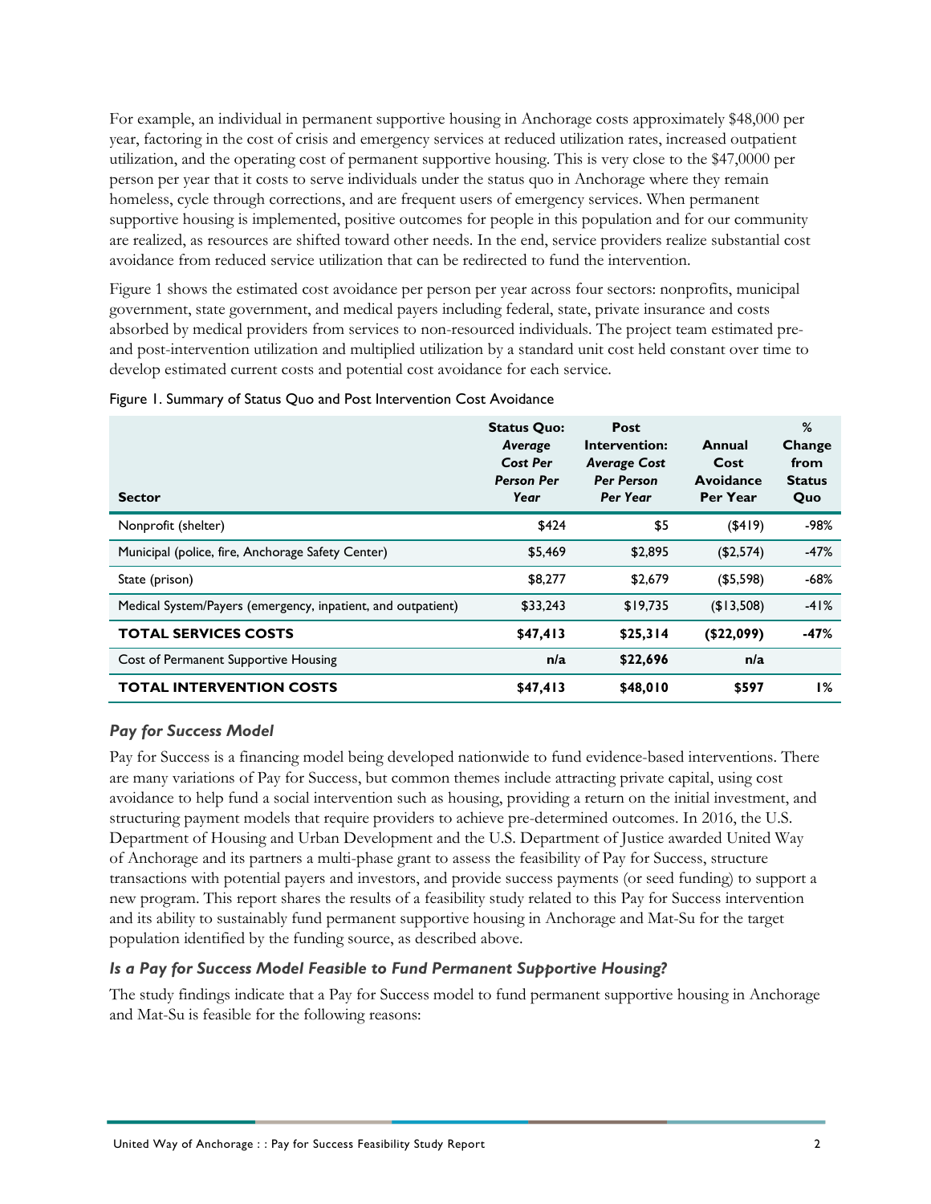For example, an individual in permanent supportive housing in Anchorage costs approximately $48,000 per year, factoring in the cost of crisis and emergency services at reduced utilization rates, increased outpatient utilization, and the operating cost of permanent supportive housing. This is very close to the $47,0000 per person per year that it costs to serve individuals under the status quo in Anchorage where they remain homeless, cycle through corrections, and are frequent users of emergency services. When permanent supportive housing is implemented, positive outcomes for people in this population and for our community are realized, as resources are shifted toward other needs. In the end, service providers realize substantial cost avoidance from reduced service utilization that can be redirected to fund the intervention.

Figure 1 shows the estimated cost avoidance per person per year across four sectors: nonprofits, municipal government, state government, and medical payers including federal, state, private insurance and costs absorbed by medical providers from services to non-resourced individuals. The project team estimated pre- and post-intervention utilization and multiplied utilization by a standard unit cost held constant over time to develop estimated current costs and potential cost avoidance for each service.

Figure 1. Summary of Status Quo and Post Intervention Cost Avoidance

| Sector | Status Quo: *Average Cost Per Person Per Year* | Post Intervention: *Average Cost Per Person Per Year* | Annual Cost Avoidance Per Year | % Change from Status Quo |
|---|---|---|---|---|
| Nonprofit (shelter) | $424 | $5 | ($419) | -98% |
| Municipal (police, fire, Anchorage Safety Center) | $5,469 | $2,895 | ($2,574) | -47% |
| State (prison) | $8,277 | $2,679 | ($5,598) | -68% |
| Medical System/Payers (emergency, inpatient, and outpatient) | $33,243 | $19,735 | ($13,508) | -41% |
| **TOTAL SERVICES COSTS** | **$47,413** | **$25,314** | **($22,099)** | **-47%** |
| Cost of Permanent Supportive Housing | n/a | $22,696 | n/a | |
| **TOTAL INTERVENTION COSTS** | **$47,413** | **$48,010** | **$597** | **1%** |

### *Pay for Success Model*

Pay for Success is a financing model being developed nationwide to fund evidence-based interventions. There are many variations of Pay for Success, but common themes include attracting private capital, using cost avoidance to help fund a social intervention such as housing, providing a return on the initial investment, and structuring payment models that require providers to achieve pre-determined outcomes. In 2016, the U.S. Department of Housing and Urban Development and the U.S. Department of Justice awarded United Way of Anchorage and its partners a multi-phase grant to assess the feasibility of Pay for Success, structure transactions with potential payers and investors, and provide success payments (or seed funding) to support a new program. This report shares the results of a feasibility study related to this Pay for Success intervention and its ability to sustainably fund permanent supportive housing in Anchorage and Mat-Su for the target population identified by the funding source, as described above.

### *Is a Pay for Success Model Feasible to Fund Permanent Supportive Housing?*

The study findings indicate that a Pay for Success model to fund permanent supportive housing in Anchorage and Mat-Su is feasible for the following reasons: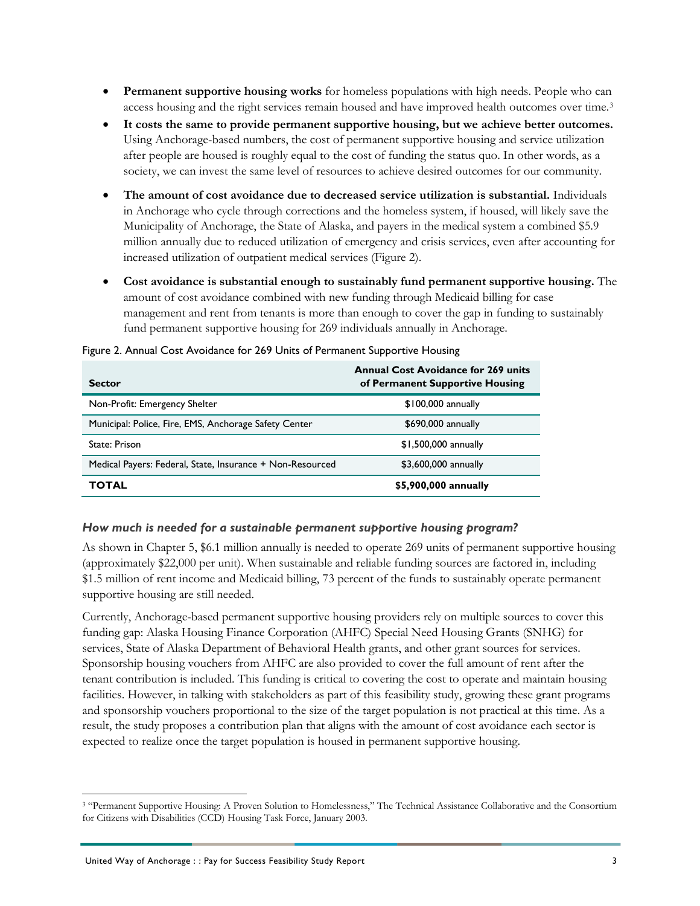- **Permanent supportive housing works** for homeless populations with high needs. People who can access housing and the right services remain housed and have improved health outcomes over time.[3]
- **It costs the same to provide permanent supportive housing, but we achieve better outcomes.** Using Anchorage-based numbers, the cost of permanent supportive housing and service utilization after people are housed is roughly equal to the cost of funding the status quo. In other words, as a society, we can invest the same level of resources to achieve desired outcomes for our community.
- **The amount of cost avoidance due to decreased service utilization is substantial.** Individuals in Anchorage who cycle through corrections and the homeless system, if housed, will likely save the Municipality of Anchorage, the State of Alaska, and payers in the medical system a combined $5.9 million annually due to reduced utilization of emergency and crisis services, even after accounting for increased utilization of outpatient medical services (Figure 2).
- **Cost avoidance is substantial enough to sustainably fund permanent supportive housing.** The amount of cost avoidance combined with new funding through Medicaid billing for case management and rent from tenants is more than enough to cover the gap in funding to sustainably fund permanent supportive housing for 269 individuals annually in Anchorage.

Figure 2. Annual Cost Avoidance for 269 Units of Permanent Supportive Housing

| Sector | Annual Cost Avoidance for 269 units of Permanent Supportive Housing |
|---|---|
| Non-Profit: Emergency Shelter | $100,000 annually |
| Municipal: Police, Fire, EMS, Anchorage Safety Center | $690,000 annually |
| State: Prison | $1,500,000 annually |
| Medical Payers: Federal, State, Insurance + Non-Resourced | $3,600,000 annually |
| **TOTAL** | **$5,900,000 annually** |

### *How much is needed for a sustainable permanent supportive housing program?*

As shown in Chapter 5, $6.1 million annually is needed to operate 269 units of permanent supportive housing (approximately $22,000 per unit). When sustainable and reliable funding sources are factored in, including $1.5 million of rent income and Medicaid billing, 73 percent of the funds to sustainably operate permanent supportive housing are still needed.

Currently, Anchorage-based permanent supportive housing providers rely on multiple sources to cover this funding gap: Alaska Housing Finance Corporation (AHFC) Special Need Housing Grants (SNHG) for services, State of Alaska Department of Behavioral Health grants, and other grant sources for services. Sponsorship housing vouchers from AHFC are also provided to cover the full amount of rent after the tenant contribution is included. This funding is critical to covering the cost to operate and maintain housing facilities. However, in talking with stakeholders as part of this feasibility study, growing these grant programs and sponsorship vouchers proportional to the size of the target population is not practical at this time. As a result, the study proposes a contribution plan that aligns with the amount of cost avoidance each sector is expected to realize once the target population is housed in permanent supportive housing.

[3] "Permanent Supportive Housing: A Proven Solution to Homelessness," The Technical Assistance Collaborative and the Consortium for Citizens with Disabilities (CCD) Housing Task Force, January 2003.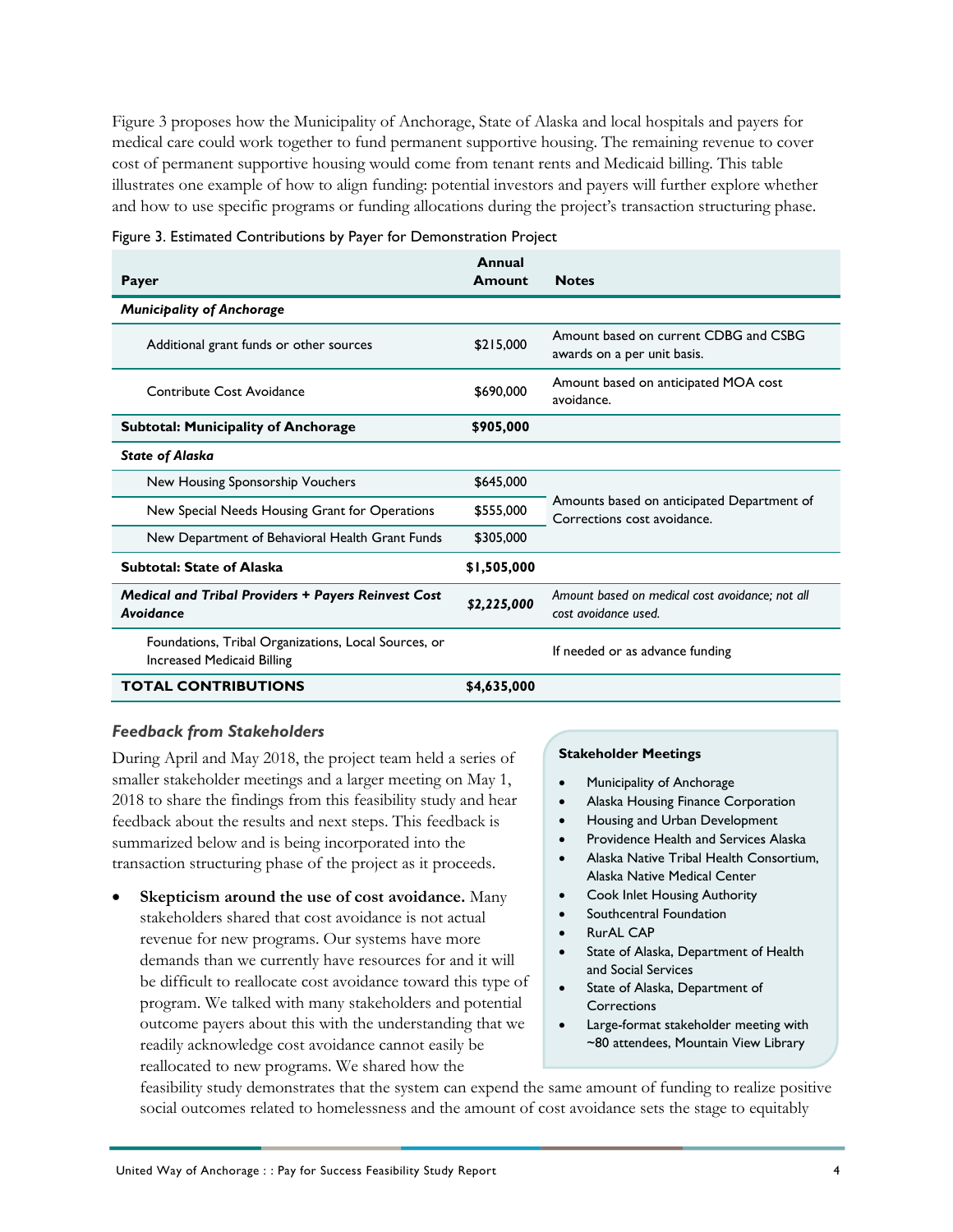Figure 3 proposes how the Municipality of Anchorage, State of Alaska and local hospitals and payers for medical care could work together to fund permanent supportive housing. The remaining revenue to cover cost of permanent supportive housing would come from tenant rents and Medicaid billing. This table illustrates one example of how to align funding: potential investors and payers will further explore whether and how to use specific programs or funding allocations during the project's transaction structuring phase.

Figure 3. Estimated Contributions by Payer for Demonstration Project

| Payer | Annual Amount | Notes |
|---|---|---|
| ***Municipality of Anchorage*** | | |
| Additional grant funds or other sources | $215,000 | Amount based on current CDBG and CSBG awards on a per unit basis. |
| Contribute Cost Avoidance | $690,000 | Amount based on anticipated MOA cost avoidance. |
| **Subtotal: Municipality of Anchorage** | **$905,000** | |
| ***State of Alaska*** | | |
| New Housing Sponsorship Vouchers | $645,000 | Amounts based on anticipated Department of Corrections cost avoidance. |
| New Special Needs Housing Grant for Operations | $555,000 | |
| New Department of Behavioral Health Grant Funds | $305,000 | |
| **Subtotal: State of Alaska** | **$1,505,000** | |
| ***Medical and Tribal Providers + Payers Reinvest Cost Avoidance*** | ***$2,225,000*** | *Amount based on medical cost avoidance; not all cost avoidance used.* |
| Foundations, Tribal Organizations, Local Sources, or Increased Medicaid Billing | | If needed or as advance funding |
| **TOTAL CONTRIBUTIONS** | **$4,635,000** | |

### *Feedback from Stakeholders*

During April and May 2018, the project team held a series of smaller stakeholder meetings and a larger meeting on May 1, 2018 to share the findings from this feasibility study and hear feedback about the results and next steps. This feedback is summarized below and is being incorporated into the transaction structuring phase of the project as it proceeds.

**Stakeholder Meetings**

- Municipality of Anchorage
- Alaska Housing Finance Corporation
- Housing and Urban Development
- Providence Health and Services Alaska
- Alaska Native Tribal Health Consortium, Alaska Native Medical Center
- Cook Inlet Housing Authority
- Southcentral Foundation
- RurAL CAP
- State of Alaska, Department of Health and Social Services
- State of Alaska, Department of Corrections
- Large-format stakeholder meeting with ~80 attendees, Mountain View Library

- **Skepticism around the use of cost avoidance.** Many stakeholders shared that cost avoidance is not actual revenue for new programs. Our systems have more demands than we currently have resources for and it will be difficult to reallocate cost avoidance toward this type of program. We talked with many stakeholders and potential outcome payers about this with the understanding that we readily acknowledge cost avoidance cannot easily be reallocated to new programs. We shared how the feasibility study demonstrates that the system can expend the same amount of funding to realize positive social outcomes related to homelessness and the amount of cost avoidance sets the stage to equitably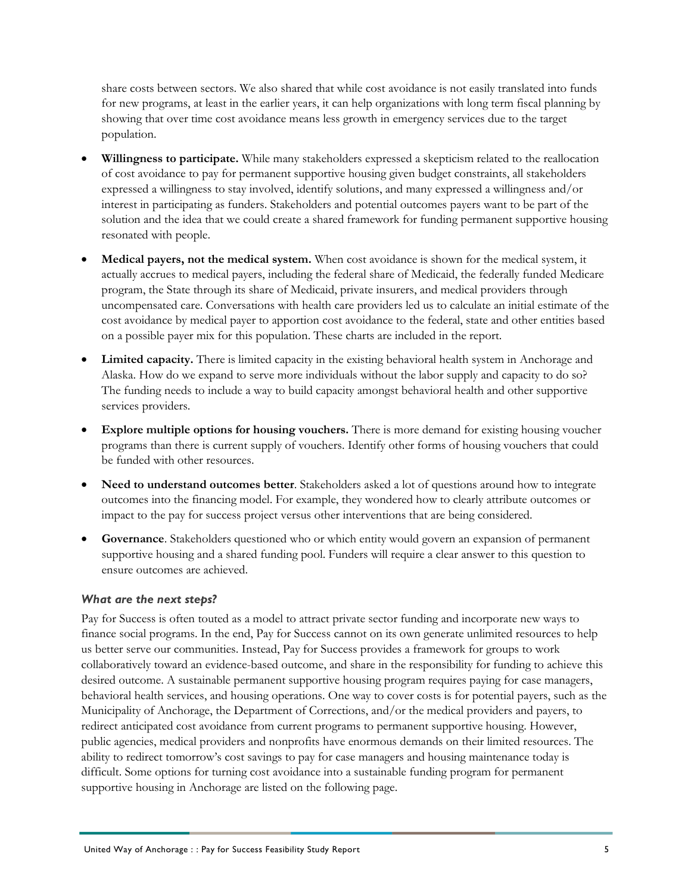share costs between sectors. We also shared that while cost avoidance is not easily translated into funds for new programs, at least in the earlier years, it can help organizations with long term fiscal planning by showing that over time cost avoidance means less growth in emergency services due to the target population.

- **Willingness to participate.** While many stakeholders expressed a skepticism related to the reallocation of cost avoidance to pay for permanent supportive housing given budget constraints, all stakeholders expressed a willingness to stay involved, identify solutions, and many expressed a willingness and/or interest in participating as funders. Stakeholders and potential outcomes payers want to be part of the solution and the idea that we could create a shared framework for funding permanent supportive housing resonated with people.
- **Medical payers, not the medical system.** When cost avoidance is shown for the medical system, it actually accrues to medical payers, including the federal share of Medicaid, the federally funded Medicare program, the State through its share of Medicaid, private insurers, and medical providers through uncompensated care. Conversations with health care providers led us to calculate an initial estimate of the cost avoidance by medical payer to apportion cost avoidance to the federal, state and other entities based on a possible payer mix for this population. These charts are included in the report.
- **Limited capacity.** There is limited capacity in the existing behavioral health system in Anchorage and Alaska. How do we expand to serve more individuals without the labor supply and capacity to do so? The funding needs to include a way to build capacity amongst behavioral health and other supportive services providers.
- **Explore multiple options for housing vouchers.** There is more demand for existing housing voucher programs than there is current supply of vouchers. Identify other forms of housing vouchers that could be funded with other resources.
- **Need to understand outcomes better**. Stakeholders asked a lot of questions around how to integrate outcomes into the financing model. For example, they wondered how to clearly attribute outcomes or impact to the pay for success project versus other interventions that are being considered.
- **Governance**. Stakeholders questioned who or which entity would govern an expansion of permanent supportive housing and a shared funding pool. Funders will require a clear answer to this question to ensure outcomes are achieved.

### *What are the next steps?*

Pay for Success is often touted as a model to attract private sector funding and incorporate new ways to finance social programs. In the end, Pay for Success cannot on its own generate unlimited resources to help us better serve our communities. Instead, Pay for Success provides a framework for groups to work collaboratively toward an evidence-based outcome, and share in the responsibility for funding to achieve this desired outcome. A sustainable permanent supportive housing program requires paying for case managers, behavioral health services, and housing operations. One way to cover costs is for potential payers, such as the Municipality of Anchorage, the Department of Corrections, and/or the medical providers and payers, to redirect anticipated cost avoidance from current programs to permanent supportive housing. However, public agencies, medical providers and nonprofits have enormous demands on their limited resources. The ability to redirect tomorrow's cost savings to pay for case managers and housing maintenance today is difficult. Some options for turning cost avoidance into a sustainable funding program for permanent supportive housing in Anchorage are listed on the following page.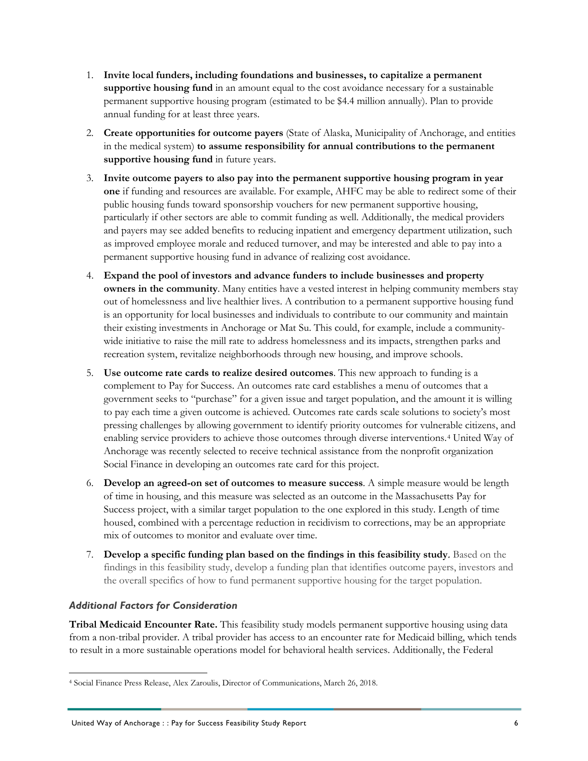1. **Invite local funders, including foundations and businesses, to capitalize a permanent supportive housing fund** in an amount equal to the cost avoidance necessary for a sustainable permanent supportive housing program (estimated to be $4.4 million annually). Plan to provide annual funding for at least three years.

2. **Create opportunities for outcome payers** (State of Alaska, Municipality of Anchorage, and entities in the medical system) **to assume responsibility for annual contributions to the permanent supportive housing fund** in future years.

3. **Invite outcome payers to also pay into the permanent supportive housing program in year one** if funding and resources are available. For example, AHFC may be able to redirect some of their public housing funds toward sponsorship vouchers for new permanent supportive housing, particularly if other sectors are able to commit funding as well. Additionally, the medical providers and payers may see added benefits to reducing inpatient and emergency department utilization, such as improved employee morale and reduced turnover, and may be interested and able to pay into a permanent supportive housing fund in advance of realizing cost avoidance.

4. **Expand the pool of investors and advance funders to include businesses and property owners in the community**. Many entities have a vested interest in helping community members stay out of homelessness and live healthier lives. A contribution to a permanent supportive housing fund is an opportunity for local businesses and individuals to contribute to our community and maintain their existing investments in Anchorage or Mat Su. This could, for example, include a community-wide initiative to raise the mill rate to address homelessness and its impacts, strengthen parks and recreation system, revitalize neighborhoods through new housing, and improve schools.

5. **Use outcome rate cards to realize desired outcomes**. This new approach to funding is a complement to Pay for Success. An outcomes rate card establishes a menu of outcomes that a government seeks to "purchase" for a given issue and target population, and the amount it is willing to pay each time a given outcome is achieved. Outcomes rate cards scale solutions to society's most pressing challenges by allowing government to identify priority outcomes for vulnerable citizens, and enabling service providers to achieve those outcomes through diverse interventions.[4] United Way of Anchorage was recently selected to receive technical assistance from the nonprofit organization Social Finance in developing an outcomes rate card for this project.

6. **Develop an agreed-on set of outcomes to measure success**. A simple measure would be length of time in housing, and this measure was selected as an outcome in the Massachusetts Pay for Success project, with a similar target population to the one explored in this study. Length of time housed, combined with a percentage reduction in recidivism to corrections, may be an appropriate mix of outcomes to monitor and evaluate over time.

7. **Develop a specific funding plan based on the findings in this feasibility study.** Based on the findings in this feasibility study, develop a funding plan that identifies outcome payers, investors and the overall specifics of how to fund permanent supportive housing for the target population.

### *Additional Factors for Consideration*

**Tribal Medicaid Encounter Rate.** This feasibility study models permanent supportive housing using data from a non-tribal provider. A tribal provider has access to an encounter rate for Medicaid billing, which tends to result in a more sustainable operations model for behavioral health services. Additionally, the Federal

[4] Social Finance Press Release, Alex Zaroulis, Director of Communications, March 26, 2018.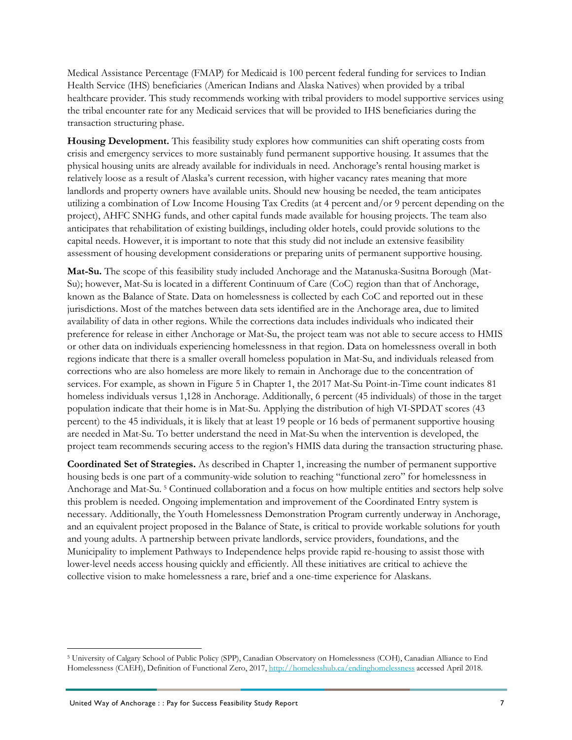Medical Assistance Percentage (FMAP) for Medicaid is 100 percent federal funding for services to Indian Health Service (IHS) beneficiaries (American Indians and Alaska Natives) when provided by a tribal healthcare provider. This study recommends working with tribal providers to model supportive services using the tribal encounter rate for any Medicaid services that will be provided to IHS beneficiaries during the transaction structuring phase.

**Housing Development.** This feasibility study explores how communities can shift operating costs from crisis and emergency services to more sustainably fund permanent supportive housing. It assumes that the physical housing units are already available for individuals in need. Anchorage's rental housing market is relatively loose as a result of Alaska's current recession, with higher vacancy rates meaning that more landlords and property owners have available units. Should new housing be needed, the team anticipates utilizing a combination of Low Income Housing Tax Credits (at 4 percent and/or 9 percent depending on the project), AHFC SNHG funds, and other capital funds made available for housing projects. The team also anticipates that rehabilitation of existing buildings, including older hotels, could provide solutions to the capital needs. However, it is important to note that this study did not include an extensive feasibility assessment of housing development considerations or preparing units of permanent supportive housing.

**Mat-Su.** The scope of this feasibility study included Anchorage and the Matanuska-Susitna Borough (Mat-Su); however, Mat-Su is located in a different Continuum of Care (CoC) region than that of Anchorage, known as the Balance of State. Data on homelessness is collected by each CoC and reported out in these jurisdictions. Most of the matches between data sets identified are in the Anchorage area, due to limited availability of data in other regions. While the corrections data includes individuals who indicated their preference for release in either Anchorage or Mat-Su, the project team was not able to secure access to HMIS or other data on individuals experiencing homelessness in that region. Data on homelessness overall in both regions indicate that there is a smaller overall homeless population in Mat-Su, and individuals released from corrections who are also homeless are more likely to remain in Anchorage due to the concentration of services. For example, as shown in Figure 5 in Chapter 1, the 2017 Mat-Su Point-in-Time count indicates 81 homeless individuals versus 1,128 in Anchorage. Additionally, 6 percent (45 individuals) of those in the target population indicate that their home is in Mat-Su. Applying the distribution of high VI-SPDAT scores (43 percent) to the 45 individuals, it is likely that at least 19 people or 16 beds of permanent supportive housing are needed in Mat-Su. To better understand the need in Mat-Su when the intervention is developed, the project team recommends securing access to the region's HMIS data during the transaction structuring phase.

**Coordinated Set of Strategies.** As described in Chapter 1, increasing the number of permanent supportive housing beds is one part of a community-wide solution to reaching "functional zero" for homelessness in Anchorage and Mat-Su. [5] Continued collaboration and a focus on how multiple entities and sectors help solve this problem is needed. Ongoing implementation and improvement of the Coordinated Entry system is necessary. Additionally, the Youth Homelessness Demonstration Program currently underway in Anchorage, and an equivalent project proposed in the Balance of State, is critical to provide workable solutions for youth and young adults. A partnership between private landlords, service providers, foundations, and the Municipality to implement Pathways to Independence helps provide rapid re-housing to assist those with lower-level needs access housing quickly and efficiently. All these initiatives are critical to achieve the collective vision to make homelessness a rare, brief and a one-time experience for Alaskans.

---

[5] University of Calgary School of Public Policy (SPP), Canadian Observatory on Homelessness (COH), Canadian Alliance to End Homelessness (CAEH), Definition of Functional Zero, 2017, http://homelesshub.ca/endinghomelessness accessed April 2018.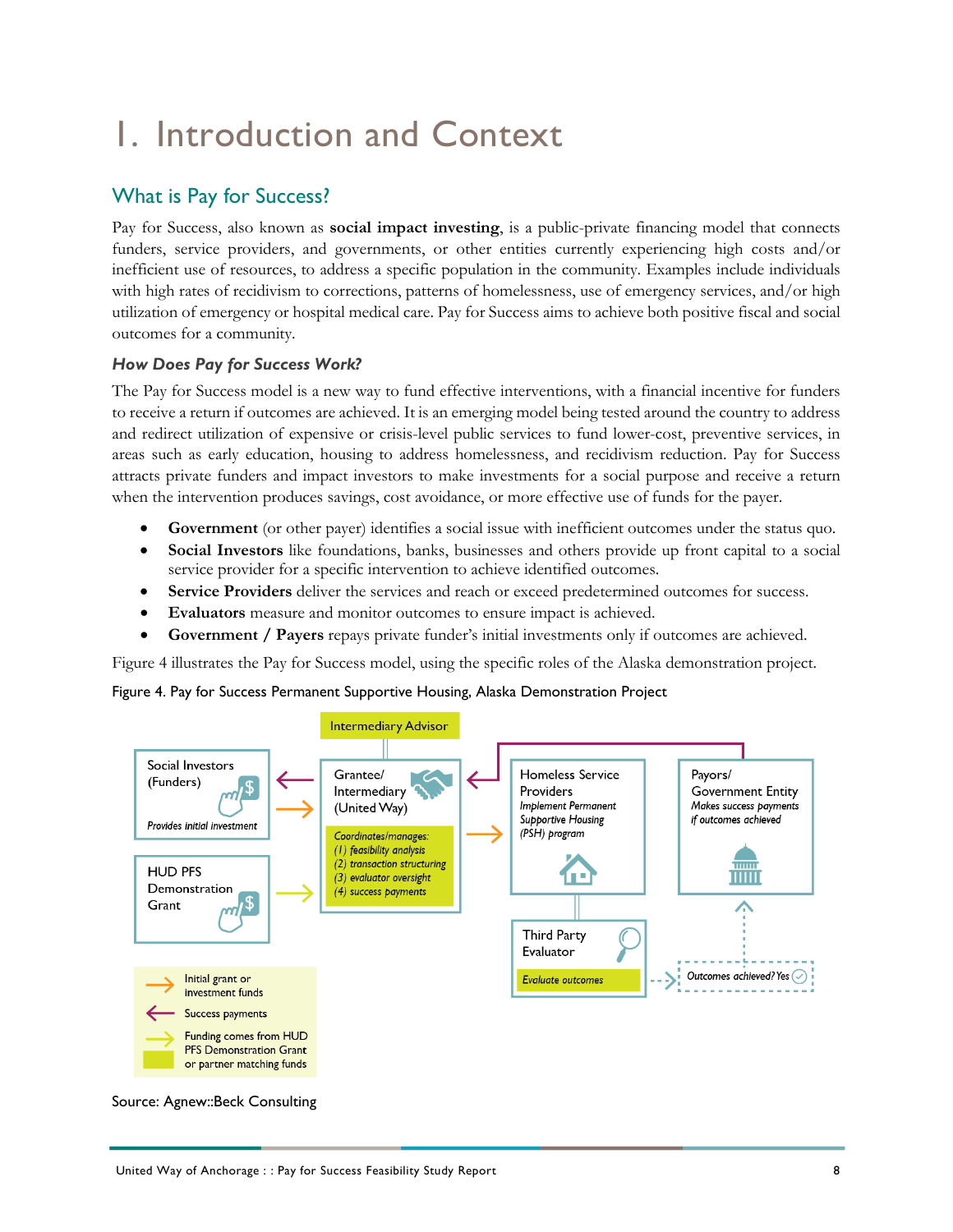# I. Introduction and Context

## What is Pay for Success?

Pay for Success, also known as **social impact investing**, is a public-private financing model that connects funders, service providers, and governments, or other entities currently experiencing high costs and/or inefficient use of resources, to address a specific population in the community. Examples include individuals with high rates of recidivism to corrections, patterns of homelessness, use of emergency services, and/or high utilization of emergency or hospital medical care. Pay for Success aims to achieve both positive fiscal and social outcomes for a community.

### *How Does Pay for Success Work?*

The Pay for Success model is a new way to fund effective interventions, with a financial incentive for funders to receive a return if outcomes are achieved. It is an emerging model being tested around the country to address and redirect utilization of expensive or crisis-level public services to fund lower-cost, preventive services, in areas such as early education, housing to address homelessness, and recidivism reduction. Pay for Success attracts private funders and impact investors to make investments for a social purpose and receive a return when the intervention produces savings, cost avoidance, or more effective use of funds for the payer.

- **Government** (or other payer) identifies a social issue with inefficient outcomes under the status quo.
- **Social Investors** like foundations, banks, businesses and others provide up front capital to a social service provider for a specific intervention to achieve identified outcomes.
- **Service Providers** deliver the services and reach or exceed predetermined outcomes for success.
- **Evaluators** measure and monitor outcomes to ensure impact is achieved.
- **Government / Payers** repays private funder's initial investments only if outcomes are achieved.

Figure 4 illustrates the Pay for Success model, using the specific roles of the Alaska demonstration project.

Figure 4. Pay for Success Permanent Supportive Housing, Alaska Demonstration Project

Intermediary Advisor

Social Investors (Funders) — *Provides initial investment*

HUD PFS Demonstration Grant

Grantee/ Intermediary (United Way) — *Coordinates/manages: (1) feasibility analysis (2) transaction structuring (3) evaluator oversight (4) success payments*

Homeless Service Providers — *Implement Permanent Supportive Housing (PSH) program*

Payors/ Government Entity — *Makes success payments if outcomes achieved*

Third Party Evaluator — *Evaluate outcomes*

*Outcomes achieved? Yes*

Initial grant or investment funds

Success payments

Funding comes from HUD PFS Demonstration Grant or partner matching funds

Source: Agnew::Beck Consulting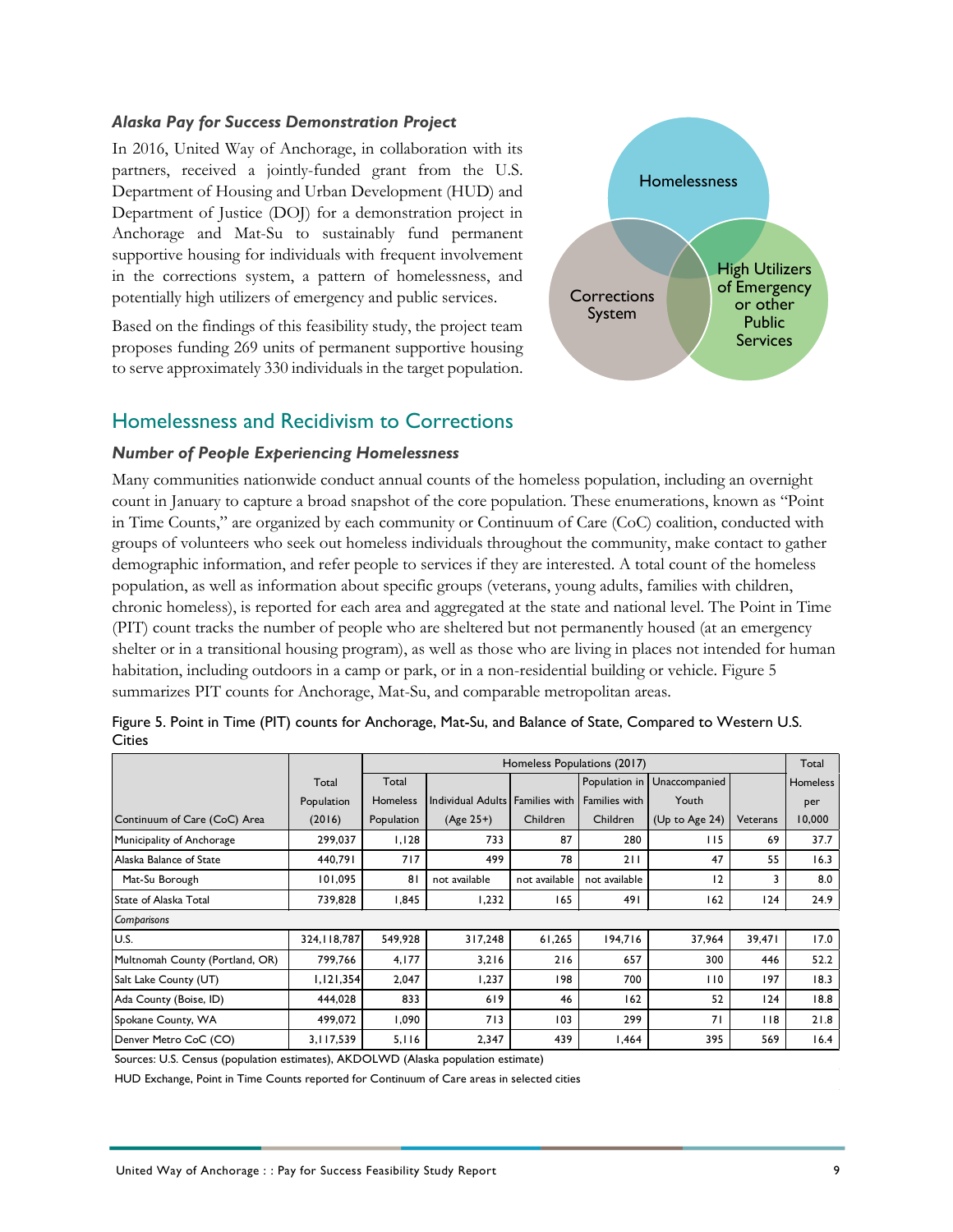### *Alaska Pay for Success Demonstration Project*

In 2016, United Way of Anchorage, in collaboration with its partners, received a jointly-funded grant from the U.S. Department of Housing and Urban Development (HUD) and Department of Justice (DOJ) for a demonstration project in Anchorage and Mat-Su to sustainably fund permanent supportive housing for individuals with frequent involvement in the corrections system, a pattern of homelessness, and potentially high utilizers of emergency and public services.

Based on the findings of this feasibility study, the project team proposes funding 269 units of permanent supportive housing to serve approximately 330 individuals in the target population.

Homelessness

Corrections System

High Utilizers of Emergency or other Public Services

## Homelessness and Recidivism to Corrections

### *Number of People Experiencing Homelessness*

Many communities nationwide conduct annual counts of the homeless population, including an overnight count in January to capture a broad snapshot of the core population. These enumerations, known as "Point in Time Counts," are organized by each community or Continuum of Care (CoC) coalition, conducted with groups of volunteers who seek out homeless individuals throughout the community, make contact to gather demographic information, and refer people to services if they are interested. A total count of the homeless population, as well as information about specific groups (veterans, young adults, families with children, chronic homeless), is reported for each area and aggregated at the state and national level. The Point in Time (PIT) count tracks the number of people who are sheltered but not permanently housed (at an emergency shelter or in a transitional housing program), as well as those who are living in places not intended for human habitation, including outdoors in a camp or park, or in a non-residential building or vehicle. Figure 5 summarizes PIT counts for Anchorage, Mat-Su, and comparable metropolitan areas.

Figure 5. Point in Time (PIT) counts for Anchorage, Mat-Su, and Balance of State, Compared to Western U.S. Cities

| | | Homeless Populations (2017) | | | | | | Total |
|---|---|---|---|---|---|---|---|---|
| Continuum of Care (CoC) Area | Total Population (2016) | Total Homeless Population | Individual Adults (Age 25+) | Families with Children | Population in Families with Children | Unaccompanied Youth (Up to Age 24) | Veterans | Homeless per 10,000 |
| Municipality of Anchorage | 299,037 | 1,128 | 733 | 87 | 280 | 115 | 69 | 37.7 |
| Alaska Balance of State | 440,791 | 717 | 499 | 78 | 211 | 47 | 55 | 16.3 |
| Mat-Su Borough | 101,095 | 81 | not available | not available | not available | 12 | 3 | 8.0 |
| State of Alaska Total | 739,828 | 1,845 | 1,232 | 165 | 491 | 162 | 124 | 24.9 |
| *Comparisons* | | | | | | | | |
| U.S. | 324,118,787 | 549,928 | 317,248 | 61,265 | 194,716 | 37,964 | 39,471 | 17.0 |
| Multnomah County (Portland, OR) | 799,766 | 4,177 | 3,216 | 216 | 657 | 300 | 446 | 52.2 |
| Salt Lake County (UT) | 1,121,354 | 2,047 | 1,237 | 198 | 700 | 110 | 197 | 18.3 |
| Ada County (Boise, ID) | 444,028 | 833 | 619 | 46 | 162 | 52 | 124 | 18.8 |
| Spokane County, WA | 499,072 | 1,090 | 713 | 103 | 299 | 71 | 118 | 21.8 |
| Denver Metro CoC (CO) | 3,117,539 | 5,116 | 2,347 | 439 | 1,464 | 395 | 569 | 16.4 |

Sources: U.S. Census (population estimates), AKDOLWD (Alaska population estimate)

HUD Exchange, Point in Time Counts reported for Continuum of Care areas in selected cities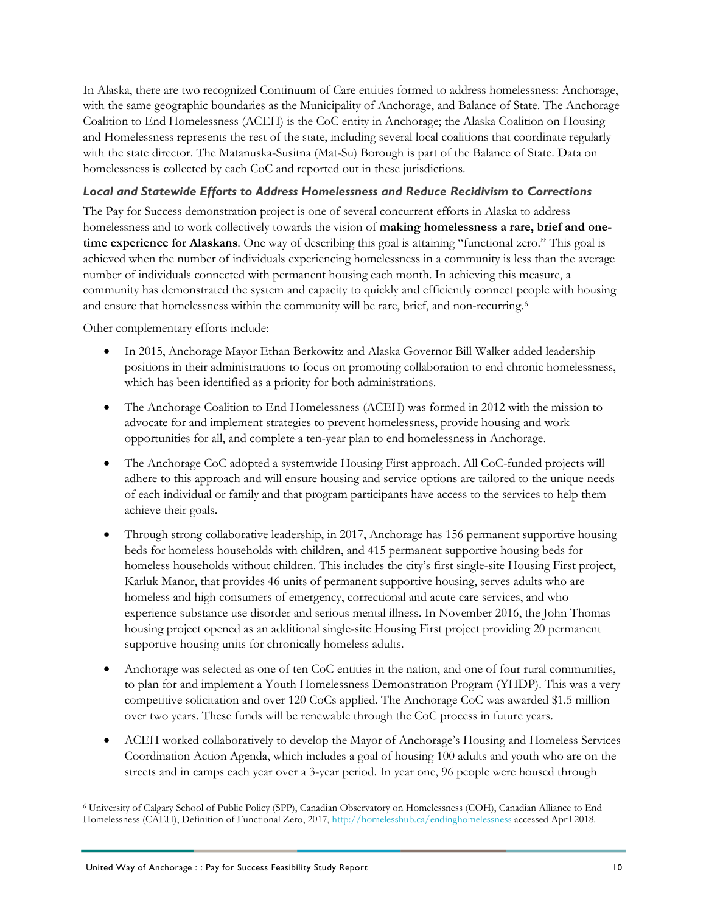In Alaska, there are two recognized Continuum of Care entities formed to address homelessness: Anchorage, with the same geographic boundaries as the Municipality of Anchorage, and Balance of State. The Anchorage Coalition to End Homelessness (ACEH) is the CoC entity in Anchorage; the Alaska Coalition on Housing and Homelessness represents the rest of the state, including several local coalitions that coordinate regularly with the state director. The Matanuska-Susitna (Mat-Su) Borough is part of the Balance of State. Data on homelessness is collected by each CoC and reported out in these jurisdictions.

### *Local and Statewide Efforts to Address Homelessness and Reduce Recidivism to Corrections*

The Pay for Success demonstration project is one of several concurrent efforts in Alaska to address homelessness and to work collectively towards the vision of **making homelessness a rare, brief and one-time experience for Alaskans**. One way of describing this goal is attaining "functional zero." This goal is achieved when the number of individuals experiencing homelessness in a community is less than the average number of individuals connected with permanent housing each month. In achieving this measure, a community has demonstrated the system and capacity to quickly and efficiently connect people with housing and ensure that homelessness within the community will be rare, brief, and non-recurring.[6]

Other complementary efforts include:

- In 2015, Anchorage Mayor Ethan Berkowitz and Alaska Governor Bill Walker added leadership positions in their administrations to focus on promoting collaboration to end chronic homelessness, which has been identified as a priority for both administrations.
- The Anchorage Coalition to End Homelessness (ACEH) was formed in 2012 with the mission to advocate for and implement strategies to prevent homelessness, provide housing and work opportunities for all, and complete a ten-year plan to end homelessness in Anchorage.
- The Anchorage CoC adopted a systemwide Housing First approach. All CoC-funded projects will adhere to this approach and will ensure housing and service options are tailored to the unique needs of each individual or family and that program participants have access to the services to help them achieve their goals.
- Through strong collaborative leadership, in 2017, Anchorage has 156 permanent supportive housing beds for homeless households with children, and 415 permanent supportive housing beds for homeless households without children. This includes the city's first single-site Housing First project, Karluk Manor, that provides 46 units of permanent supportive housing, serves adults who are homeless and high consumers of emergency, correctional and acute care services, and who experience substance use disorder and serious mental illness. In November 2016, the John Thomas housing project opened as an additional single-site Housing First project providing 20 permanent supportive housing units for chronically homeless adults.
- Anchorage was selected as one of ten CoC entities in the nation, and one of four rural communities, to plan for and implement a Youth Homelessness Demonstration Program (YHDP). This was a very competitive solicitation and over 120 CoCs applied. The Anchorage CoC was awarded $1.5 million over two years. These funds will be renewable through the CoC process in future years.
- ACEH worked collaboratively to develop the Mayor of Anchorage's Housing and Homeless Services Coordination Action Agenda, which includes a goal of housing 100 adults and youth who are on the streets and in camps each year over a 3-year period. In year one, 96 people were housed through

[6] University of Calgary School of Public Policy (SPP), Canadian Observatory on Homelessness (COH), Canadian Alliance to End Homelessness (CAEH), Definition of Functional Zero, 2017, http://homelesshub.ca/endinghomelessness accessed April 2018.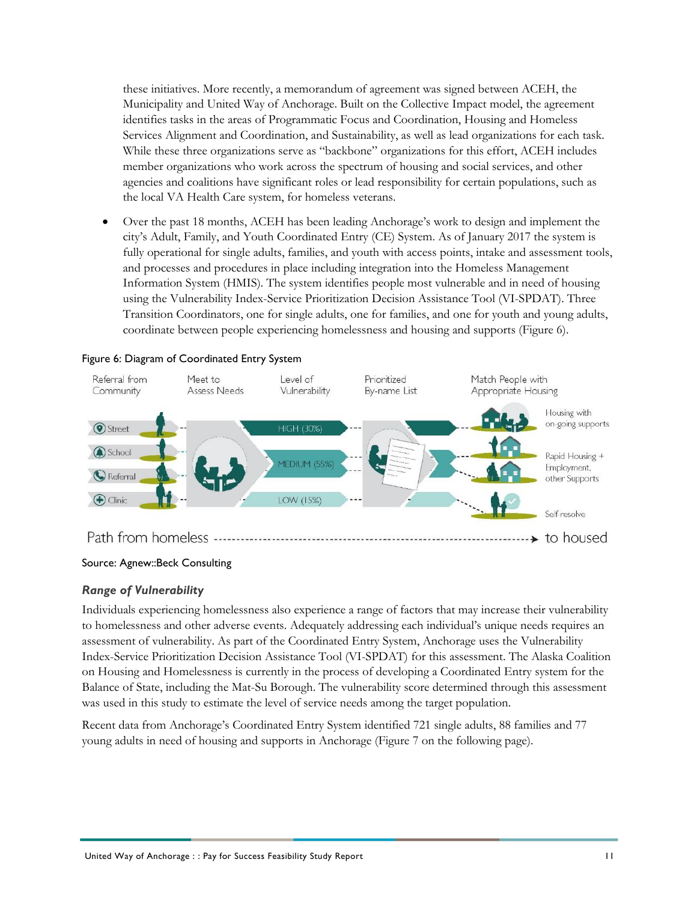these initiatives. More recently, a memorandum of agreement was signed between ACEH, the Municipality and United Way of Anchorage. Built on the Collective Impact model, the agreement identifies tasks in the areas of Programmatic Focus and Coordination, Housing and Homeless Services Alignment and Coordination, and Sustainability, as well as lead organizations for each task. While these three organizations serve as "backbone" organizations for this effort, ACEH includes member organizations who work across the spectrum of housing and social services, and other agencies and coalitions have significant roles or lead responsibility for certain populations, such as the local VA Health Care system, for homeless veterans.

- Over the past 18 months, ACEH has been leading Anchorage's work to design and implement the city's Adult, Family, and Youth Coordinated Entry (CE) System. As of January 2017 the system is fully operational for single adults, families, and youth with access points, intake and assessment tools, and processes and procedures in place including integration into the Homeless Management Information System (HMIS). The system identifies people most vulnerable and in need of housing using the Vulnerability Index-Service Prioritization Decision Assistance Tool (VI-SPDAT). Three Transition Coordinators, one for single adults, one for families, and one for youth and young adults, coordinate between people experiencing homelessness and housing and supports (Figure 6).

Figure 6: Diagram of Coordinated Entry System

Referral from Community | Meet to Assess Needs | Level of Vulnerability | Prioritized By-name List | Match People with Appropriate Housing

Street, School, Referral, Clinic

HIGH (30%) → Housing with on-going supports

MEDIUM (55%) → Rapid Housing + Employment, other Supports

LOW (15%) → Self-resolve

Path from homeless → to housed

Source: Agnew::Beck Consulting

### *Range of Vulnerability*

Individuals experiencing homelessness also experience a range of factors that may increase their vulnerability to homelessness and other adverse events. Adequately addressing each individual's unique needs requires an assessment of vulnerability. As part of the Coordinated Entry System, Anchorage uses the Vulnerability Index-Service Prioritization Decision Assistance Tool (VI-SPDAT) for this assessment. The Alaska Coalition on Housing and Homelessness is currently in the process of developing a Coordinated Entry system for the Balance of State, including the Mat-Su Borough. The vulnerability score determined through this assessment was used in this study to estimate the level of service needs among the target population.

Recent data from Anchorage's Coordinated Entry System identified 721 single adults, 88 families and 77 young adults in need of housing and supports in Anchorage (Figure 7 on the following page).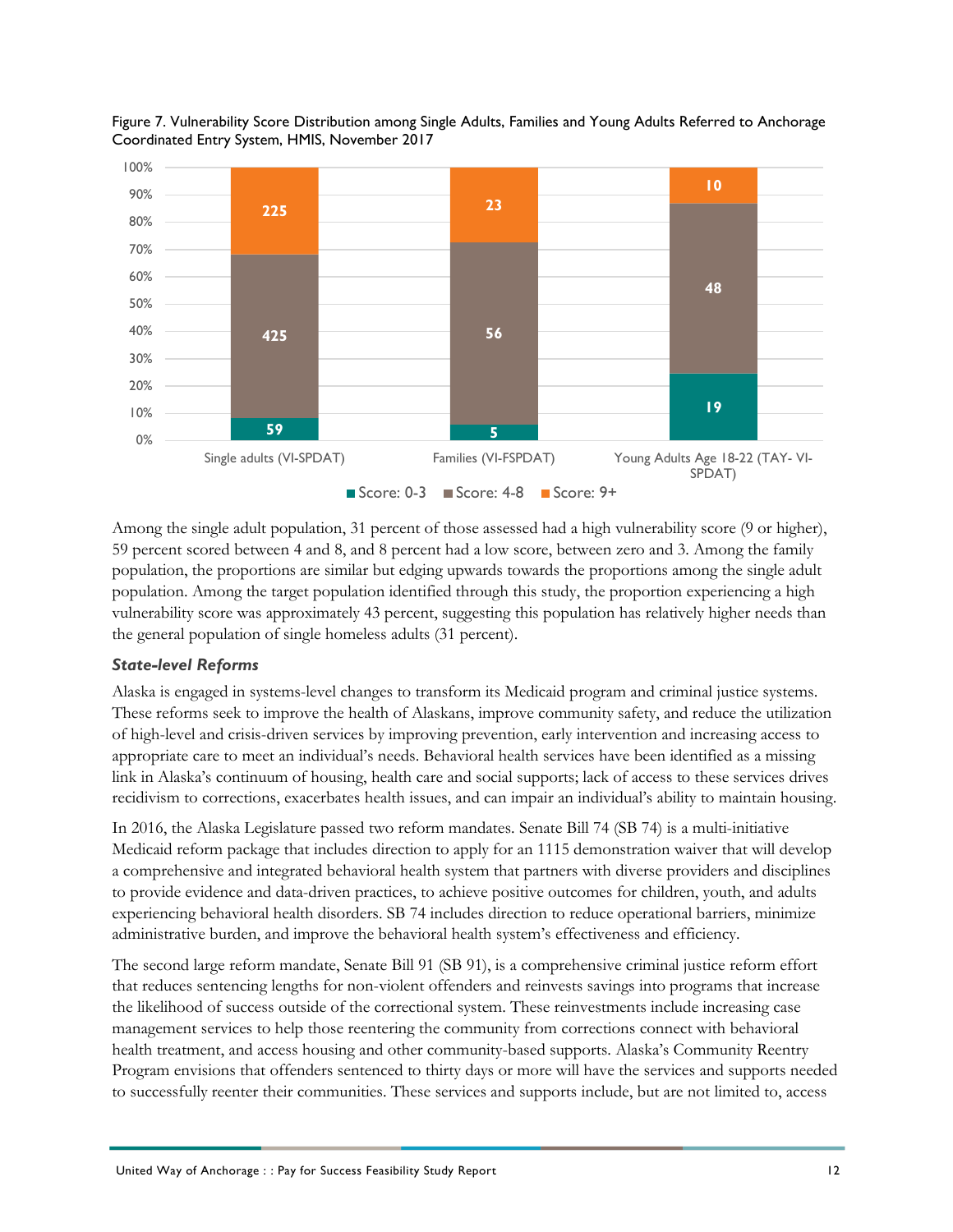Figure 7. Vulnerability Score Distribution among Single Adults, Families and Young Adults Referred to Anchorage Coordinated Entry System, HMIS, November 2017

| | Score: 0-3 | Score: 4-8 | Score: 9+ |
|---|---|---|---|
| Single adults (VI-SPDAT) | 59 | 425 | 225 |
| Families (VI-FSPDAT) | 5 | 56 | 23 |
| Young Adults Age 18-22 (TAY- VI-SPDAT) | 19 | 48 | 10 |

Among the single adult population, 31 percent of those assessed had a high vulnerability score (9 or higher), 59 percent scored between 4 and 8, and 8 percent had a low score, between zero and 3. Among the family population, the proportions are similar but edging upwards towards the proportions among the single adult population. Among the target population identified through this study, the proportion experiencing a high vulnerability score was approximately 43 percent, suggesting this population has relatively higher needs than the general population of single homeless adults (31 percent).

### *State-level Reforms*

Alaska is engaged in systems-level changes to transform its Medicaid program and criminal justice systems. These reforms seek to improve the health of Alaskans, improve community safety, and reduce the utilization of high-level and crisis-driven services by improving prevention, early intervention and increasing access to appropriate care to meet an individual's needs. Behavioral health services have been identified as a missing link in Alaska's continuum of housing, health care and social supports; lack of access to these services drives recidivism to corrections, exacerbates health issues, and can impair an individual's ability to maintain housing.

In 2016, the Alaska Legislature passed two reform mandates. Senate Bill 74 (SB 74) is a multi-initiative Medicaid reform package that includes direction to apply for an 1115 demonstration waiver that will develop a comprehensive and integrated behavioral health system that partners with diverse providers and disciplines to provide evidence and data-driven practices, to achieve positive outcomes for children, youth, and adults experiencing behavioral health disorders. SB 74 includes direction to reduce operational barriers, minimize administrative burden, and improve the behavioral health system's effectiveness and efficiency.

The second large reform mandate, Senate Bill 91 (SB 91), is a comprehensive criminal justice reform effort that reduces sentencing lengths for non-violent offenders and reinvests savings into programs that increase the likelihood of success outside of the correctional system. These reinvestments include increasing case management services to help those reentering the community from corrections connect with behavioral health treatment, and access housing and other community-based supports. Alaska's Community Reentry Program envisions that offenders sentenced to thirty days or more will have the services and supports needed to successfully reenter their communities. These services and supports include, but are not limited to, access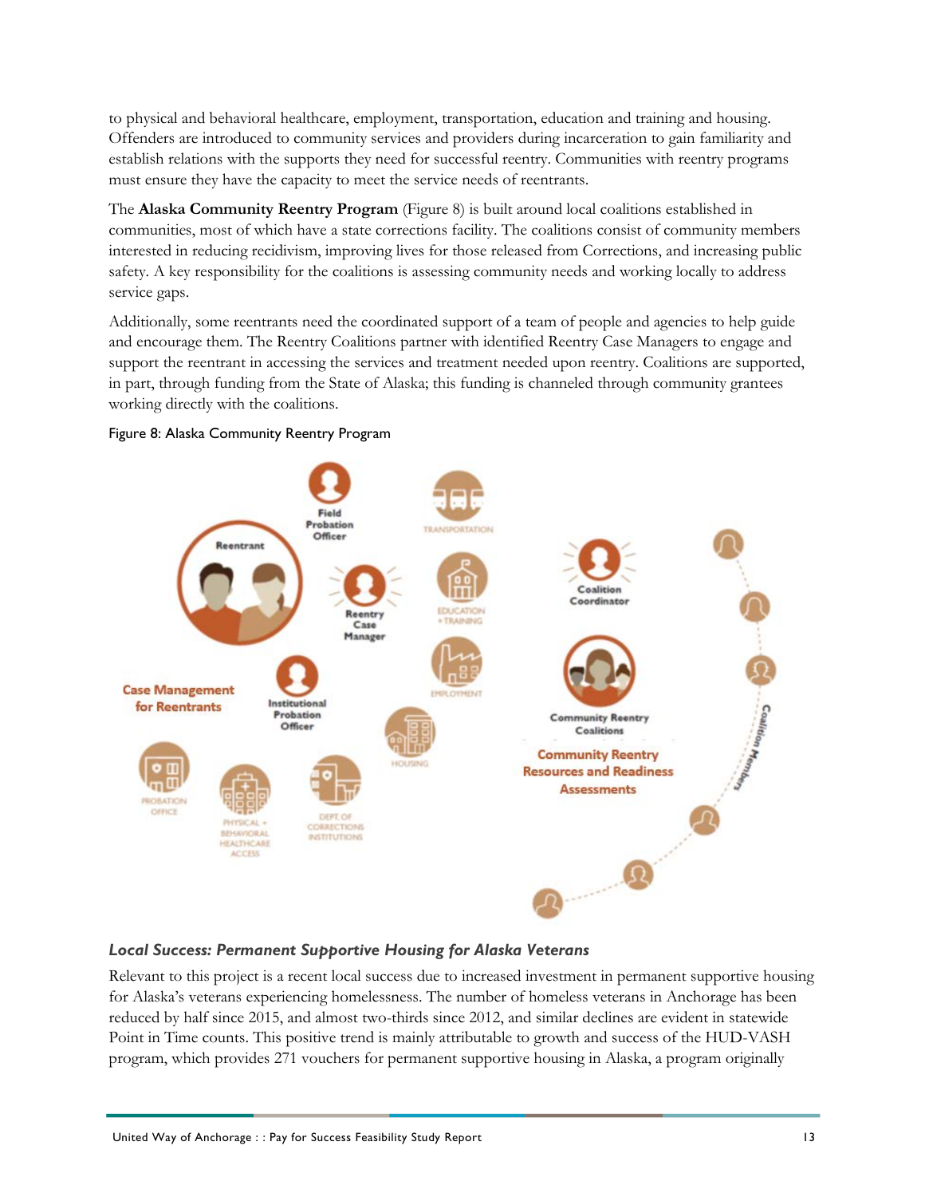to physical and behavioral healthcare, employment, transportation, education and training and housing. Offenders are introduced to community services and providers during incarceration to gain familiarity and establish relations with the supports they need for successful reentry. Communities with reentry programs must ensure they have the capacity to meet the service needs of reentrants.

The **Alaska Community Reentry Program** (Figure 8) is built around local coalitions established in communities, most of which have a state corrections facility. The coalitions consist of community members interested in reducing recidivism, improving lives for those released from Corrections, and increasing public safety. A key responsibility for the coalitions is assessing community needs and working locally to address service gaps.

Additionally, some reentrants need the coordinated support of a team of people and agencies to help guide and encourage them. The Reentry Coalitions partner with identified Reentry Case Managers to engage and support the reentrant in accessing the services and treatment needed upon reentry. Coalitions are supported, in part, through funding from the State of Alaska; this funding is channeled through community grantees working directly with the coalitions.

Figure 8: Alaska Community Reentry Program

### *Local Success: Permanent Supportive Housing for Alaska Veterans*

Relevant to this project is a recent local success due to increased investment in permanent supportive housing for Alaska's veterans experiencing homelessness. The number of homeless veterans in Anchorage has been reduced by half since 2015, and almost two-thirds since 2012, and similar declines are evident in statewide Point in Time counts. This positive trend is mainly attributable to growth and success of the HUD-VASH program, which provides 271 vouchers for permanent supportive housing in Alaska, a program originally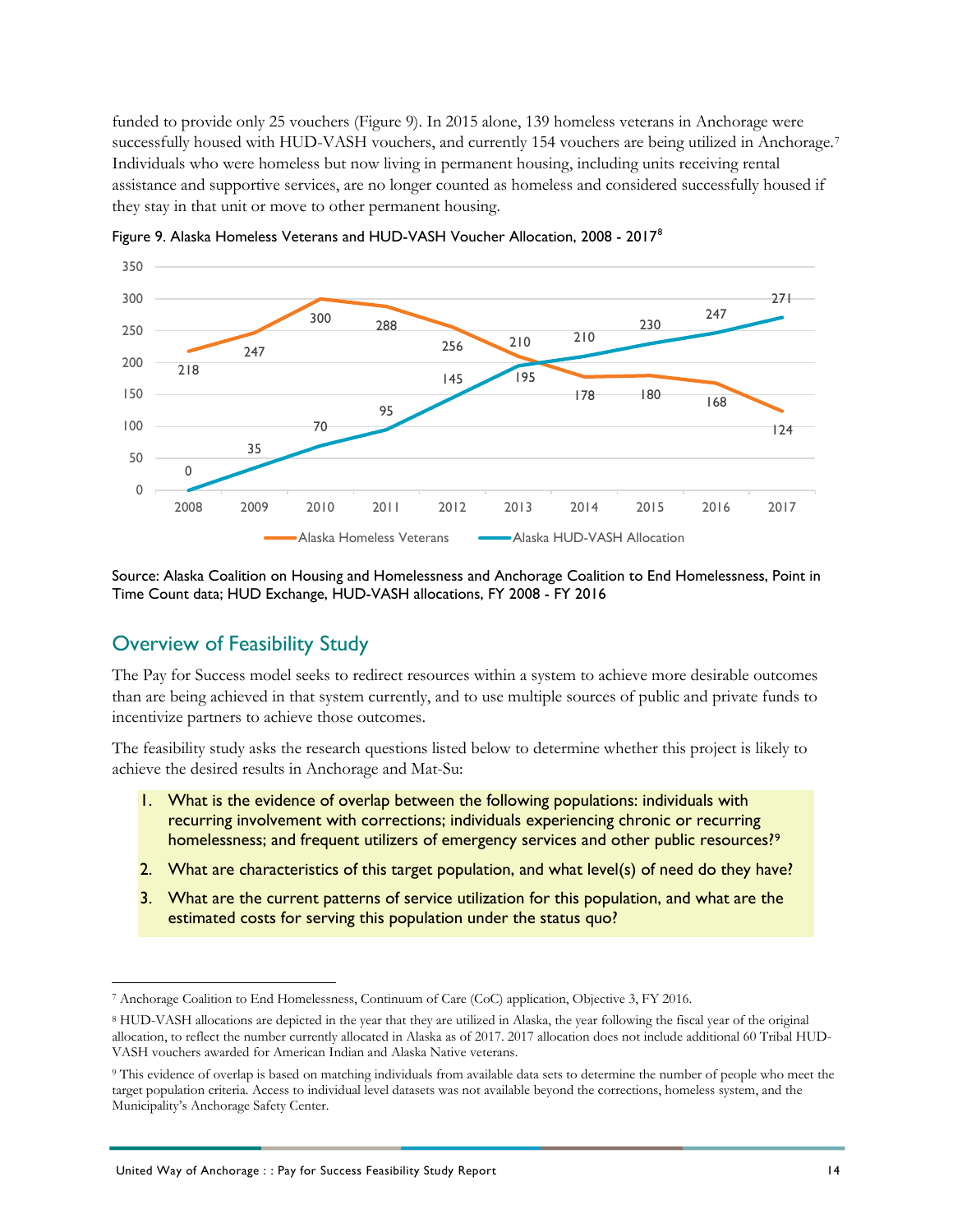funded to provide only 25 vouchers (Figure 9). In 2015 alone, 139 homeless veterans in Anchorage were successfully housed with HUD-VASH vouchers, and currently 154 vouchers are being utilized in Anchorage.[7] Individuals who were homeless but now living in permanent housing, including units receiving rental assistance and supportive services, are no longer counted as homeless and considered successfully housed if they stay in that unit or move to other permanent housing.

Figure 9. Alaska Homeless Veterans and HUD-VASH Voucher Allocation, 2008 - 2017[8]

| Year | Alaska Homeless Veterans | Alaska HUD-VASH Allocation |
|---|---|---|
| 2008 | 218 | 0 |
| 2009 | 247 | 35 |
| 2010 | 300 | 70 |
| 2011 | 288 | 95 |
| 2012 | 256 | 145 |
| 2013 | 210 | 195 |
| 2014 | 178 | 210 |
| 2015 | 180 | 230 |
| 2016 | 168 | 247 |
| 2017 | 124 | 271 |

Source: Alaska Coalition on Housing and Homelessness and Anchorage Coalition to End Homelessness, Point in Time Count data; HUD Exchange, HUD-VASH allocations, FY 2008 - FY 2016

## Overview of Feasibility Study

The Pay for Success model seeks to redirect resources within a system to achieve more desirable outcomes than are being achieved in that system currently, and to use multiple sources of public and private funds to incentivize partners to achieve those outcomes.

The feasibility study asks the research questions listed below to determine whether this project is likely to achieve the desired results in Anchorage and Mat-Su:

1. What is the evidence of overlap between the following populations: individuals with recurring involvement with corrections; individuals experiencing chronic or recurring homelessness; and frequent utilizers of emergency services and other public resources?[9]
2. What are characteristics of this target population, and what level(s) of need do they have?
3. What are the current patterns of service utilization for this population, and what are the estimated costs for serving this population under the status quo?

---

[7] Anchorage Coalition to End Homelessness, Continuum of Care (CoC) application, Objective 3, FY 2016.

[8] HUD-VASH allocations are depicted in the year that they are utilized in Alaska, the year following the fiscal year of the original allocation, to reflect the number currently allocated in Alaska as of 2017. 2017 allocation does not include additional 60 Tribal HUD-VASH vouchers awarded for American Indian and Alaska Native veterans.

[9] This evidence of overlap is based on matching individuals from available data sets to determine the number of people who meet the target population criteria. Access to individual level datasets was not available beyond the corrections, homeless system, and the Municipality's Anchorage Safety Center.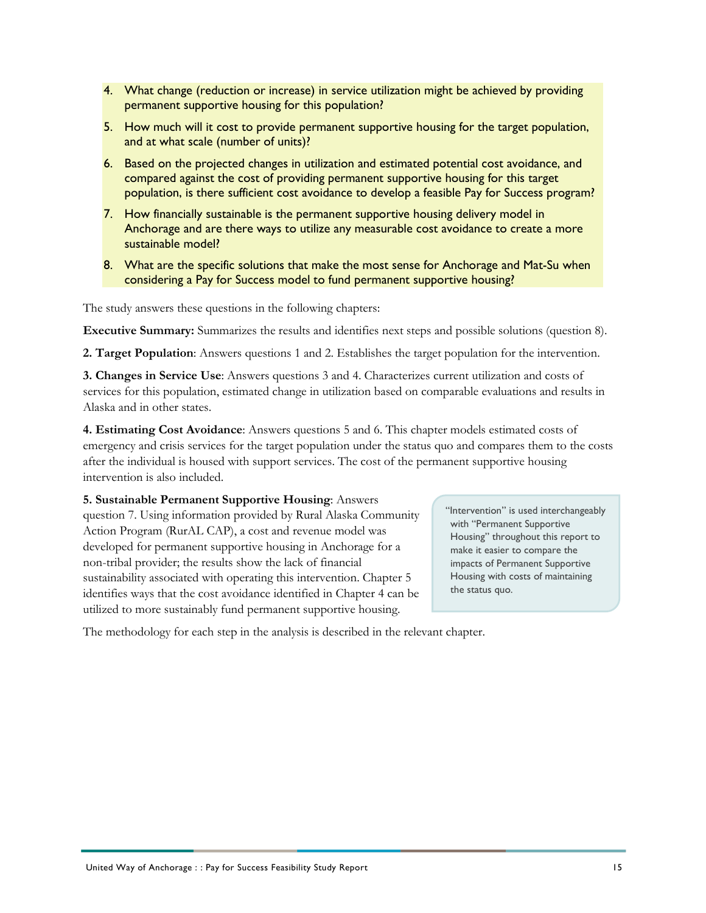4. What change (reduction or increase) in service utilization might be achieved by providing permanent supportive housing for this population?
5. How much will it cost to provide permanent supportive housing for the target population, and at what scale (number of units)?
6. Based on the projected changes in utilization and estimated potential cost avoidance, and compared against the cost of providing permanent supportive housing for this target population, is there sufficient cost avoidance to develop a feasible Pay for Success program?
7. How financially sustainable is the permanent supportive housing delivery model in Anchorage and are there ways to utilize any measurable cost avoidance to create a more sustainable model?
8. What are the specific solutions that make the most sense for Anchorage and Mat-Su when considering a Pay for Success model to fund permanent supportive housing?

The study answers these questions in the following chapters:

**Executive Summary:** Summarizes the results and identifies next steps and possible solutions (question 8).

**2. Target Population**: Answers questions 1 and 2. Establishes the target population for the intervention.

**3. Changes in Service Use**: Answers questions 3 and 4. Characterizes current utilization and costs of services for this population, estimated change in utilization based on comparable evaluations and results in Alaska and in other states.

**4. Estimating Cost Avoidance**: Answers questions 5 and 6. This chapter models estimated costs of emergency and crisis services for the target population under the status quo and compares them to the costs after the individual is housed with support services. The cost of the permanent supportive housing intervention is also included.

**5. Sustainable Permanent Supportive Housing**: Answers question 7. Using information provided by Rural Alaska Community Action Program (RurAL CAP), a cost and revenue model was developed for permanent supportive housing in Anchorage for a non-tribal provider; the results show the lack of financial sustainability associated with operating this intervention. Chapter 5 identifies ways that the cost avoidance identified in Chapter 4 can be utilized to more sustainably fund permanent supportive housing.

"Intervention" is used interchangeably with "Permanent Supportive Housing" throughout this report to make it easier to compare the impacts of Permanent Supportive Housing with costs of maintaining the status quo.

The methodology for each step in the analysis is described in the relevant chapter.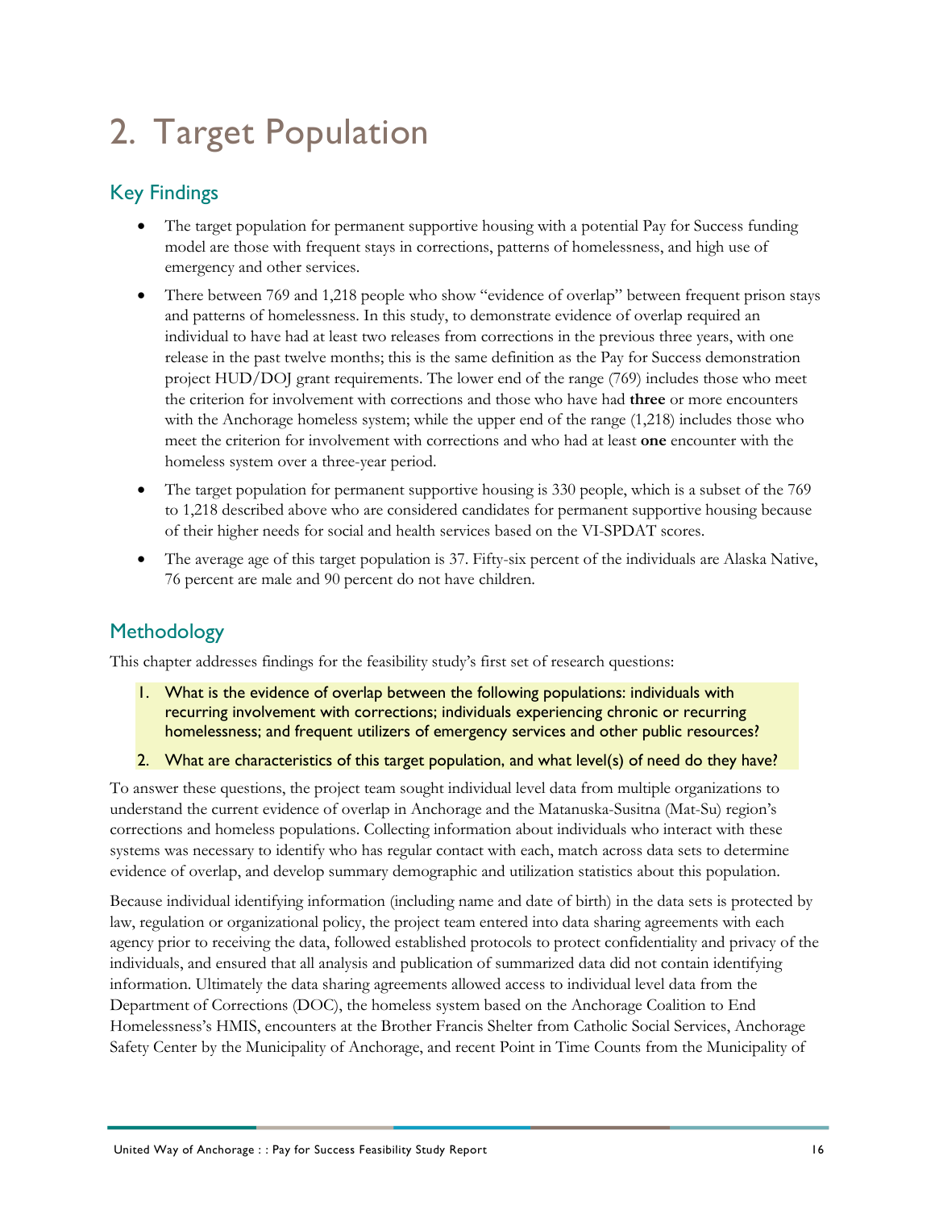# 2. Target Population

## Key Findings

- The target population for permanent supportive housing with a potential Pay for Success funding model are those with frequent stays in corrections, patterns of homelessness, and high use of emergency and other services.
- There between 769 and 1,218 people who show "evidence of overlap" between frequent prison stays and patterns of homelessness. In this study, to demonstrate evidence of overlap required an individual to have had at least two releases from corrections in the previous three years, with one release in the past twelve months; this is the same definition as the Pay for Success demonstration project HUD/DOJ grant requirements. The lower end of the range (769) includes those who meet the criterion for involvement with corrections and those who have had **three** or more encounters with the Anchorage homeless system; while the upper end of the range (1,218) includes those who meet the criterion for involvement with corrections and who had at least **one** encounter with the homeless system over a three-year period.
- The target population for permanent supportive housing is 330 people, which is a subset of the 769 to 1,218 described above who are considered candidates for permanent supportive housing because of their higher needs for social and health services based on the VI-SPDAT scores.
- The average age of this target population is 37. Fifty-six percent of the individuals are Alaska Native, 76 percent are male and 90 percent do not have children.

## Methodology

This chapter addresses findings for the feasibility study's first set of research questions:

1. What is the evidence of overlap between the following populations: individuals with recurring involvement with corrections; individuals experiencing chronic or recurring homelessness; and frequent utilizers of emergency services and other public resources?
2. What are characteristics of this target population, and what level(s) of need do they have?

To answer these questions, the project team sought individual level data from multiple organizations to understand the current evidence of overlap in Anchorage and the Matanuska-Susitna (Mat-Su) region's corrections and homeless populations. Collecting information about individuals who interact with these systems was necessary to identify who has regular contact with each, match across data sets to determine evidence of overlap, and develop summary demographic and utilization statistics about this population.

Because individual identifying information (including name and date of birth) in the data sets is protected by law, regulation or organizational policy, the project team entered into data sharing agreements with each agency prior to receiving the data, followed established protocols to protect confidentiality and privacy of the individuals, and ensured that all analysis and publication of summarized data did not contain identifying information. Ultimately the data sharing agreements allowed access to individual level data from the Department of Corrections (DOC), the homeless system based on the Anchorage Coalition to End Homelessness's HMIS, encounters at the Brother Francis Shelter from Catholic Social Services, Anchorage Safety Center by the Municipality of Anchorage, and recent Point in Time Counts from the Municipality of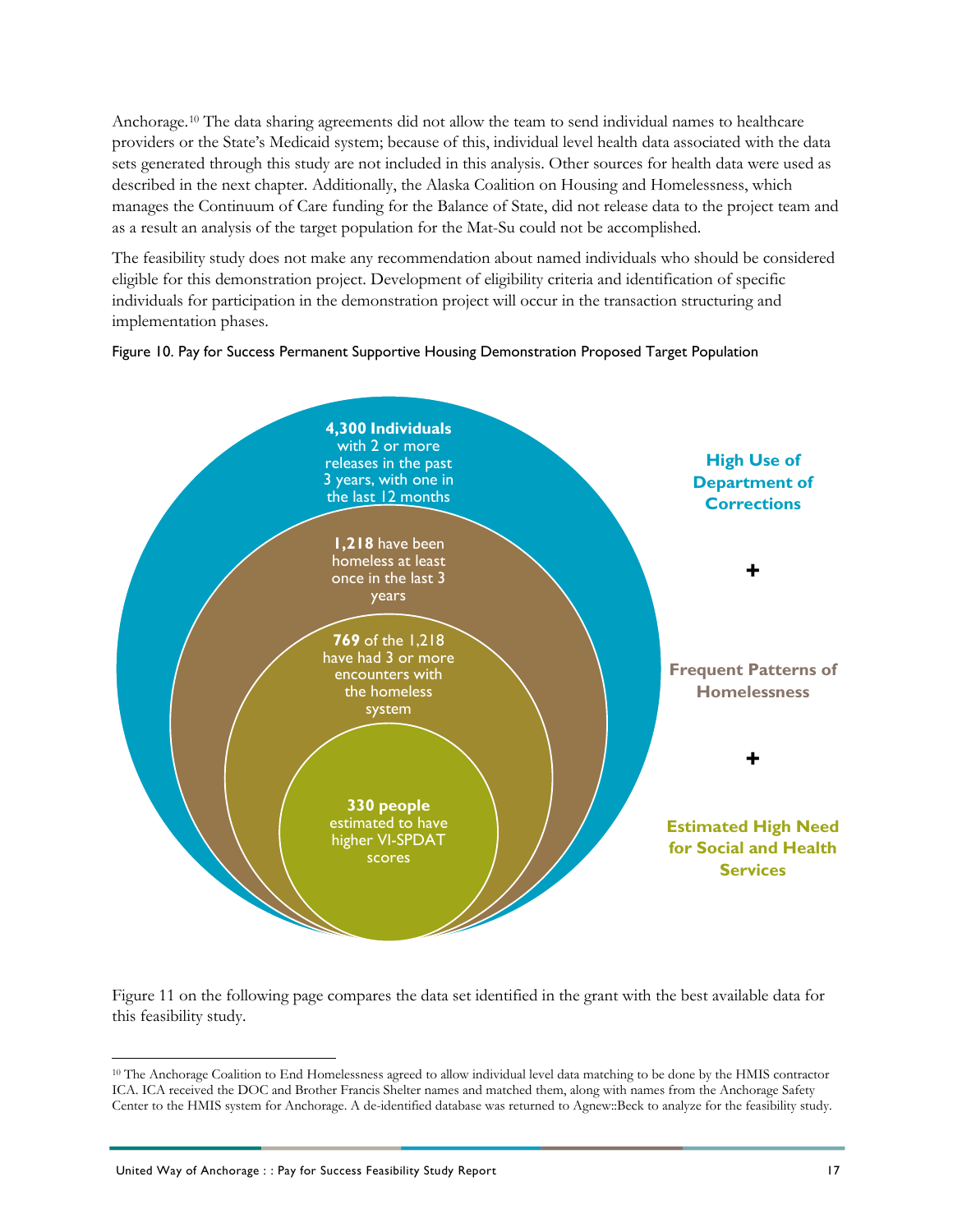Anchorage.[10] The data sharing agreements did not allow the team to send individual names to healthcare providers or the State's Medicaid system; because of this, individual level health data associated with the data sets generated through this study are not included in this analysis. Other sources for health data were used as described in the next chapter. Additionally, the Alaska Coalition on Housing and Homelessness, which manages the Continuum of Care funding for the Balance of State, did not release data to the project team and as a result an analysis of the target population for the Mat-Su could not be accomplished.

The feasibility study does not make any recommendation about named individuals who should be considered eligible for this demonstration project. Development of eligibility criteria and identification of specific individuals for participation in the demonstration project will occur in the transaction structuring and implementation phases.

Figure 10. Pay for Success Permanent Supportive Housing Demonstration Proposed Target Population

**4,300 Individuals** with 2 or more releases in the past 3 years, with one in the last 12 months

**1,218** have been homeless at least once in the last 3 years

**769** of the 1,218 have had 3 or more encounters with the homeless system

**330 people** estimated to have higher VI-SPDAT scores

**High Use of Department of Corrections**

**+**

**Frequent Patterns of Homelessness**

**+**

**Estimated High Need for Social and Health Services**

Figure 11 on the following page compares the data set identified in the grant with the best available data for this feasibility study.

[10] The Anchorage Coalition to End Homelessness agreed to allow individual level data matching to be done by the HMIS contractor ICA. ICA received the DOC and Brother Francis Shelter names and matched them, along with names from the Anchorage Safety Center to the HMIS system for Anchorage. A de-identified database was returned to Agnew::Beck to analyze for the feasibility study.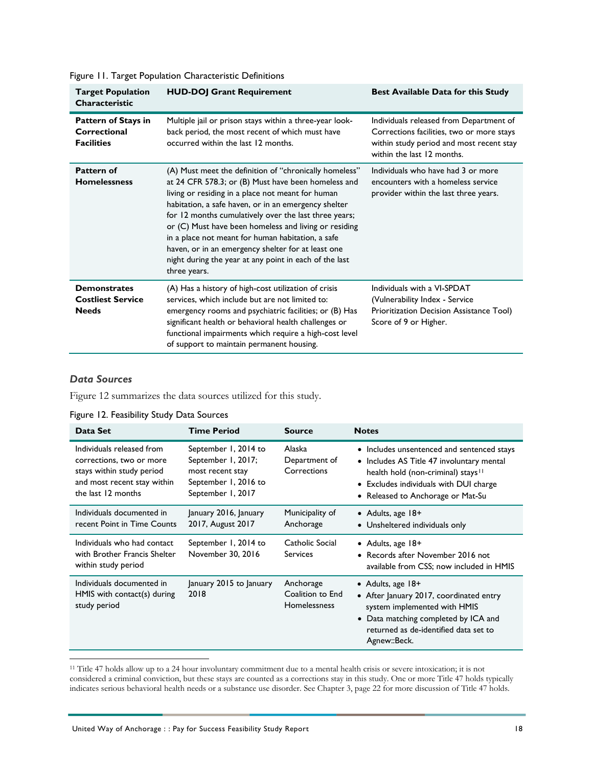Figure 11. Target Population Characteristic Definitions

| Target Population Characteristic | HUD-DOJ Grant Requirement | Best Available Data for this Study |
|---|---|---|
| **Pattern of Stays in Correctional Facilities** | Multiple jail or prison stays within a three-year look-back period, the most recent of which must have occurred within the last 12 months. | Individuals released from Department of Corrections facilities, two or more stays within study period and most recent stay within the last 12 months. |
| **Pattern of Homelessness** | (A) Must meet the definition of "chronically homeless" at 24 CFR 578.3; or (B) Must have been homeless and living or residing in a place not meant for human habitation, a safe haven, or in an emergency shelter for 12 months cumulatively over the last three years; or (C) Must have been homeless and living or residing in a place not meant for human habitation, a safe haven, or in an emergency shelter for at least one night during the year at any point in each of the last three years. | Individuals who have had 3 or more encounters with a homeless service provider within the last three years. |
| **Demonstrates Costliest Service Needs** | (A) Has a history of high-cost utilization of crisis services, which include but are not limited to: emergency rooms and psychiatric facilities; or (B) Has significant health or behavioral health challenges or functional impairments which require a high-cost level of support to maintain permanent housing. | Individuals with a VI-SPDAT (Vulnerability Index - Service Prioritization Decision Assistance Tool) Score of 9 or Higher. |

### *Data Sources*

Figure 12 summarizes the data sources utilized for this study.

Figure 12. Feasibility Study Data Sources

| Data Set | Time Period | Source | Notes |
|---|---|---|---|
| Individuals released from corrections, two or more stays within study period and most recent stay within the last 12 months | September 1, 2014 to September 1, 2017; most recent stay September 1, 2016 to September 1, 2017 | Alaska Department of Corrections | • Includes unsentenced and sentenced stays<br>• Includes AS Title 47 involuntary mental health hold (non-criminal) stays[11]<br>• Excludes individuals with DUI charge<br>• Released to Anchorage or Mat-Su |
| Individuals documented in recent Point in Time Counts | January 2016, January 2017, August 2017 | Municipality of Anchorage | • Adults, age 18+<br>• Unsheltered individuals only |
| Individuals who had contact with Brother Francis Shelter within study period | September 1, 2014 to November 30, 2016 | Catholic Social Services | • Adults, age 18+<br>• Records after November 2016 not available from CSS; now included in HMIS |
| Individuals documented in HMIS with contact(s) during study period | January 2015 to January 2018 | Anchorage Coalition to End Homelessness | • Adults, age 18+<br>• After January 2017, coordinated entry system implemented with HMIS<br>• Data matching completed by ICA and returned as de-identified data set to Agnew::Beck. |

[11] Title 47 holds allow up to a 24 hour involuntary commitment due to a mental health crisis or severe intoxication; it is not considered a criminal conviction, but these stays are counted as a corrections stay in this study. One or more Title 47 holds typically indicates serious behavioral health needs or a substance use disorder. See Chapter 3, page 22 for more discussion of Title 47 holds.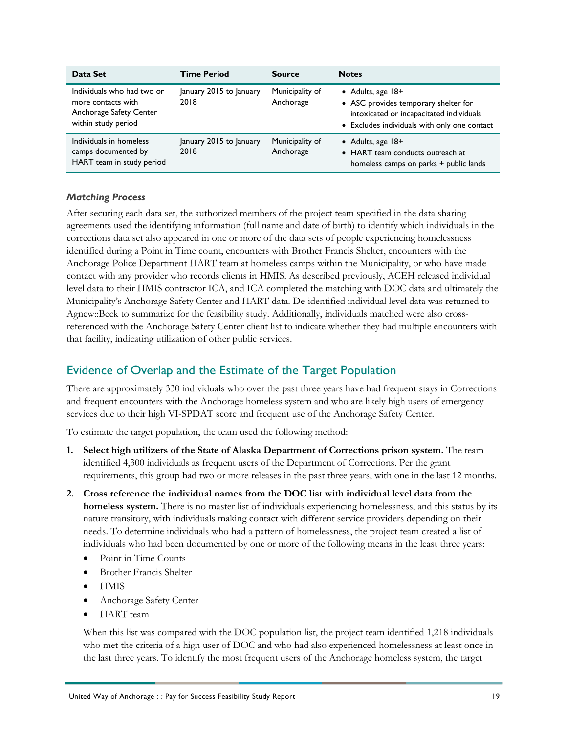| Data Set | Time Period | Source | Notes |
|---|---|---|---|
| Individuals who had two or more contacts with Anchorage Safety Center within study period | January 2015 to January 2018 | Municipality of Anchorage | • Adults, age 18+ • ASC provides temporary shelter for intoxicated or incapacitated individuals • Excludes individuals with only one contact |
| Individuals in homeless camps documented by HART team in study period | January 2015 to January 2018 | Municipality of Anchorage | • Adults, age 18+ • HART team conducts outreach at homeless camps on parks + public lands |

### *Matching Process*

After securing each data set, the authorized members of the project team specified in the data sharing agreements used the identifying information (full name and date of birth) to identify which individuals in the corrections data set also appeared in one or more of the data sets of people experiencing homelessness identified during a Point in Time count, encounters with Brother Francis Shelter, encounters with the Anchorage Police Department HART team at homeless camps within the Municipality, or who have made contact with any provider who records clients in HMIS. As described previously, ACEH released individual level data to their HMIS contractor ICA, and ICA completed the matching with DOC data and ultimately the Municipality's Anchorage Safety Center and HART data. De-identified individual level data was returned to Agnew::Beck to summarize for the feasibility study. Additionally, individuals matched were also cross-referenced with the Anchorage Safety Center client list to indicate whether they had multiple encounters with that facility, indicating utilization of other public services.

## Evidence of Overlap and the Estimate of the Target Population

There are approximately 330 individuals who over the past three years have had frequent stays in Corrections and frequent encounters with the Anchorage homeless system and who are likely high users of emergency services due to their high VI-SPDAT score and frequent use of the Anchorage Safety Center.

To estimate the target population, the team used the following method:

1. **Select high utilizers of the State of Alaska Department of Corrections prison system.** The team identified 4,300 individuals as frequent users of the Department of Corrections. Per the grant requirements, this group had two or more releases in the past three years, with one in the last 12 months.
2. **Cross reference the individual names from the DOC list with individual level data from the homeless system.** There is no master list of individuals experiencing homelessness, and this status by its nature transitory, with individuals making contact with different service providers depending on their needs. To determine individuals who had a pattern of homelessness, the project team created a list of individuals who had been documented by one or more of the following means in the least three years:
   - Point in Time Counts
   - Brother Francis Shelter
   - HMIS
   - Anchorage Safety Center
   - HART team

   When this list was compared with the DOC population list, the project team identified 1,218 individuals who met the criteria of a high user of DOC and who had also experienced homelessness at least once in the last three years. To identify the most frequent users of the Anchorage homeless system, the target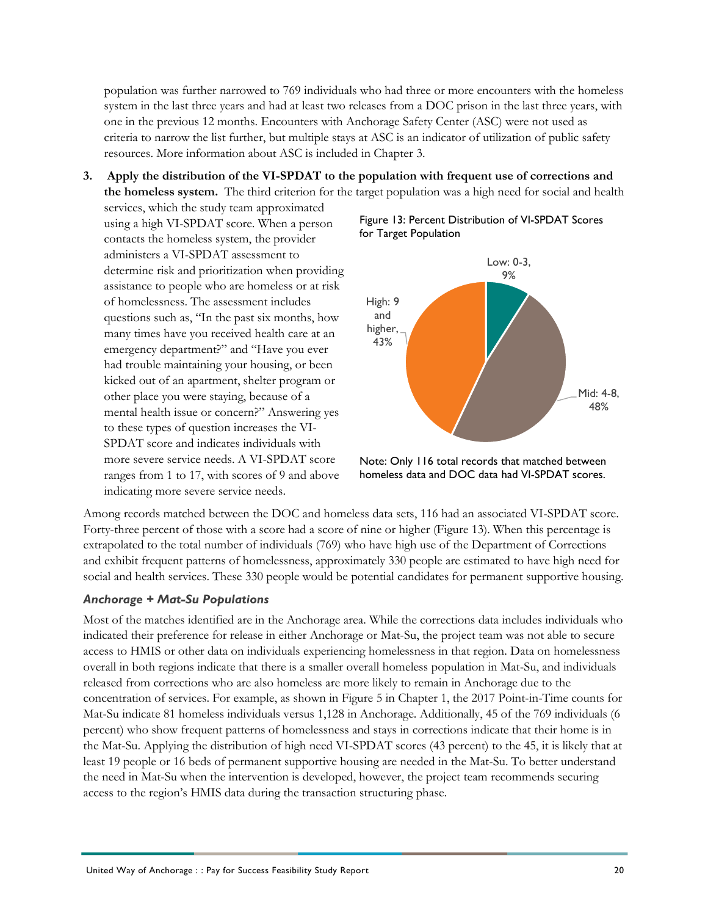population was further narrowed to 769 individuals who had three or more encounters with the homeless system in the last three years and had at least two releases from a DOC prison in the last three years, with one in the previous 12 months. Encounters with Anchorage Safety Center (ASC) were not used as criteria to narrow the list further, but multiple stays at ASC is an indicator of utilization of public safety resources. More information about ASC is included in Chapter 3.

3. **Apply the distribution of the VI-SPDAT to the population with frequent use of corrections and the homeless system.** The third criterion for the target population was a high need for social and health services, which the study team approximated using a high VI-SPDAT score. When a person contacts the homeless system, the provider administers a VI-SPDAT assessment to determine risk and prioritization when providing assistance to people who are homeless or at risk of homelessness. The assessment includes questions such as, "In the past six months, how many times have you received health care at an emergency department?" and "Have you ever had trouble maintaining your housing, or been kicked out of an apartment, shelter program or other place you were staying, because of a mental health issue or concern?" Answering yes to these types of question increases the VI-SPDAT score and indicates individuals with more severe service needs. A VI-SPDAT score ranges from 1 to 17, with scores of 9 and above indicating more severe service needs.

Figure 13: Percent Distribution of VI-SPDAT Scores for Target Population

| Score | Percent |
|---|---|
| Low: 0-3 | 9% |
| Mid: 4-8 | 48% |
| High: 9 and higher | 43% |

Note: Only 116 total records that matched between homeless data and DOC data had VI-SPDAT scores.

Among records matched between the DOC and homeless data sets, 116 had an associated VI-SPDAT score. Forty-three percent of those with a score had a score of nine or higher (Figure 13). When this percentage is extrapolated to the total number of individuals (769) who have high use of the Department of Corrections and exhibit frequent patterns of homelessness, approximately 330 people are estimated to have high need for social and health services. These 330 people would be potential candidates for permanent supportive housing.

### *Anchorage + Mat-Su Populations*

Most of the matches identified are in the Anchorage area. While the corrections data includes individuals who indicated their preference for release in either Anchorage or Mat-Su, the project team was not able to secure access to HMIS or other data on individuals experiencing homelessness in that region. Data on homelessness overall in both regions indicate that there is a smaller overall homeless population in Mat-Su, and individuals released from corrections who are also homeless are more likely to remain in Anchorage due to the concentration of services. For example, as shown in Figure 5 in Chapter 1, the 2017 Point-in-Time counts for Mat-Su indicate 81 homeless individuals versus 1,128 in Anchorage. Additionally, 45 of the 769 individuals (6 percent) who show frequent patterns of homelessness and stays in corrections indicate that their home is in the Mat-Su. Applying the distribution of high need VI-SPDAT scores (43 percent) to the 45, it is likely that at least 19 people or 16 beds of permanent supportive housing are needed in the Mat-Su. To better understand the need in Mat-Su when the intervention is developed, however, the project team recommends securing access to the region's HMIS data during the transaction structuring phase.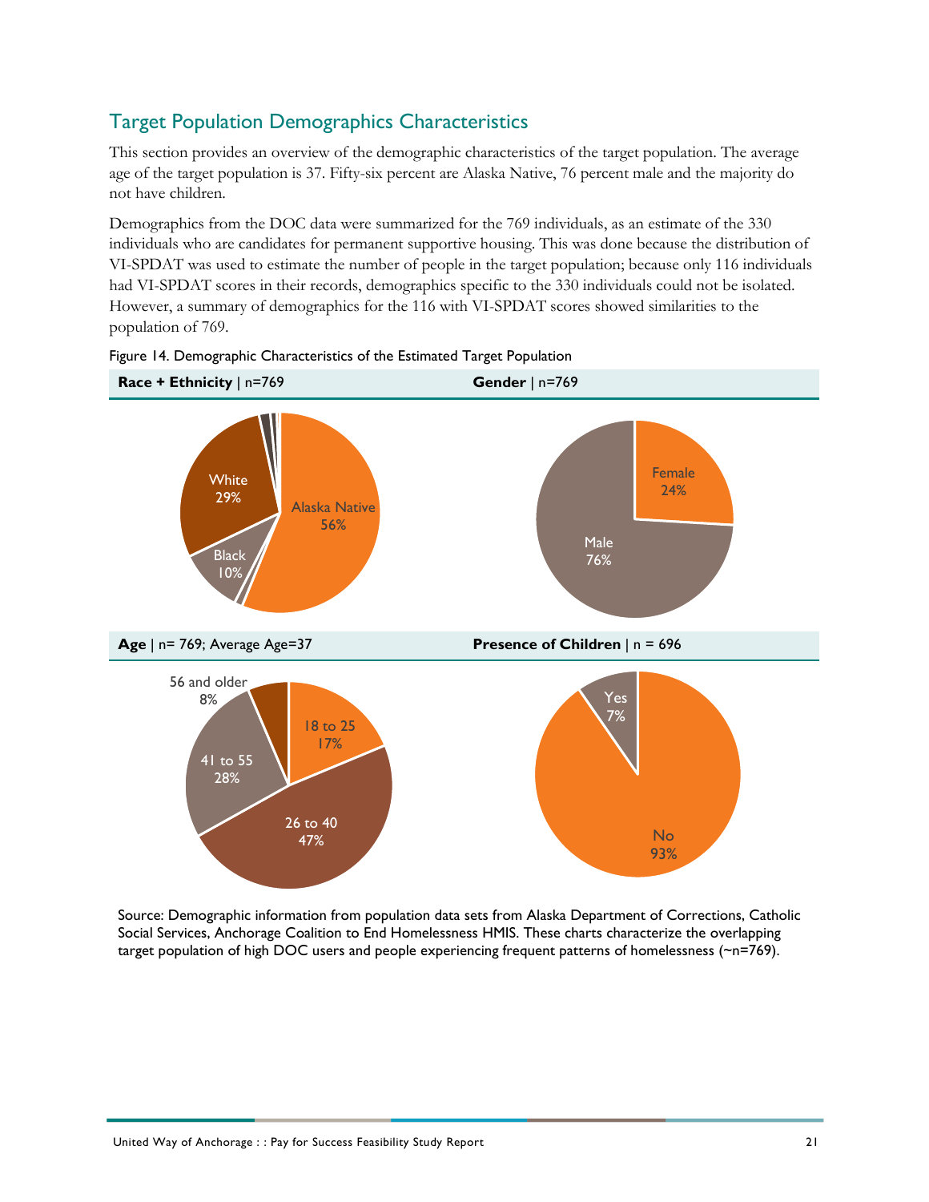## Target Population Demographics Characteristics

This section provides an overview of the demographic characteristics of the target population. The average age of the target population is 37. Fifty-six percent are Alaska Native, 76 percent male and the majority do not have children.

Demographics from the DOC data were summarized for the 769 individuals, as an estimate of the 330 individuals who are candidates for permanent supportive housing. This was done because the distribution of VI-SPDAT was used to estimate the number of people in the target population; because only 116 individuals had VI-SPDAT scores in their records, demographics specific to the 330 individuals could not be isolated. However, a summary of demographics for the 116 with VI-SPDAT scores showed similarities to the population of 769.

Figure 14. Demographic Characteristics of the Estimated Target Population

**Race + Ethnicity** | n=769

- Alaska Native 56%
- White 29%
- Black 10%

**Gender** | n=769

- Female 24%
- Male 76%

**Age** | n= 769; Average Age=37

- 18 to 25 17%
- 26 to 40 47%
- 41 to 55 28%
- 56 and older 8%

**Presence of Children** | n = 696

- Yes 7%
- No 93%

Source: Demographic information from population data sets from Alaska Department of Corrections, Catholic Social Services, Anchorage Coalition to End Homelessness HMIS. These charts characterize the overlapping target population of high DOC users and people experiencing frequent patterns of homelessness (~n=769).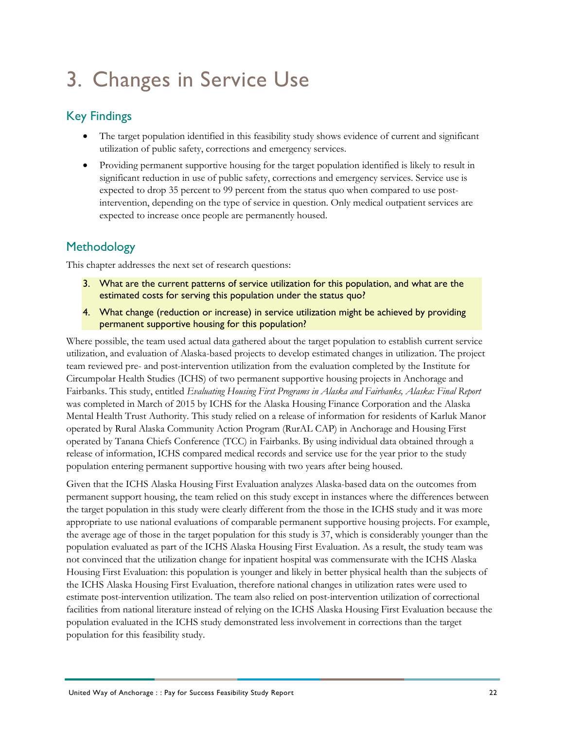# 3. Changes in Service Use

## Key Findings

- The target population identified in this feasibility study shows evidence of current and significant utilization of public safety, corrections and emergency services.
- Providing permanent supportive housing for the target population identified is likely to result in significant reduction in use of public safety, corrections and emergency services. Service use is expected to drop 35 percent to 99 percent from the status quo when compared to use post-intervention, depending on the type of service in question. Only medical outpatient services are expected to increase once people are permanently housed.

## Methodology

This chapter addresses the next set of research questions:

3. What are the current patterns of service utilization for this population, and what are the estimated costs for serving this population under the status quo?
4. What change (reduction or increase) in service utilization might be achieved by providing permanent supportive housing for this population?

Where possible, the team used actual data gathered about the target population to establish current service utilization, and evaluation of Alaska-based projects to develop estimated changes in utilization. The project team reviewed pre- and post-intervention utilization from the evaluation completed by the Institute for Circumpolar Health Studies (ICHS) of two permanent supportive housing projects in Anchorage and Fairbanks. This study, entitled *Evaluating Housing First Programs in Alaska and Fairbanks, Alaska: Final Report* was completed in March of 2015 by ICHS for the Alaska Housing Finance Corporation and the Alaska Mental Health Trust Authority. This study relied on a release of information for residents of Karluk Manor operated by Rural Alaska Community Action Program (RurAL CAP) in Anchorage and Housing First operated by Tanana Chiefs Conference (TCC) in Fairbanks. By using individual data obtained through a release of information, ICHS compared medical records and service use for the year prior to the study population entering permanent supportive housing with two years after being housed.

Given that the ICHS Alaska Housing First Evaluation analyzes Alaska-based data on the outcomes from permanent support housing, the team relied on this study except in instances where the differences between the target population in this study were clearly different from the those in the ICHS study and it was more appropriate to use national evaluations of comparable permanent supportive housing projects. For example, the average age of those in the target population for this study is 37, which is considerably younger than the population evaluated as part of the ICHS Alaska Housing First Evaluation. As a result, the study team was not convinced that the utilization change for inpatient hospital was commensurate with the ICHS Alaska Housing First Evaluation: this population is younger and likely in better physical health than the subjects of the ICHS Alaska Housing First Evaluation, therefore national changes in utilization rates were used to estimate post-intervention utilization. The team also relied on post-intervention utilization of correctional facilities from national literature instead of relying on the ICHS Alaska Housing First Evaluation because the population evaluated in the ICHS study demonstrated less involvement in corrections than the target population for this feasibility study.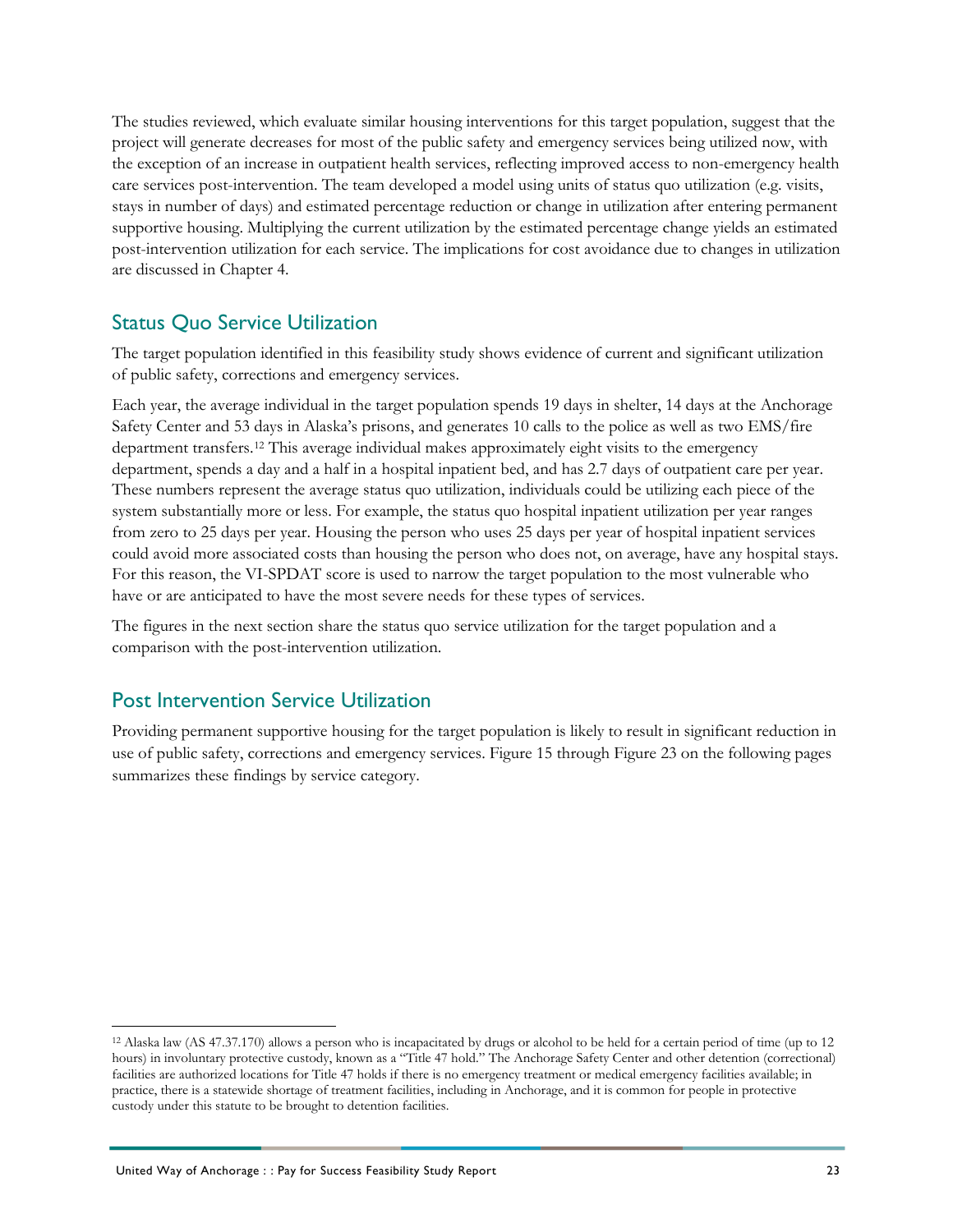The studies reviewed, which evaluate similar housing interventions for this target population, suggest that the project will generate decreases for most of the public safety and emergency services being utilized now, with the exception of an increase in outpatient health services, reflecting improved access to non-emergency health care services post-intervention. The team developed a model using units of status quo utilization (e.g. visits, stays in number of days) and estimated percentage reduction or change in utilization after entering permanent supportive housing. Multiplying the current utilization by the estimated percentage change yields an estimated post-intervention utilization for each service. The implications for cost avoidance due to changes in utilization are discussed in Chapter 4.

## Status Quo Service Utilization

The target population identified in this feasibility study shows evidence of current and significant utilization of public safety, corrections and emergency services.

Each year, the average individual in the target population spends 19 days in shelter, 14 days at the Anchorage Safety Center and 53 days in Alaska's prisons, and generates 10 calls to the police as well as two EMS/fire department transfers.[12] This average individual makes approximately eight visits to the emergency department, spends a day and a half in a hospital inpatient bed, and has 2.7 days of outpatient care per year. These numbers represent the average status quo utilization, individuals could be utilizing each piece of the system substantially more or less. For example, the status quo hospital inpatient utilization per year ranges from zero to 25 days per year. Housing the person who uses 25 days per year of hospital inpatient services could avoid more associated costs than housing the person who does not, on average, have any hospital stays. For this reason, the VI-SPDAT score is used to narrow the target population to the most vulnerable who have or are anticipated to have the most severe needs for these types of services.

The figures in the next section share the status quo service utilization for the target population and a comparison with the post-intervention utilization.

## Post Intervention Service Utilization

Providing permanent supportive housing for the target population is likely to result in significant reduction in use of public safety, corrections and emergency services. Figure 15 through Figure 23 on the following pages summarizes these findings by service category.

---

[12] Alaska law (AS 47.37.170) allows a person who is incapacitated by drugs or alcohol to be held for a certain period of time (up to 12 hours) in involuntary protective custody, known as a "Title 47 hold." The Anchorage Safety Center and other detention (correctional) facilities are authorized locations for Title 47 holds if there is no emergency treatment or medical emergency facilities available; in practice, there is a statewide shortage of treatment facilities, including in Anchorage, and it is common for people in protective custody under this statute to be brought to detention facilities.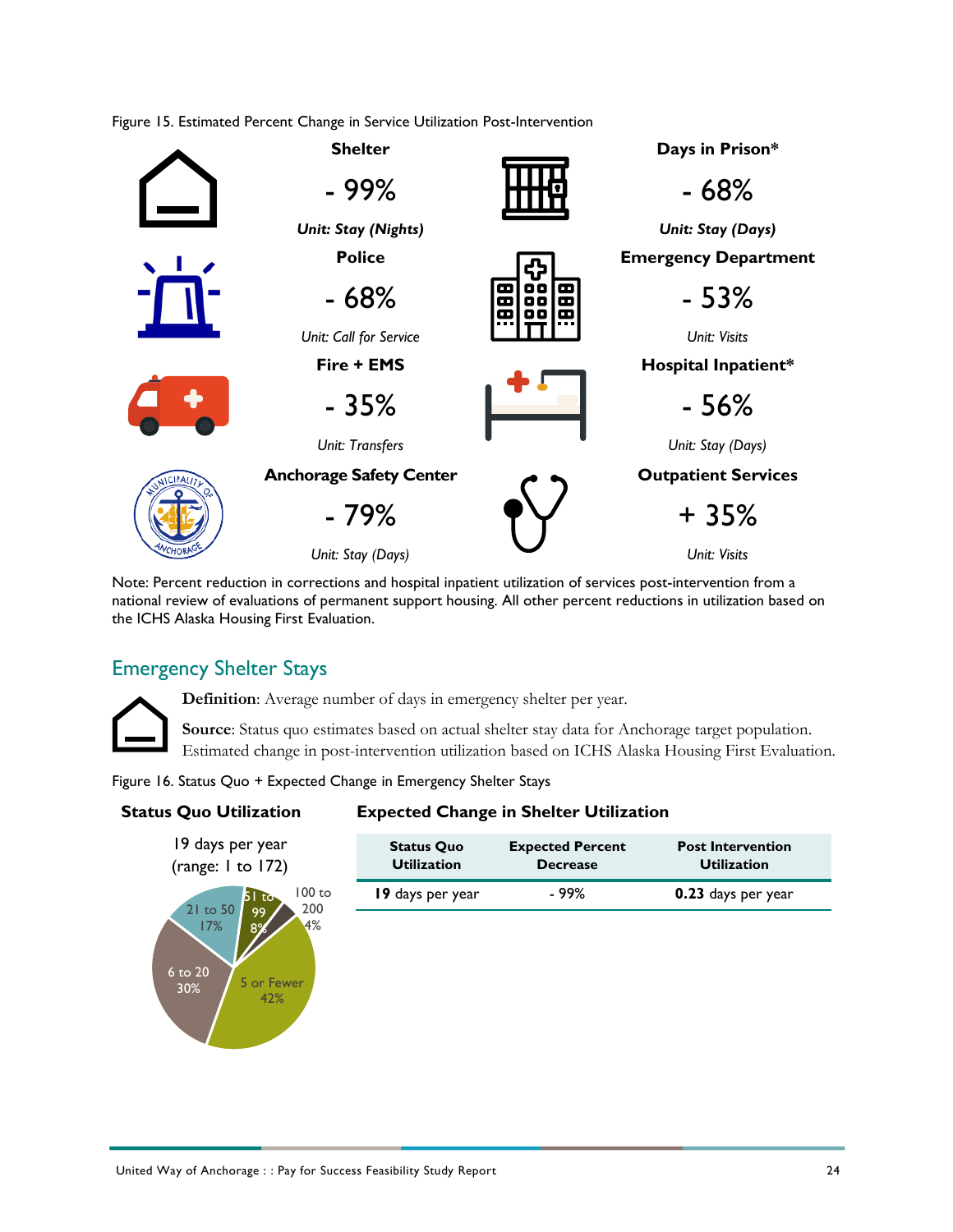Figure 15. Estimated Percent Change in Service Utilization Post-Intervention

| Service | Change | Unit |
|---|---|---|
| **Shelter** | - 99% | *Unit: Stay (Nights)* |
| **Days in Prison*** | - 68% | *Unit: Stay (Days)* |
| **Police** | - 68% | *Unit: Call for Service* |
| **Emergency Department** | - 53% | *Unit: Visits* |
| **Fire + EMS** | - 35% | *Unit: Transfers* |
| **Hospital Inpatient*** | - 56% | *Unit: Stay (Days)* |
| **Anchorage Safety Center** | - 79% | *Unit: Stay (Days)* |
| **Outpatient Services** | + 35% | *Unit: Visits* |

Note: Percent reduction in corrections and hospital inpatient utilization of services post-intervention from a national review of evaluations of permanent support housing. All other percent reductions in utilization based on the ICHS Alaska Housing First Evaluation.

## Emergency Shelter Stays

**Definition**: Average number of days in emergency shelter per year.

**Source**: Status quo estimates based on actual shelter stay data for Anchorage target population. Estimated change in post-intervention utilization based on ICHS Alaska Housing First Evaluation.

Figure 16. Status Quo + Expected Change in Emergency Shelter Stays

**Status Quo Utilization**

19 days per year
(range: 1 to 172)

| Days per year | Share |
|---|---|
| 5 or Fewer | 42% |
| 6 to 20 | 30% |
| 21 to 50 | 17% |
| 51 to 99 | 8% |
| 100 to 200 | 4% |

**Expected Change in Shelter Utilization**

| Status Quo Utilization | Expected Percent Decrease | Post Intervention Utilization |
|---|---|---|
| **19** days per year | - 99% | **0.23** days per year |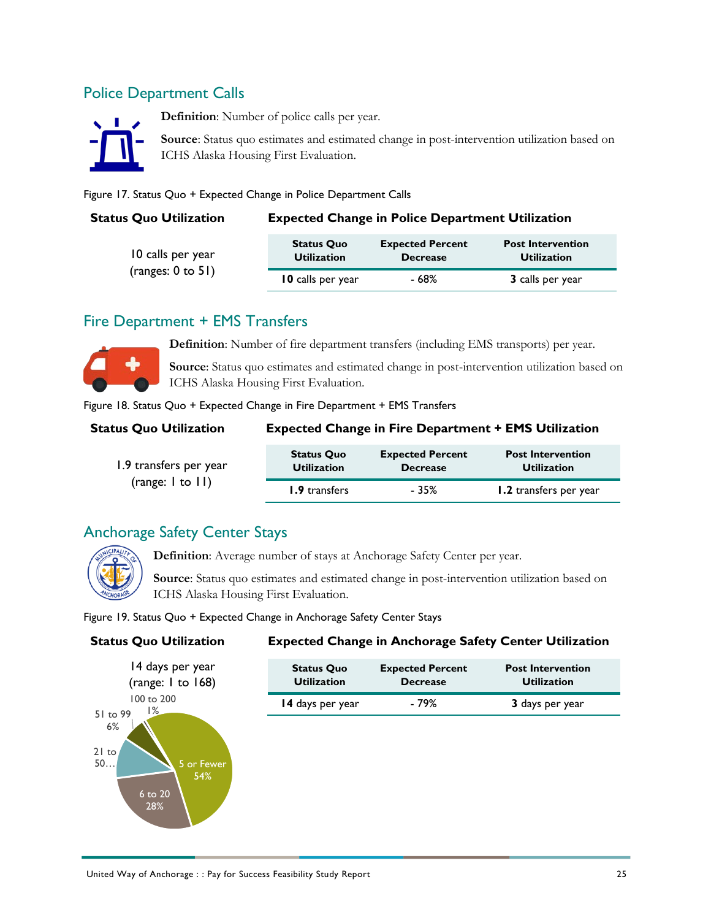## Police Department Calls

**Definition**: Number of police calls per year.

**Source**: Status quo estimates and estimated change in post-intervention utilization based on ICHS Alaska Housing First Evaluation.

Figure 17. Status Quo + Expected Change in Police Department Calls

**Status Quo Utilization**

10 calls per year
(ranges: 0 to 51)

**Expected Change in Police Department Utilization**

| Status Quo Utilization | Expected Percent Decrease | Post Intervention Utilization |
|---|---|---|
| **10** calls per year | - 68% | **3** calls per year |

## Fire Department + EMS Transfers

**Definition**: Number of fire department transfers (including EMS transports) per year.

**Source**: Status quo estimates and estimated change in post-intervention utilization based on ICHS Alaska Housing First Evaluation.

Figure 18. Status Quo + Expected Change in Fire Department + EMS Transfers

**Status Quo Utilization**

1.9 transfers per year
(range: 1 to 11)

**Expected Change in Fire Department + EMS Utilization**

| Status Quo Utilization | Expected Percent Decrease | Post Intervention Utilization |
|---|---|---|
| **1.9** transfers | - 35% | **1.2** transfers per year |

## Anchorage Safety Center Stays

**Definition**: Average number of stays at Anchorage Safety Center per year.

**Source**: Status quo estimates and estimated change in post-intervention utilization based on ICHS Alaska Housing First Evaluation.

Figure 19. Status Quo + Expected Change in Anchorage Safety Center Stays

**Status Quo Utilization**

14 days per year
(range: 1 to 168)

5 or Fewer 54%; 6 to 20 28%; 21 to 50…; 51 to 99 6%; 100 to 200 1%

**Expected Change in Anchorage Safety Center Utilization**

| Status Quo Utilization | Expected Percent Decrease | Post Intervention Utilization |
|---|---|---|
| **14** days per year | - 79% | **3** days per year |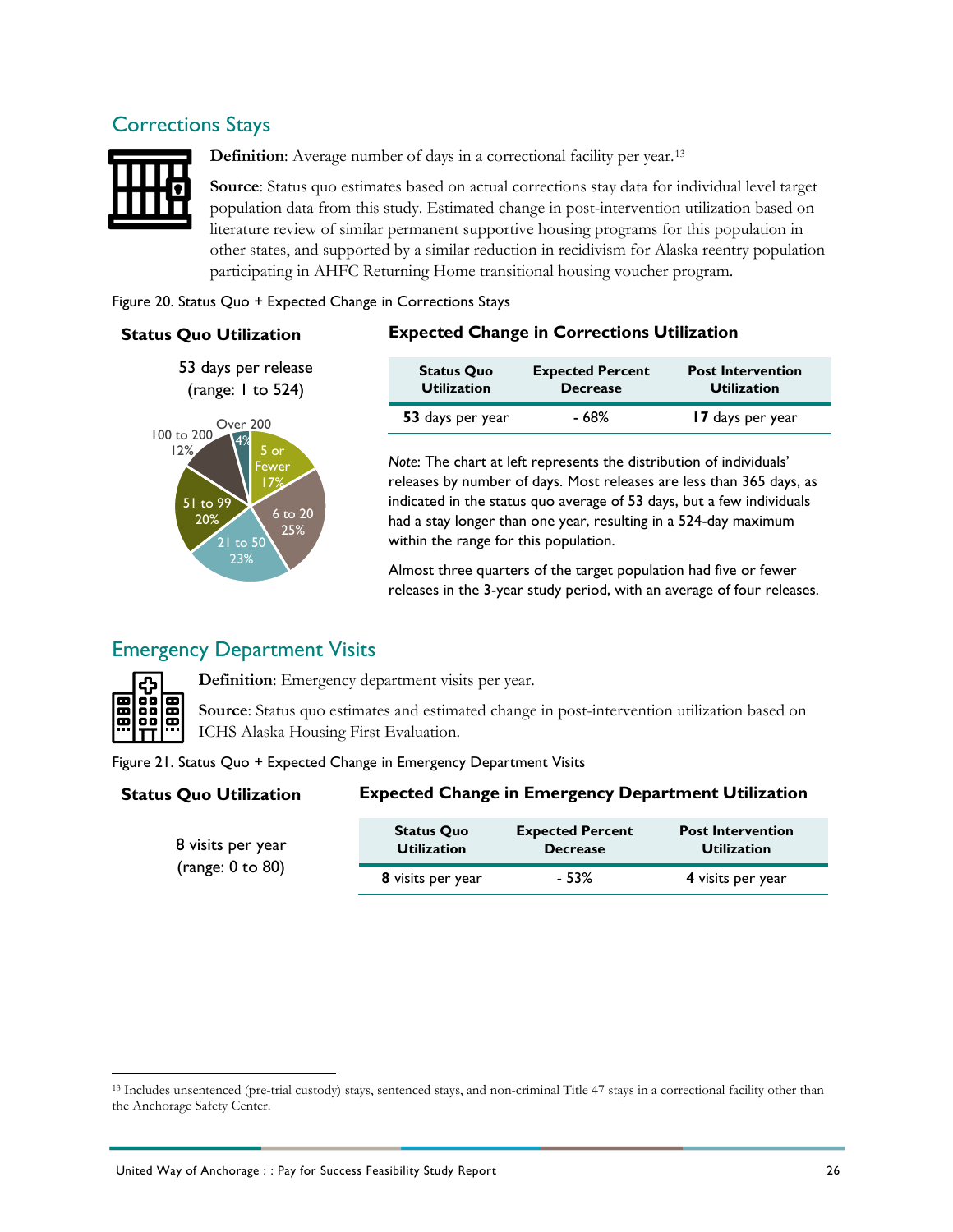## Corrections Stays

**Definition**: Average number of days in a correctional facility per year.[13]

**Source**: Status quo estimates based on actual corrections stay data for individual level target population data from this study. Estimated change in post-intervention utilization based on literature review of similar permanent supportive housing programs for this population in other states, and supported by a similar reduction in recidivism for Alaska reentry population participating in AHFC Returning Home transitional housing voucher program.

Figure 20. Status Quo + Expected Change in Corrections Stays

**Status Quo Utilization**

53 days per release
(range: 1 to 524)

| Days per release | Share |
|---|---|
| 5 or Fewer | 17% |
| 6 to 20 | 25% |
| 21 to 50 | 23% |
| 51 to 99 | 20% |
| 100 to 200 | 12% |
| Over 200 | 4% |

**Expected Change in Corrections Utilization**

| Status Quo Utilization | Expected Percent Decrease | Post Intervention Utilization |
|---|---|---|
| **53** days per year | - 68% | **17** days per year |

*Note*: The chart at left represents the distribution of individuals' releases by number of days. Most releases are less than 365 days, as indicated in the status quo average of 53 days, but a few individuals had a stay longer than one year, resulting in a 524-day maximum within the range for this population.

Almost three quarters of the target population had five or fewer releases in the 3-year study period, with an average of four releases.

## Emergency Department Visits

**Definition**: Emergency department visits per year.

**Source**: Status quo estimates and estimated change in post-intervention utilization based on ICHS Alaska Housing First Evaluation.

Figure 21. Status Quo + Expected Change in Emergency Department Visits

**Status Quo Utilization**

8 visits per year
(range: 0 to 80)

**Expected Change in Emergency Department Utilization**

| Status Quo Utilization | Expected Percent Decrease | Post Intervention Utilization |
|---|---|---|
| **8** visits per year | - 53% | **4** visits per year |

[13] Includes unsentenced (pre-trial custody) stays, sentenced stays, and non-criminal Title 47 stays in a correctional facility other than the Anchorage Safety Center.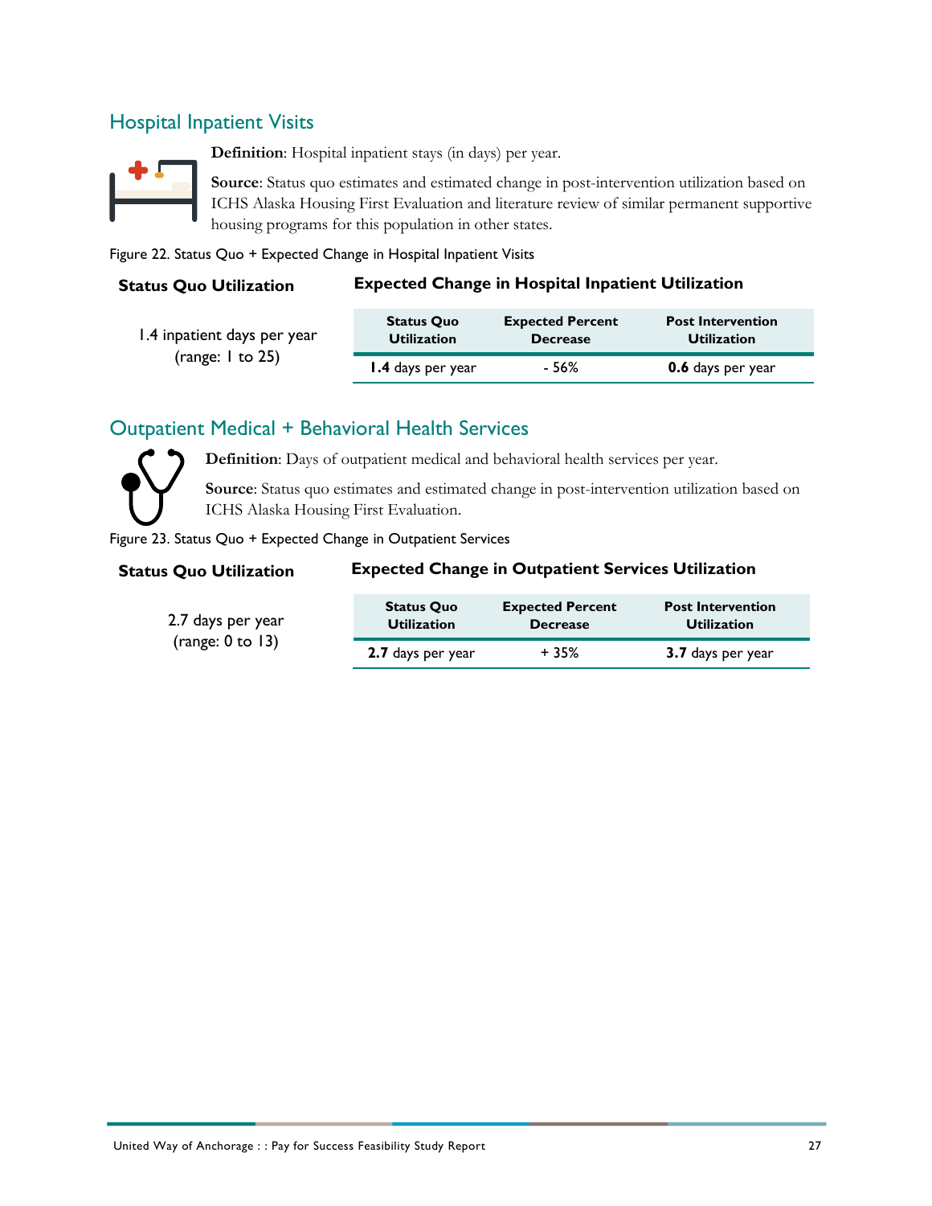## Hospital Inpatient Visits

**Definition**: Hospital inpatient stays (in days) per year.

**Source**: Status quo estimates and estimated change in post-intervention utilization based on ICHS Alaska Housing First Evaluation and literature review of similar permanent supportive housing programs for this population in other states.

Figure 22. Status Quo + Expected Change in Hospital Inpatient Visits

**Status Quo Utilization**

1.4 inpatient days per year
(range: 1 to 25)

**Expected Change in Hospital Inpatient Utilization**

| Status Quo Utilization | Expected Percent Decrease | Post Intervention Utilization |
|---|---|---|
| **1.4** days per year | - 56% | **0.6** days per year |

## Outpatient Medical + Behavioral Health Services

**Definition**: Days of outpatient medical and behavioral health services per year.

**Source**: Status quo estimates and estimated change in post-intervention utilization based on ICHS Alaska Housing First Evaluation.

Figure 23. Status Quo + Expected Change in Outpatient Services

**Status Quo Utilization**

2.7 days per year
(range: 0 to 13)

**Expected Change in Outpatient Services Utilization**

| Status Quo Utilization | Expected Percent Decrease | Post Intervention Utilization |
|---|---|---|
| **2.7** days per year | + 35% | **3.7** days per year |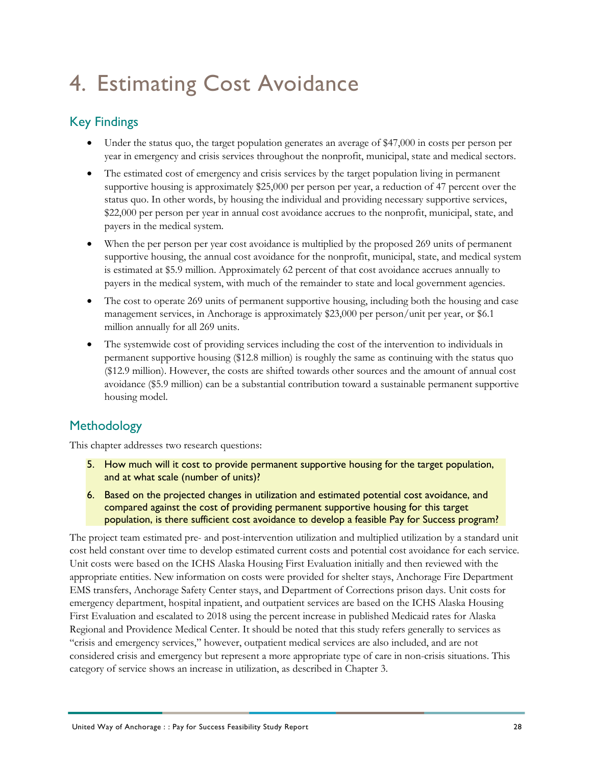# 4. Estimating Cost Avoidance

## Key Findings

- Under the status quo, the target population generates an average of $47,000 in costs per person per year in emergency and crisis services throughout the nonprofit, municipal, state and medical sectors.
- The estimated cost of emergency and crisis services by the target population living in permanent supportive housing is approximately $25,000 per person per year, a reduction of 47 percent over the status quo. In other words, by housing the individual and providing necessary supportive services, $22,000 per person per year in annual cost avoidance accrues to the nonprofit, municipal, state, and payers in the medical system.
- When the per person per year cost avoidance is multiplied by the proposed 269 units of permanent supportive housing, the annual cost avoidance for the nonprofit, municipal, state, and medical system is estimated at $5.9 million. Approximately 62 percent of that cost avoidance accrues annually to payers in the medical system, with much of the remainder to state and local government agencies.
- The cost to operate 269 units of permanent supportive housing, including both the housing and case management services, in Anchorage is approximately $23,000 per person/unit per year, or $6.1 million annually for all 269 units.
- The systemwide cost of providing services including the cost of the intervention to individuals in permanent supportive housing ($12.8 million) is roughly the same as continuing with the status quo ($12.9 million). However, the costs are shifted towards other sources and the amount of annual cost avoidance ($5.9 million) can be a substantial contribution toward a sustainable permanent supportive housing model.

## Methodology

This chapter addresses two research questions:

5. How much will it cost to provide permanent supportive housing for the target population, and at what scale (number of units)?
6. Based on the projected changes in utilization and estimated potential cost avoidance, and compared against the cost of providing permanent supportive housing for this target population, is there sufficient cost avoidance to develop a feasible Pay for Success program?

The project team estimated pre- and post-intervention utilization and multiplied utilization by a standard unit cost held constant over time to develop estimated current costs and potential cost avoidance for each service. Unit costs were based on the ICHS Alaska Housing First Evaluation initially and then reviewed with the appropriate entities. New information on costs were provided for shelter stays, Anchorage Fire Department EMS transfers, Anchorage Safety Center stays, and Department of Corrections prison days. Unit costs for emergency department, hospital inpatient, and outpatient services are based on the ICHS Alaska Housing First Evaluation and escalated to 2018 using the percent increase in published Medicaid rates for Alaska Regional and Providence Medical Center. It should be noted that this study refers generally to services as "crisis and emergency services," however, outpatient medical services are also included, and are not considered crisis and emergency but represent a more appropriate type of care in non-crisis situations. This category of service shows an increase in utilization, as described in Chapter 3.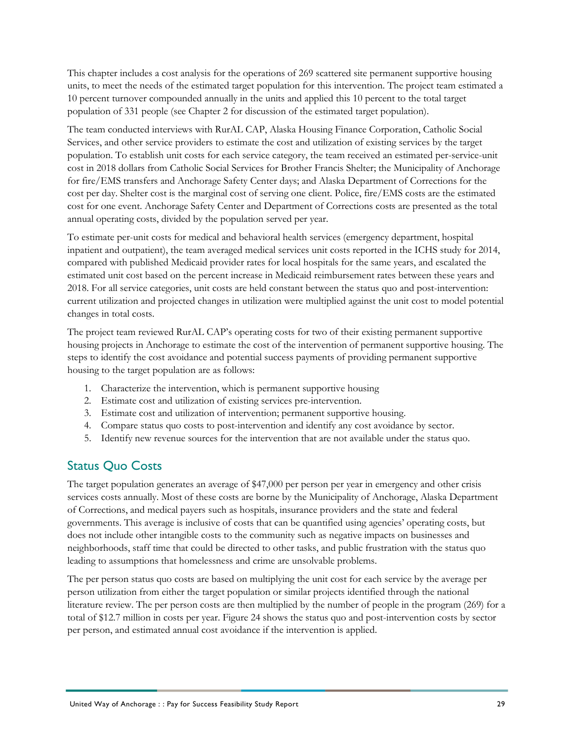This chapter includes a cost analysis for the operations of 269 scattered site permanent supportive housing units, to meet the needs of the estimated target population for this intervention. The project team estimated a 10 percent turnover compounded annually in the units and applied this 10 percent to the total target population of 331 people (see Chapter 2 for discussion of the estimated target population).

The team conducted interviews with RurAL CAP, Alaska Housing Finance Corporation, Catholic Social Services, and other service providers to estimate the cost and utilization of existing services by the target population. To establish unit costs for each service category, the team received an estimated per-service-unit cost in 2018 dollars from Catholic Social Services for Brother Francis Shelter; the Municipality of Anchorage for fire/EMS transfers and Anchorage Safety Center days; and Alaska Department of Corrections for the cost per day. Shelter cost is the marginal cost of serving one client. Police, fire/EMS costs are the estimated cost for one event. Anchorage Safety Center and Department of Corrections costs are presented as the total annual operating costs, divided by the population served per year.

To estimate per-unit costs for medical and behavioral health services (emergency department, hospital inpatient and outpatient), the team averaged medical services unit costs reported in the ICHS study for 2014, compared with published Medicaid provider rates for local hospitals for the same years, and escalated the estimated unit cost based on the percent increase in Medicaid reimbursement rates between these years and 2018. For all service categories, unit costs are held constant between the status quo and post-intervention: current utilization and projected changes in utilization were multiplied against the unit cost to model potential changes in total costs.

The project team reviewed RurAL CAP's operating costs for two of their existing permanent supportive housing projects in Anchorage to estimate the cost of the intervention of permanent supportive housing. The steps to identify the cost avoidance and potential success payments of providing permanent supportive housing to the target population are as follows:

1. Characterize the intervention, which is permanent supportive housing
2. Estimate cost and utilization of existing services pre-intervention.
3. Estimate cost and utilization of intervention; permanent supportive housing.
4. Compare status quo costs to post-intervention and identify any cost avoidance by sector.
5. Identify new revenue sources for the intervention that are not available under the status quo.

## Status Quo Costs

The target population generates an average of $47,000 per person per year in emergency and other crisis services costs annually. Most of these costs are borne by the Municipality of Anchorage, Alaska Department of Corrections, and medical payers such as hospitals, insurance providers and the state and federal governments. This average is inclusive of costs that can be quantified using agencies' operating costs, but does not include other intangible costs to the community such as negative impacts on businesses and neighborhoods, staff time that could be directed to other tasks, and public frustration with the status quo leading to assumptions that homelessness and crime are unsolvable problems.

The per person status quo costs are based on multiplying the unit cost for each service by the average per person utilization from either the target population or similar projects identified through the national literature review. The per person costs are then multiplied by the number of people in the program (269) for a total of $12.7 million in costs per year. Figure 24 shows the status quo and post-intervention costs by sector per person, and estimated annual cost avoidance if the intervention is applied.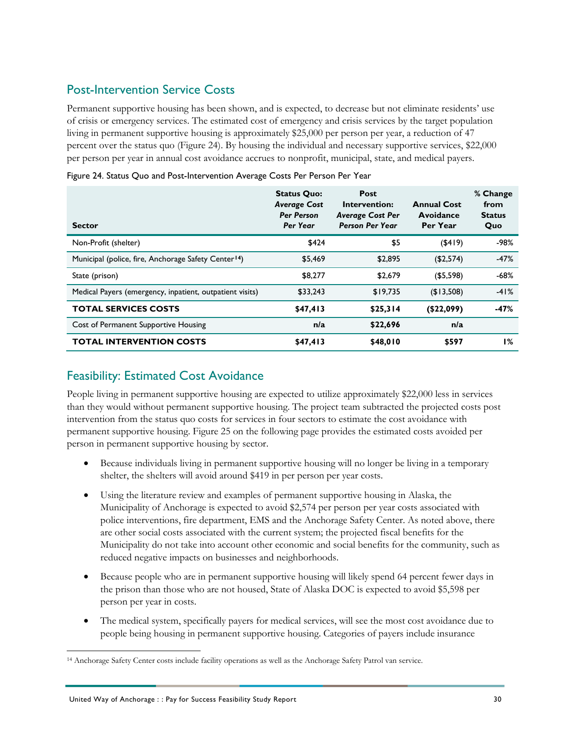## Post-Intervention Service Costs

Permanent supportive housing has been shown, and is expected, to decrease but not eliminate residents' use of crisis or emergency services. The estimated cost of emergency and crisis services by the target population living in permanent supportive housing is approximately $25,000 per person per year, a reduction of 47 percent over the status quo (Figure 24). By housing the individual and necessary supportive services, $22,000 per person per year in annual cost avoidance accrues to nonprofit, municipal, state, and medical payers.

Figure 24. Status Quo and Post-Intervention Average Costs Per Person Per Year

| Sector | **Status Quo:** ***Average Cost Per Person Per Year*** | **Post Intervention:** ***Average Cost Per Person Per Year*** | **Annual Cost Avoidance Per Year** | **% Change from Status Quo** |
|---|---|---|---|---|
| Non-Profit (shelter) | $424 | $5 | ($419) | -98% |
| Municipal (police, fire, Anchorage Safety Center[14]) | $5,469 | $2,895 | ($2,574) | -47% |
| State (prison) | $8,277 | $2,679 | ($5,598) | -68% |
| Medical Payers (emergency, inpatient, outpatient visits) | $33,243 | $19,735 | ($13,508) | -41% |
| **TOTAL SERVICES COSTS** | **$47,413** | **$25,314** | **($22,099)** | **-47%** |
| Cost of Permanent Supportive Housing | n/a | $22,696 | n/a | |
| **TOTAL INTERVENTION COSTS** | **$47,413** | **$48,010** | **$597** | **1%** |

## Feasibility: Estimated Cost Avoidance

People living in permanent supportive housing are expected to utilize approximately $22,000 less in services than they would without permanent supportive housing. The project team subtracted the projected costs post intervention from the status quo costs for services in four sectors to estimate the cost avoidance with permanent supportive housing. Figure 25 on the following page provides the estimated costs avoided per person in permanent supportive housing by sector.

- Because individuals living in permanent supportive housing will no longer be living in a temporary shelter, the shelters will avoid around $419 in per person per year costs.
- Using the literature review and examples of permanent supportive housing in Alaska, the Municipality of Anchorage is expected to avoid $2,574 per person per year costs associated with police interventions, fire department, EMS and the Anchorage Safety Center. As noted above, there are other social costs associated with the current system; the projected fiscal benefits for the Municipality do not take into account other economic and social benefits for the community, such as reduced negative impacts on businesses and neighborhoods.
- Because people who are in permanent supportive housing will likely spend 64 percent fewer days in the prison than those who are not housed, State of Alaska DOC is expected to avoid $5,598 per person per year in costs.
- The medical system, specifically payers for medical services, will see the most cost avoidance due to people being housing in permanent supportive housing. Categories of payers include insurance

[14] Anchorage Safety Center costs include facility operations as well as the Anchorage Safety Patrol van service.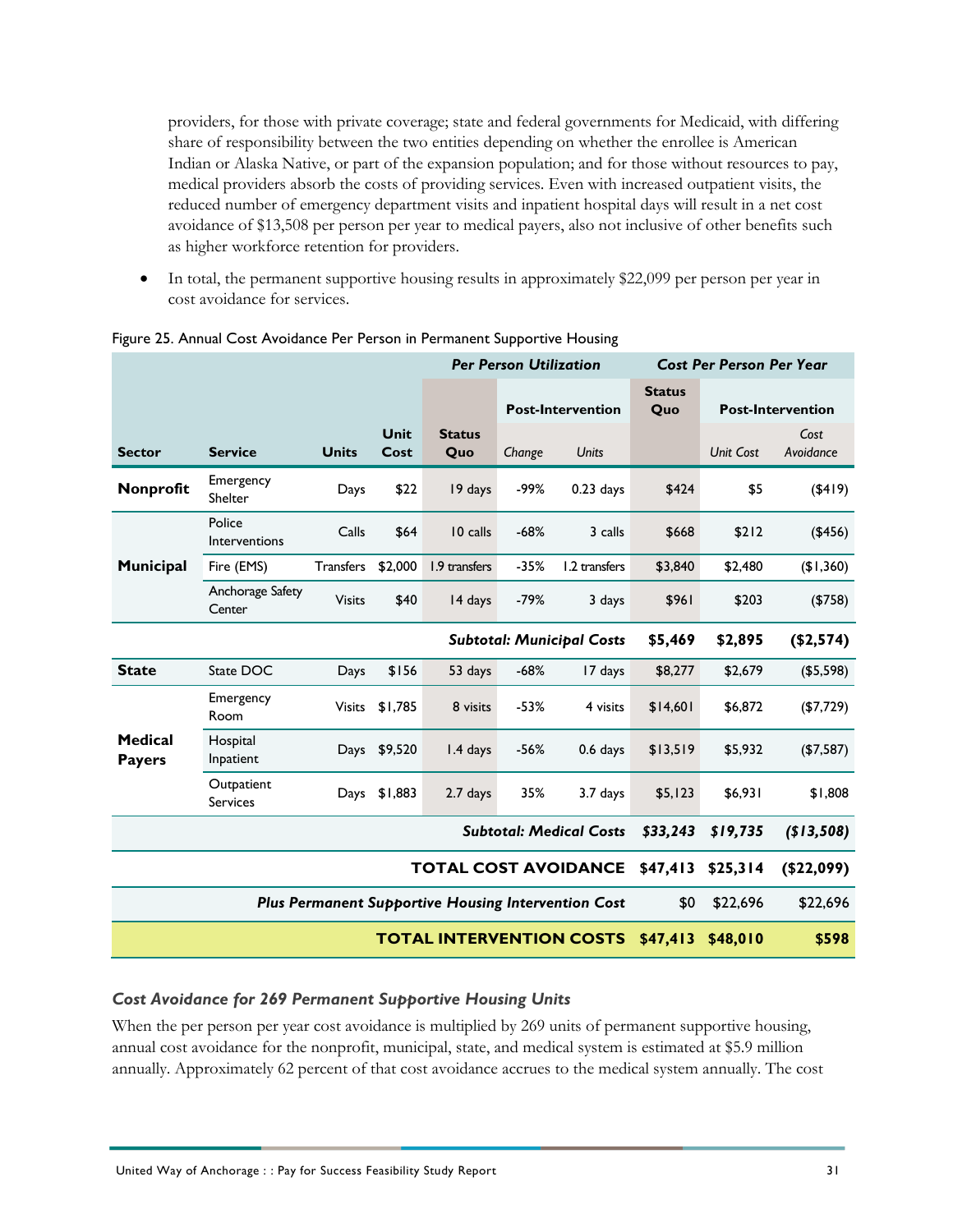providers, for those with private coverage; state and federal governments for Medicaid, with differing share of responsibility between the two entities depending on whether the enrollee is American Indian or Alaska Native, or part of the expansion population; and for those without resources to pay, medical providers absorb the costs of providing services. Even with increased outpatient visits, the reduced number of emergency department visits and inpatient hospital days will result in a net cost avoidance of $13,508 per person per year to medical payers, also not inclusive of other benefits such as higher workforce retention for providers.

- In total, the permanent supportive housing results in approximately $22,099 per person per year in cost avoidance for services.

Figure 25. Annual Cost Avoidance Per Person in Permanent Supportive Housing

| | | | | *Per Person Utilization* | | | *Cost Per Person Per Year* | | |
|---|---|---|---|---|---|---|---|---|---|
| | | | | | **Post-Intervention** | | **Status Quo** | **Post-Intervention** | |
| **Sector** | **Service** | **Units** | **Unit Cost** | **Status Quo** | *Change* | *Units* | | *Unit Cost* | *Cost Avoidance* |
| **Nonprofit** | Emergency Shelter | Days | $22 | 19 days | -99% | 0.23 days | $424 | $5 | ($419) |
| **Municipal** | Police Interventions | Calls | $64 | 10 calls | -68% | 3 calls | $668 | $212 | ($456) |
| | Fire (EMS) | Transfers | $2,000 | 1.9 transfers | -35% | 1.2 transfers | $3,840 | $2,480 | ($1,360) |
| | Anchorage Safety Center | Visits | $40 | 14 days | -79% | 3 days | $961 | $203 | ($758) |
| | | | | | ***Subtotal: Municipal Costs*** | | **$5,469** | **$2,895** | **($2,574)** |
| **State** | State DOC | Days | $156 | 53 days | -68% | 17 days | $8,277 | $2,679 | ($5,598) |
| **Medical Payers** | Emergency Room | Visits | $1,785 | 8 visits | -53% | 4 visits | $14,601 | $6,872 | ($7,729) |
| | Hospital Inpatient | Days | $9,520 | 1.4 days | -56% | 0.6 days | $13,519 | $5,932 | ($7,587) |
| | Outpatient Services | Days | $1,883 | 2.7 days | 35% | 3.7 days | $5,123 | $6,931 | $1,808 |
| | | | | | ***Subtotal: Medical Costs*** | | ***$33,243*** | ***$19,735*** | ***($13,508)*** |
| | | | | | **TOTAL COST AVOIDANCE** | | **$47,413** | **$25,314** | **($22,099)** |
| | | | | | ***Plus Permanent Supportive Housing Intervention Cost*** | | $0 | $22,696 | $22,696 |
| | | | | | **TOTAL INTERVENTION COSTS** | | **$47,413** | **$48,010** | **$598** |

### *Cost Avoidance for 269 Permanent Supportive Housing Units*

When the per person per year cost avoidance is multiplied by 269 units of permanent supportive housing, annual cost avoidance for the nonprofit, municipal, state, and medical system is estimated at $5.9 million annually. Approximately 62 percent of that cost avoidance accrues to the medical system annually. The cost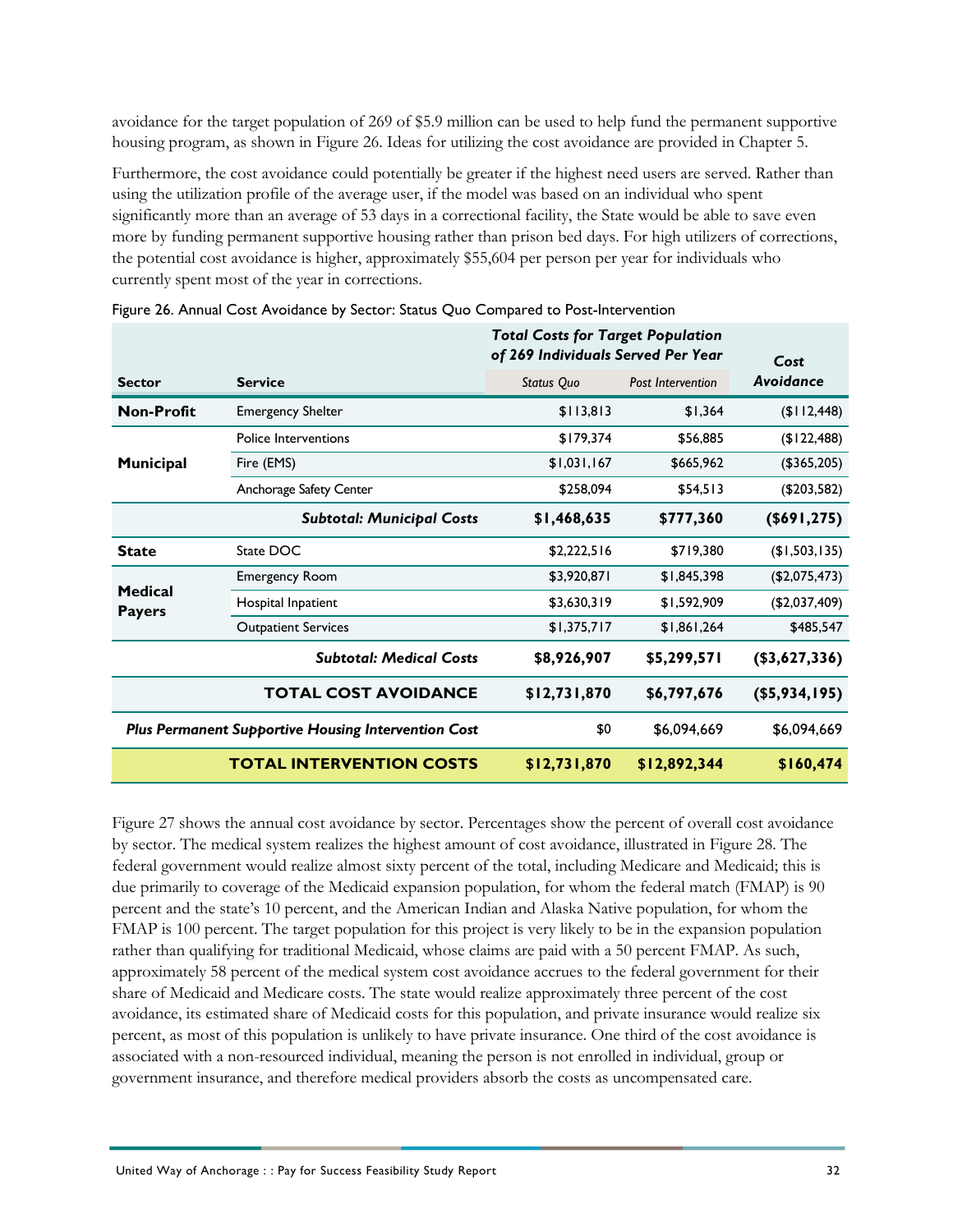avoidance for the target population of 269 of $5.9 million can be used to help fund the permanent supportive housing program, as shown in Figure 26. Ideas for utilizing the cost avoidance are provided in Chapter 5.

Furthermore, the cost avoidance could potentially be greater if the highest need users are served. Rather than using the utilization profile of the average user, if the model was based on an individual who spent significantly more than an average of 53 days in a correctional facility, the State would be able to save even more by funding permanent supportive housing rather than prison bed days. For high utilizers of corrections, the potential cost avoidance is higher, approximately $55,604 per person per year for individuals who currently spent most of the year in corrections.

Figure 26. Annual Cost Avoidance by Sector: Status Quo Compared to Post-Intervention

| Sector | Service | *Total Costs for Target Population of 269 Individuals Served Per Year* | | Cost Avoidance |
|---|---|---|---|---|
| | | *Status Quo* | *Post Intervention* | |
| **Non-Profit** | Emergency Shelter | $113,813 | $1,364 | ($112,448) |
| **Municipal** | Police Interventions | $179,374 | $56,885 | ($122,488) |
| | Fire (EMS) | $1,031,167 | $665,962 | ($365,205) |
| | Anchorage Safety Center | $258,094 | $54,513 | ($203,582) |
| | ***Subtotal: Municipal Costs*** | **$1,468,635** | **$777,360** | **($691,275)** |
| **State** | State DOC | $2,222,516 | $719,380 | ($1,503,135) |
| **Medical Payers** | Emergency Room | $3,920,871 | $1,845,398 | ($2,075,473) |
| | Hospital Inpatient | $3,630,319 | $1,592,909 | ($2,037,409) |
| | Outpatient Services | $1,375,717 | $1,861,264 | $485,547 |
| | ***Subtotal: Medical Costs*** | **$8,926,907** | **$5,299,571** | **($3,627,336)** |
| | **TOTAL COST AVOIDANCE** | **$12,731,870** | **$6,797,676** | **($5,934,195)** |
| ***Plus Permanent Supportive Housing Intervention Cost*** | | $0 | $6,094,669 | $6,094,669 |
| | **TOTAL INTERVENTION COSTS** | **$12,731,870** | **$12,892,344** | **$160,474** |

Figure 27 shows the annual cost avoidance by sector. Percentages show the percent of overall cost avoidance by sector. The medical system realizes the highest amount of cost avoidance, illustrated in Figure 28. The federal government would realize almost sixty percent of the total, including Medicare and Medicaid; this is due primarily to coverage of the Medicaid expansion population, for whom the federal match (FMAP) is 90 percent and the state's 10 percent, and the American Indian and Alaska Native population, for whom the FMAP is 100 percent. The target population for this project is very likely to be in the expansion population rather than qualifying for traditional Medicaid, whose claims are paid with a 50 percent FMAP. As such, approximately 58 percent of the medical system cost avoidance accrues to the federal government for their share of Medicaid and Medicare costs. The state would realize approximately three percent of the cost avoidance, its estimated share of Medicaid costs for this population, and private insurance would realize six percent, as most of this population is unlikely to have private insurance. One third of the cost avoidance is associated with a non-resourced individual, meaning the person is not enrolled in individual, group or government insurance, and therefore medical providers absorb the costs as uncompensated care.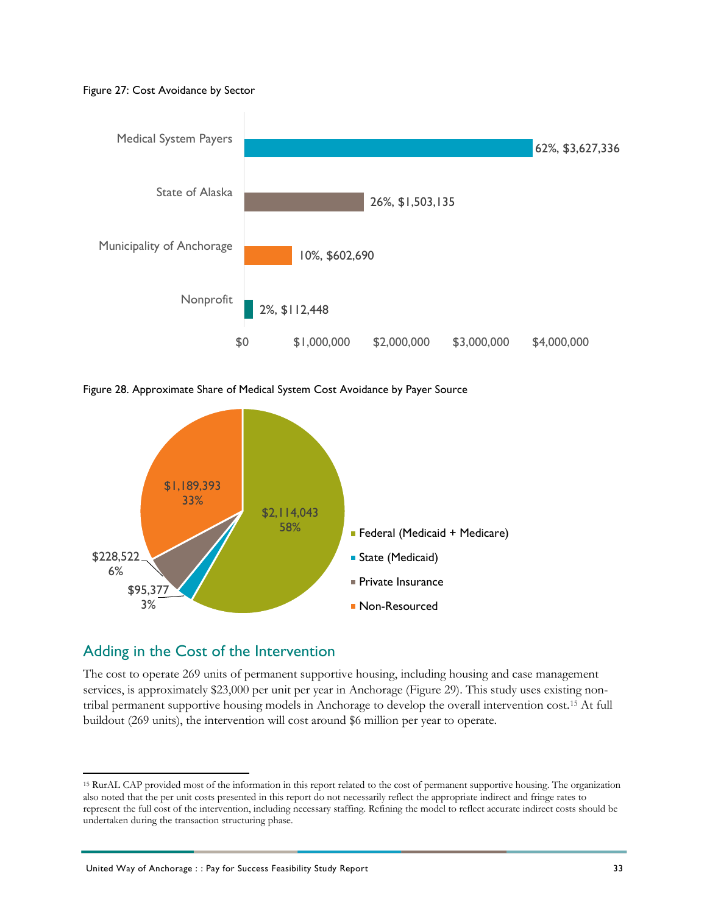Figure 27: Cost Avoidance by Sector

| Sector | Share | Cost Avoidance |
| --- | --- | --- |
| Medical System Payers | 62% | $3,627,336 |
| State of Alaska | 26% | $1,503,135 |
| Municipality of Anchorage | 10% | $602,690 |
| Nonprofit | 2% | $112,448 |

Figure 28. Approximate Share of Medical System Cost Avoidance by Payer Source

| Payer Source | Amount | Share |
| --- | --- | --- |
| Federal (Medicaid + Medicare) | $2,114,043 | 58% |
| State (Medicaid) | $95,377 | 3% |
| Private Insurance | $228,522 | 6% |
| Non-Resourced | $1,189,393 | 33% |

## Adding in the Cost of the Intervention

The cost to operate 269 units of permanent supportive housing, including housing and case management services, is approximately $23,000 per unit per year in Anchorage (Figure 29). This study uses existing non-tribal permanent supportive housing models in Anchorage to develop the overall intervention cost.[15] At full buildout (269 units), the intervention will cost around $6 million per year to operate.

---

[15] RurAL CAP provided most of the information in this report related to the cost of permanent supportive housing. The organization also noted that the per unit costs presented in this report do not necessarily reflect the appropriate indirect and fringe rates to represent the full cost of the intervention, including necessary staffing. Refining the model to reflect accurate indirect costs should be undertaken during the transaction structuring phase.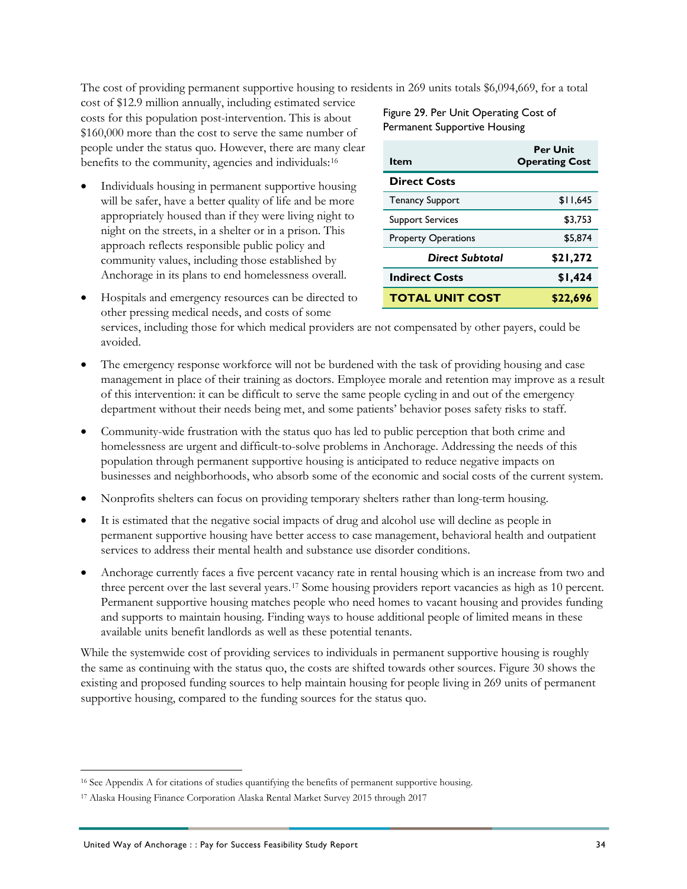The cost of providing permanent supportive housing to residents in 269 units totals $6,094,669, for a total cost of $12.9 million annually, including estimated service costs for this population post-intervention. This is about $160,000 more than the cost to serve the same number of people under the status quo. However, there are many clear benefits to the community, agencies and individuals:[16]

Figure 29. Per Unit Operating Cost of Permanent Supportive Housing

| Item | Per Unit Operating Cost |
|---|---|
| **Direct Costs** | |
| Tenancy Support | $11,645 |
| Support Services | $3,753 |
| Property Operations | $5,874 |
| ***Direct Subtotal*** | **$21,272** |
| **Indirect Costs** | **$1,424** |
| **TOTAL UNIT COST** | **$22,696** |

- Individuals housing in permanent supportive housing will be safer, have a better quality of life and be more appropriately housed than if they were living night to night on the streets, in a shelter or in a prison. This approach reflects responsible public policy and community values, including those established by Anchorage in its plans to end homelessness overall.
- Hospitals and emergency resources can be directed to other pressing medical needs, and costs of some services, including those for which medical providers are not compensated by other payers, could be avoided.
- The emergency response workforce will not be burdened with the task of providing housing and case management in place of their training as doctors. Employee morale and retention may improve as a result of this intervention: it can be difficult to serve the same people cycling in and out of the emergency department without their needs being met, and some patients' behavior poses safety risks to staff.
- Community-wide frustration with the status quo has led to public perception that both crime and homelessness are urgent and difficult-to-solve problems in Anchorage. Addressing the needs of this population through permanent supportive housing is anticipated to reduce negative impacts on businesses and neighborhoods, who absorb some of the economic and social costs of the current system.
- Nonprofits shelters can focus on providing temporary shelters rather than long-term housing.
- It is estimated that the negative social impacts of drug and alcohol use will decline as people in permanent supportive housing have better access to case management, behavioral health and outpatient services to address their mental health and substance use disorder conditions.
- Anchorage currently faces a five percent vacancy rate in rental housing which is an increase from two and three percent over the last several years.[17] Some housing providers report vacancies as high as 10 percent. Permanent supportive housing matches people who need homes to vacant housing and provides funding and supports to maintain housing. Finding ways to house additional people of limited means in these available units benefit landlords as well as these potential tenants.

While the systemwide cost of providing services to individuals in permanent supportive housing is roughly the same as continuing with the status quo, the costs are shifted towards other sources. Figure 30 shows the existing and proposed funding sources to help maintain housing for people living in 269 units of permanent supportive housing, compared to the funding sources for the status quo.

[16] See Appendix A for citations of studies quantifying the benefits of permanent supportive housing.

[17] Alaska Housing Finance Corporation Alaska Rental Market Survey 2015 through 2017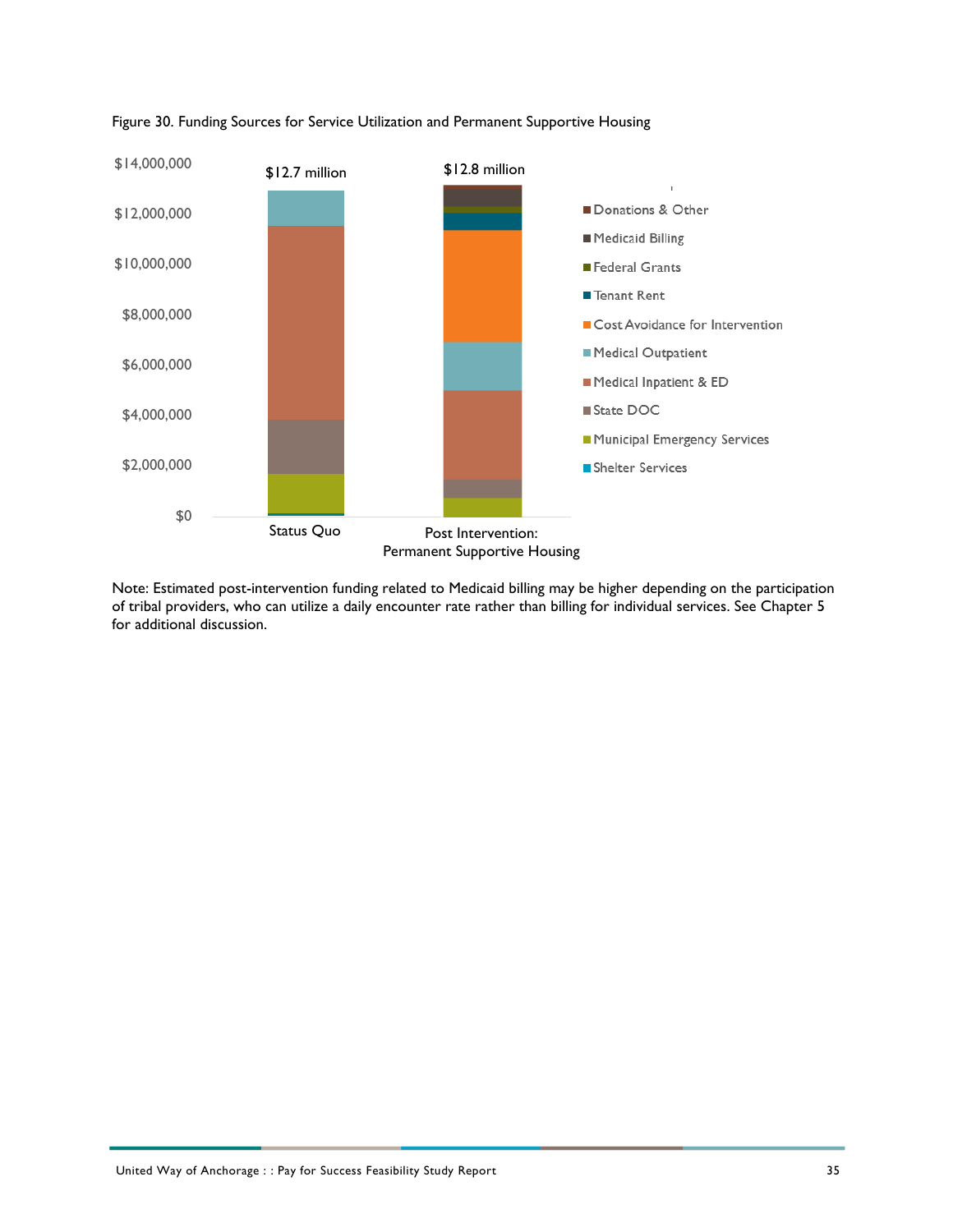Figure 30. Funding Sources for Service Utilization and Permanent Supportive Housing

Note: Estimated post-intervention funding related to Medicaid billing may be higher depending on the participation of tribal providers, who can utilize a daily encounter rate rather than billing for individual services. See Chapter 5 for additional discussion.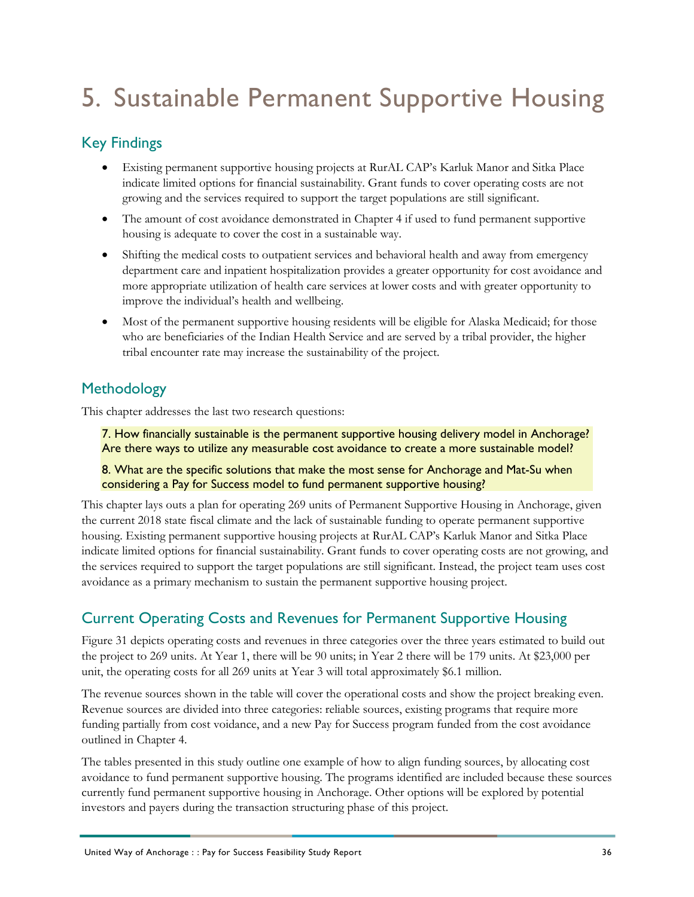// 5. Sustainable Permanent Supportive Housing

## Key Findings

- Existing permanent supportive housing projects at RurAL CAP's Karluk Manor and Sitka Place indicate limited options for financial sustainability. Grant funds to cover operating costs are not growing and the services required to support the target populations are still significant.
- The amount of cost avoidance demonstrated in Chapter 4 if used to fund permanent supportive housing is adequate to cover the cost in a sustainable way.
- Shifting the medical costs to outpatient services and behavioral health and away from emergency department care and inpatient hospitalization provides a greater opportunity for cost avoidance and more appropriate utilization of health care services at lower costs and with greater opportunity to improve the individual's health and wellbeing.
- Most of the permanent supportive housing residents will be eligible for Alaska Medicaid; for those who are beneficiaries of the Indian Health Service and are served by a tribal provider, the higher tribal encounter rate may increase the sustainability of the project.

## Methodology

This chapter addresses the last two research questions:

> 7. How financially sustainable is the permanent supportive housing delivery model in Anchorage? Are there ways to utilize any measurable cost avoidance to create a more sustainable model?
>
> 8. What are the specific solutions that make the most sense for Anchorage and Mat-Su when considering a Pay for Success model to fund permanent supportive housing?

This chapter lays outs a plan for operating 269 units of Permanent Supportive Housing in Anchorage, given the current 2018 state fiscal climate and the lack of sustainable funding to operate permanent supportive housing. Existing permanent supportive housing projects at RurAL CAP's Karluk Manor and Sitka Place indicate limited options for financial sustainability. Grant funds to cover operating costs are not growing, and the services required to support the target populations are still significant. Instead, the project team uses cost avoidance as a primary mechanism to sustain the permanent supportive housing project.

## Current Operating Costs and Revenues for Permanent Supportive Housing

Figure 31 depicts operating costs and revenues in three categories over the three years estimated to build out the project to 269 units. At Year 1, there will be 90 units; in Year 2 there will be 179 units. At $23,000 per unit, the operating costs for all 269 units at Year 3 will total approximately $6.1 million.

The revenue sources shown in the table will cover the operational costs and show the project breaking even. Revenue sources are divided into three categories: reliable sources, existing programs that require more funding partially from cost voidance, and a new Pay for Success program funded from the cost avoidance outlined in Chapter 4.

The tables presented in this study outline one example of how to align funding sources, by allocating cost avoidance to fund permanent supportive housing. The programs identified are included because these sources currently fund permanent supportive housing in Anchorage. Other options will be explored by potential investors and payers during the transaction structuring phase of this project.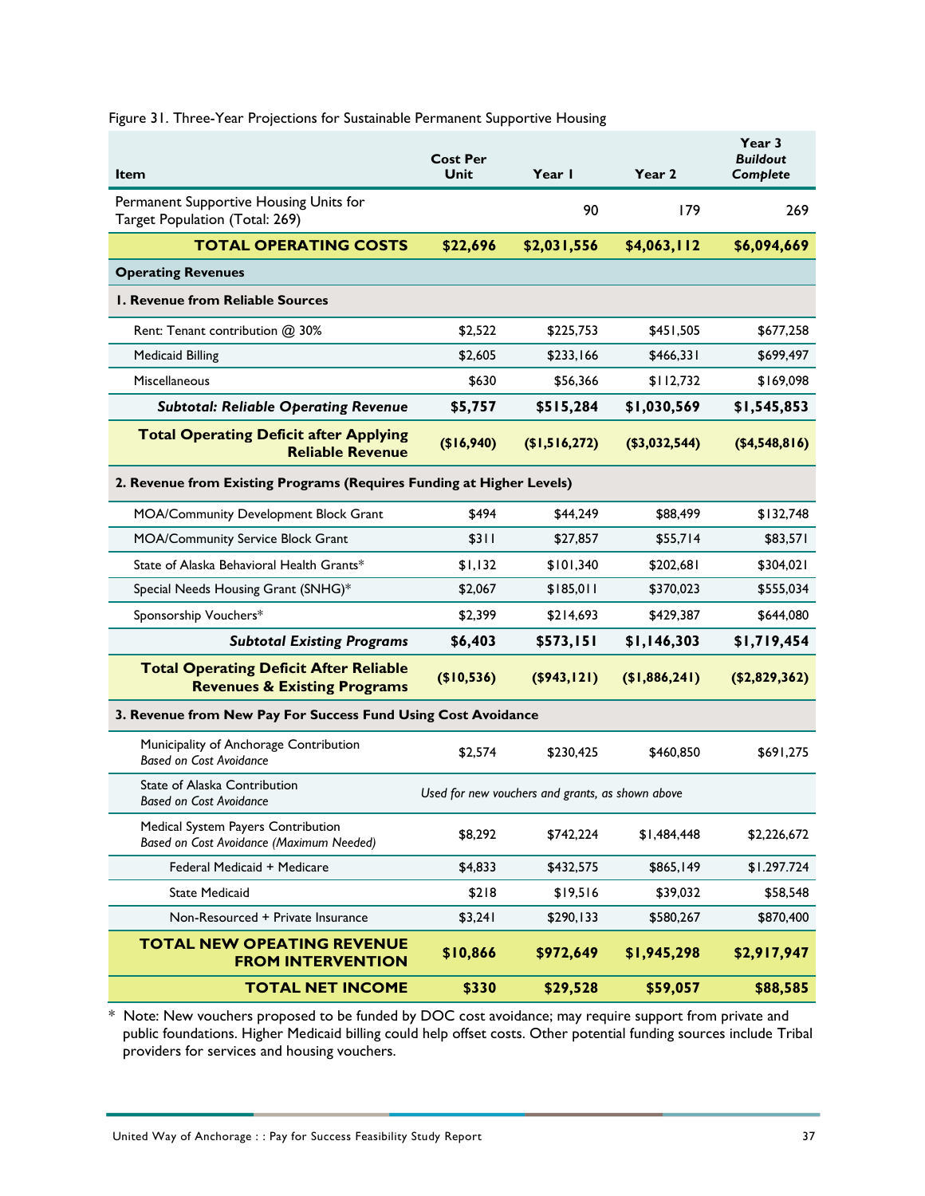Figure 31. Three-Year Projections for Sustainable Permanent Supportive Housing

| Item | Cost Per Unit | Year 1 | Year 2 | Year 3 *Buildout Complete* |
|---|---|---|---|---|
| Permanent Supportive Housing Units for Target Population (Total: 269) | | 90 | 179 | 269 |
| **TOTAL OPERATING COSTS** | **$22,696** | **$2,031,556** | **$4,063,112** | **$6,094,669** |
| **Operating Revenues** | | | | |
| **1. Revenue from Reliable Sources** | | | | |
| Rent: Tenant contribution @ 30% | $2,522 | $225,753 | $451,505 | $677,258 |
| Medicaid Billing | $2,605 | $233,166 | $466,331 | $699,497 |
| Miscellaneous | $630 | $56,366 | $112,732 | $169,098 |
| ***Subtotal: Reliable Operating Revenue*** | **$5,757** | **$515,284** | **$1,030,569** | **$1,545,853** |
| **Total Operating Deficit after Applying Reliable Revenue** | **($16,940)** | **($1,516,272)** | **($3,032,544)** | **($4,548,816)** |
| **2. Revenue from Existing Programs (Requires Funding at Higher Levels)** | | | | |
| MOA/Community Development Block Grant | $494 | $44,249 | $88,499 | $132,748 |
| MOA/Community Service Block Grant | $311 | $27,857 | $55,714 | $83,571 |
| State of Alaska Behavioral Health Grants* | $1,132 | $101,340 | $202,681 | $304,021 |
| Special Needs Housing Grant (SNHG)* | $2,067 | $185,011 | $370,023 | $555,034 |
| Sponsorship Vouchers* | $2,399 | $214,693 | $429,387 | $644,080 |
| ***Subtotal Existing Programs*** | **$6,403** | **$573,151** | **$1,146,303** | **$1,719,454** |
| **Total Operating Deficit After Reliable Revenues & Existing Programs** | **($10,536)** | **($943,121)** | **($1,886,241)** | **($2,829,362)** |
| **3. Revenue from New Pay For Success Fund Using Cost Avoidance** | | | | |
| Municipality of Anchorage Contribution *Based on Cost Avoidance* | $2,574 | $230,425 | $460,850 | $691,275 |
| State of Alaska Contribution *Based on Cost Avoidance* | *Used for new vouchers and grants, as shown above* | | | |
| Medical System Payers Contribution *Based on Cost Avoidance (Maximum Needed)* | $8,292 | $742,224 | $1,484,448 | $2,226,672 |
| Federal Medicaid + Medicare | $4,833 | $432,575 | $865,149 | $1.297.724 |
| State Medicaid | $218 | $19,516 | $39,032 | $58,548 |
| Non-Resourced + Private Insurance | $3,241 | $290,133 | $580,267 | $870,400 |
| **TOTAL NEW OPEATING REVENUE FROM INTERVENTION** | **$10,866** | **$972,649** | **$1,945,298** | **$2,917,947** |
| **TOTAL NET INCOME** | **$330** | **$29,528** | **$59,057** | **$88,585** |

\* Note: New vouchers proposed to be funded by DOC cost avoidance; may require support from private and public foundations. Higher Medicaid billing could help offset costs. Other potential funding sources include Tribal providers for services and housing vouchers.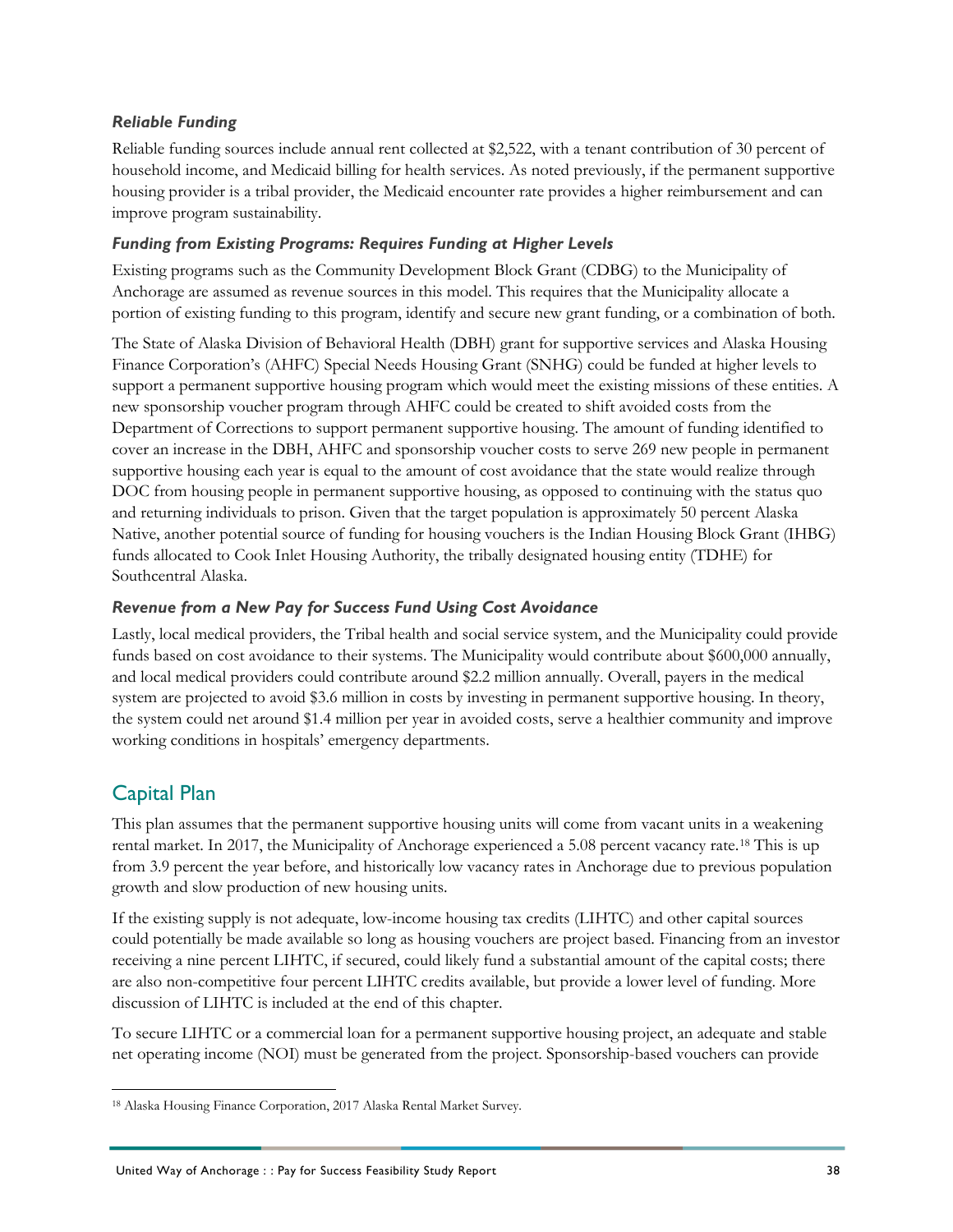### *Reliable Funding*

Reliable funding sources include annual rent collected at $2,522, with a tenant contribution of 30 percent of household income, and Medicaid billing for health services. As noted previously, if the permanent supportive housing provider is a tribal provider, the Medicaid encounter rate provides a higher reimbursement and can improve program sustainability.

### *Funding from Existing Programs: Requires Funding at Higher Levels*

Existing programs such as the Community Development Block Grant (CDBG) to the Municipality of Anchorage are assumed as revenue sources in this model. This requires that the Municipality allocate a portion of existing funding to this program, identify and secure new grant funding, or a combination of both.

The State of Alaska Division of Behavioral Health (DBH) grant for supportive services and Alaska Housing Finance Corporation's (AHFC) Special Needs Housing Grant (SNHG) could be funded at higher levels to support a permanent supportive housing program which would meet the existing missions of these entities. A new sponsorship voucher program through AHFC could be created to shift avoided costs from the Department of Corrections to support permanent supportive housing. The amount of funding identified to cover an increase in the DBH, AHFC and sponsorship voucher costs to serve 269 new people in permanent supportive housing each year is equal to the amount of cost avoidance that the state would realize through DOC from housing people in permanent supportive housing, as opposed to continuing with the status quo and returning individuals to prison. Given that the target population is approximately 50 percent Alaska Native, another potential source of funding for housing vouchers is the Indian Housing Block Grant (IHBG) funds allocated to Cook Inlet Housing Authority, the tribally designated housing entity (TDHE) for Southcentral Alaska.

### *Revenue from a New Pay for Success Fund Using Cost Avoidance*

Lastly, local medical providers, the Tribal health and social service system, and the Municipality could provide funds based on cost avoidance to their systems. The Municipality would contribute about $600,000 annually, and local medical providers could contribute around $2.2 million annually. Overall, payers in the medical system are projected to avoid $3.6 million in costs by investing in permanent supportive housing. In theory, the system could net around $1.4 million per year in avoided costs, serve a healthier community and improve working conditions in hospitals' emergency departments.

## Capital Plan

This plan assumes that the permanent supportive housing units will come from vacant units in a weakening rental market. In 2017, the Municipality of Anchorage experienced a 5.08 percent vacancy rate.[18] This is up from 3.9 percent the year before, and historically low vacancy rates in Anchorage due to previous population growth and slow production of new housing units.

If the existing supply is not adequate, low-income housing tax credits (LIHTC) and other capital sources could potentially be made available so long as housing vouchers are project based. Financing from an investor receiving a nine percent LIHTC, if secured, could likely fund a substantial amount of the capital costs; there are also non-competitive four percent LIHTC credits available, but provide a lower level of funding. More discussion of LIHTC is included at the end of this chapter.

To secure LIHTC or a commercial loan for a permanent supportive housing project, an adequate and stable net operating income (NOI) must be generated from the project. Sponsorship-based vouchers can provide

---

[18] Alaska Housing Finance Corporation, 2017 Alaska Rental Market Survey.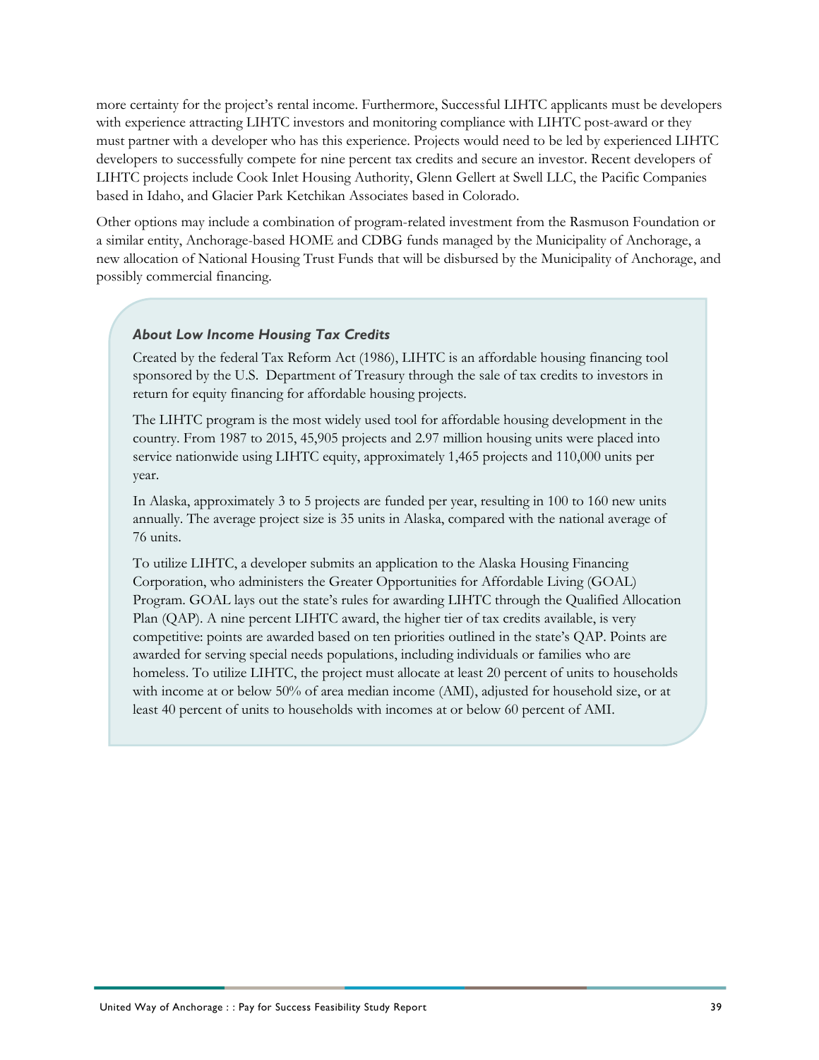more certainty for the project's rental income. Furthermore, Successful LIHTC applicants must be developers with experience attracting LIHTC investors and monitoring compliance with LIHTC post-award or they must partner with a developer who has this experience. Projects would need to be led by experienced LIHTC developers to successfully compete for nine percent tax credits and secure an investor. Recent developers of LIHTC projects include Cook Inlet Housing Authority, Glenn Gellert at Swell LLC, the Pacific Companies based in Idaho, and Glacier Park Ketchikan Associates based in Colorado.

Other options may include a combination of program-related investment from the Rasmuson Foundation or a similar entity, Anchorage-based HOME and CDBG funds managed by the Municipality of Anchorage, a new allocation of National Housing Trust Funds that will be disbursed by the Municipality of Anchorage, and possibly commercial financing.

### *About Low Income Housing Tax Credits*

Created by the federal Tax Reform Act (1986), LIHTC is an affordable housing financing tool sponsored by the U.S. Department of Treasury through the sale of tax credits to investors in return for equity financing for affordable housing projects.

The LIHTC program is the most widely used tool for affordable housing development in the country. From 1987 to 2015, 45,905 projects and 2.97 million housing units were placed into service nationwide using LIHTC equity, approximately 1,465 projects and 110,000 units per year.

In Alaska, approximately 3 to 5 projects are funded per year, resulting in 100 to 160 new units annually. The average project size is 35 units in Alaska, compared with the national average of 76 units.

To utilize LIHTC, a developer submits an application to the Alaska Housing Financing Corporation, who administers the Greater Opportunities for Affordable Living (GOAL) Program. GOAL lays out the state's rules for awarding LIHTC through the Qualified Allocation Plan (QAP). A nine percent LIHTC award, the higher tier of tax credits available, is very competitive: points are awarded based on ten priorities outlined in the state's QAP. Points are awarded for serving special needs populations, including individuals or families who are homeless. To utilize LIHTC, the project must allocate at least 20 percent of units to households with income at or below 50% of area median income (AMI), adjusted for household size, or at least 40 percent of units to households with incomes at or below 60 percent of AMI.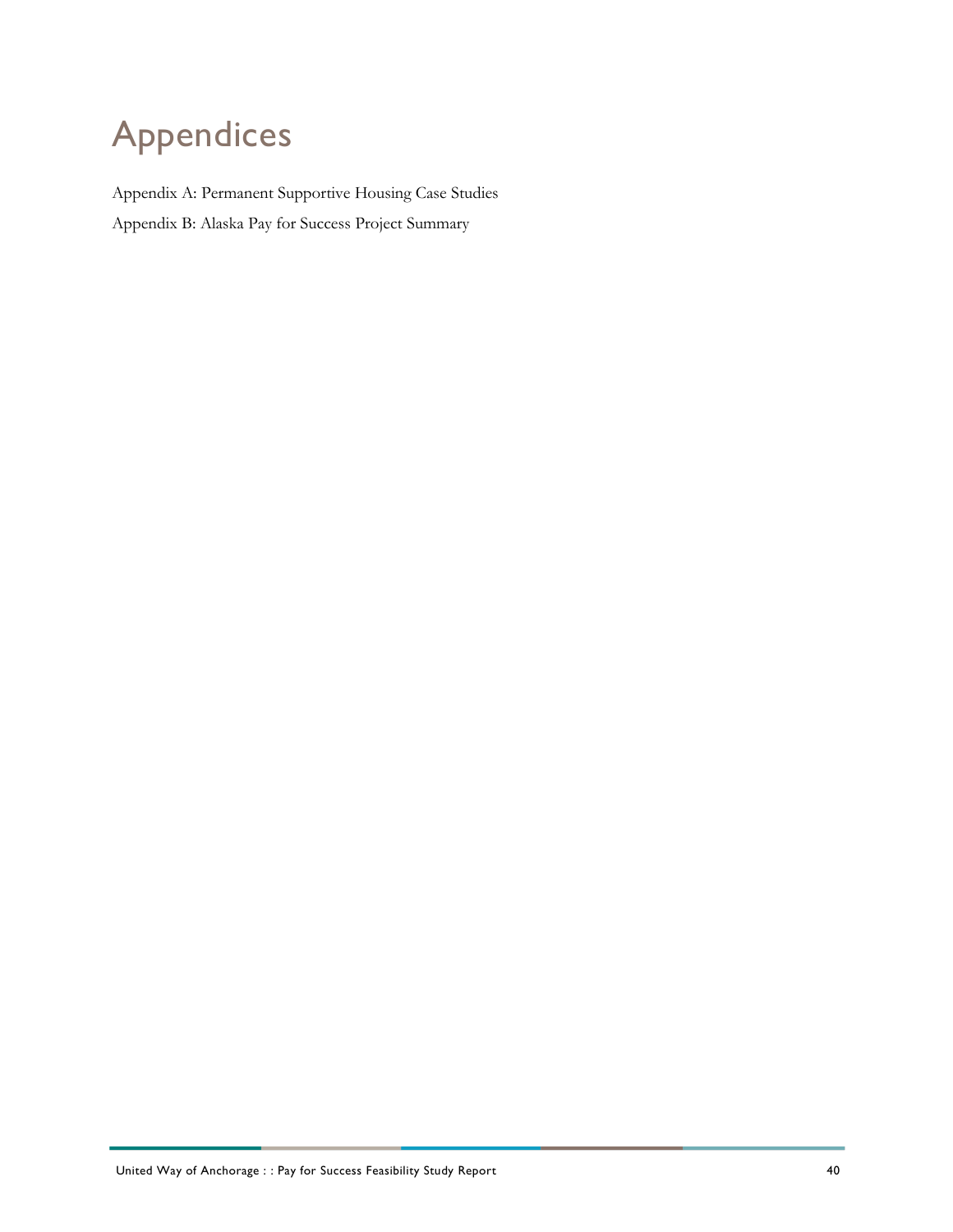# Appendices

Appendix A: Permanent Supportive Housing Case Studies

Appendix B: Alaska Pay for Success Project Summary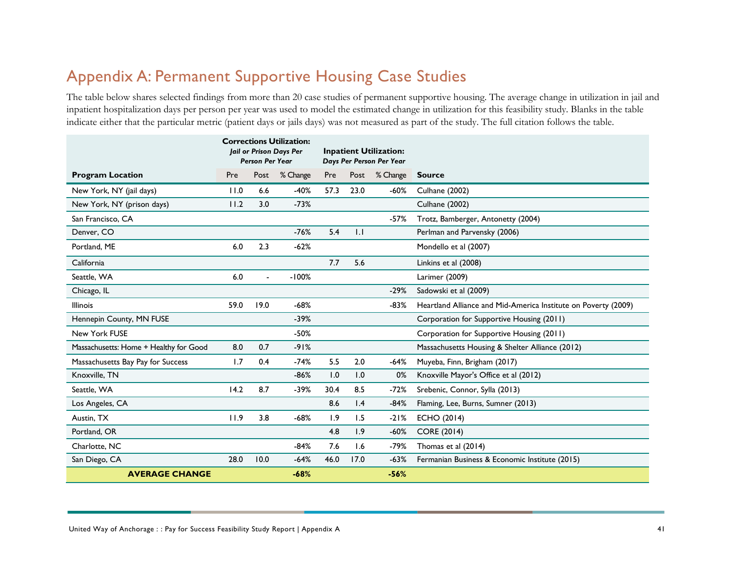# Appendix A: Permanent Supportive Housing Case Studies

The table below shares selected findings from more than 20 case studies of permanent supportive housing. The average change in utilization in jail and inpatient hospitalization days per person per year was used to model the estimated change in utilization for this feasibility study. Blanks in the table indicate either that the particular metric (patient days or jails days) was not measured as part of the study. The full citation follows the table.

| | **Corrections Utilization:** *Jail or Prison Days Per Person Per Year* | | | **Inpatient Utilization:** *Days Per Person Per Year* | | | |
|---|---|---|---|---|---|---|---|
| **Program Location** | Pre | Post | % Change | Pre | Post | % Change | **Source** |
| New York, NY (jail days) | 11.0 | 6.6 | -40% | 57.3 | 23.0 | -60% | Culhane (2002) |
| New York, NY (prison days) | 11.2 | 3.0 | -73% | | | | Culhane (2002) |
| San Francisco, CA | | | | | | -57% | Trotz, Bamberger, Antonetty (2004) |
| Denver, CO | | | -76% | 5.4 | 1.1 | | Perlman and Parvensky (2006) |
| Portland, ME | 6.0 | 2.3 | -62% | | | | Mondello et al (2007) |
| California | | | | 7.7 | 5.6 | | Linkins et al (2008) |
| Seattle, WA | 6.0 | - | -100% | | | | Larimer (2009) |
| Chicago, IL | | | | | | -29% | Sadowski et al (2009) |
| Illinois | 59.0 | 19.0 | -68% | | | -83% | Heartland Alliance and Mid-America Institute on Poverty (2009) |
| Hennepin County, MN FUSE | | | -39% | | | | Corporation for Supportive Housing (2011) |
| New York FUSE | | | -50% | | | | Corporation for Supportive Housing (2011) |
| Massachusetts: Home + Healthy for Good | 8.0 | 0.7 | -91% | | | | Massachusetts Housing & Shelter Alliance (2012) |
| Massachusetts Bay Pay for Success | 1.7 | 0.4 | -74% | 5.5 | 2.0 | -64% | Muyeba, Finn, Brigham (2017) |
| Knoxville, TN | | | -86% | 1.0 | 1.0 | 0% | Knoxville Mayor's Office et al (2012) |
| Seattle, WA | 14.2 | 8.7 | -39% | 30.4 | 8.5 | -72% | Srebenic, Connor, Sylla (2013) |
| Los Angeles, CA | | | | 8.6 | 1.4 | -84% | Flaming, Lee, Burns, Sumner (2013) |
| Austin, TX | 11.9 | 3.8 | -68% | 1.9 | 1.5 | -21% | ECHO (2014) |
| Portland, OR | | | | 4.8 | 1.9 | -60% | CORE (2014) |
| Charlotte, NC | | | -84% | 7.6 | 1.6 | -79% | Thomas et al (2014) |
| San Diego, CA | 28.0 | 10.0 | -64% | 46.0 | 17.0 | -63% | Fermanian Business & Economic Institute (2015) |
| **AVERAGE CHANGE** | | | **-68%** | | | **-56%** | |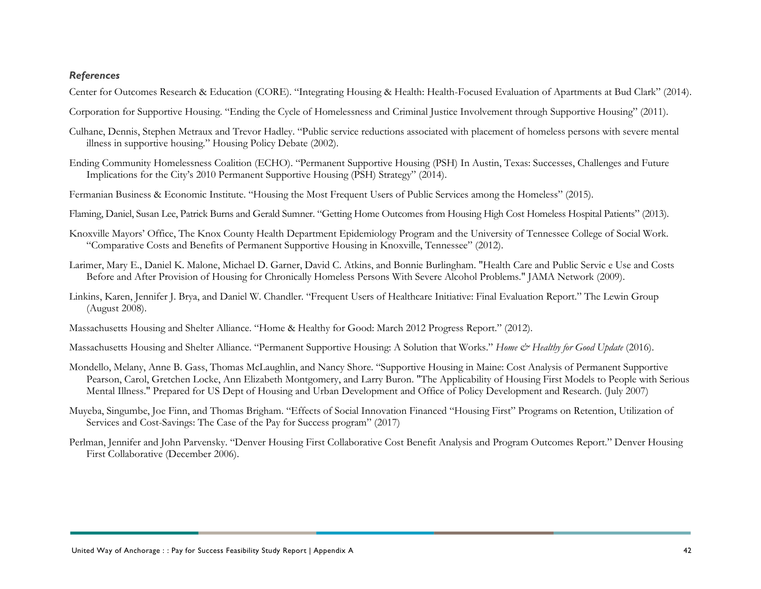***References***

Center for Outcomes Research & Education (CORE). "Integrating Housing & Health: Health-Focused Evaluation of Apartments at Bud Clark" (2014).

Corporation for Supportive Housing. "Ending the Cycle of Homelessness and Criminal Justice Involvement through Supportive Housing" (2011).

Culhane, Dennis, Stephen Metraux and Trevor Hadley. "Public service reductions associated with placement of homeless persons with severe mental illness in supportive housing." Housing Policy Debate (2002).

Ending Community Homelessness Coalition (ECHO). "Permanent Supportive Housing (PSH) In Austin, Texas: Successes, Challenges and Future Implications for the City's 2010 Permanent Supportive Housing (PSH) Strategy" (2014).

Fermanian Business & Economic Institute. "Housing the Most Frequent Users of Public Services among the Homeless" (2015).

Flaming, Daniel, Susan Lee, Patrick Burns and Gerald Sumner. "Getting Home Outcomes from Housing High Cost Homeless Hospital Patients" (2013).

Knoxville Mayors' Office, The Knox County Health Department Epidemiology Program and the University of Tennessee College of Social Work. "Comparative Costs and Benefits of Permanent Supportive Housing in Knoxville, Tennessee" (2012).

Larimer, Mary E., Daniel K. Malone, Michael D. Garner, David C. Atkins, and Bonnie Burlingham. "Health Care and Public Servic e Use and Costs Before and After Provision of Housing for Chronically Homeless Persons With Severe Alcohol Problems." JAMA Network (2009).

Linkins, Karen, Jennifer J. Brya, and Daniel W. Chandler. "Frequent Users of Healthcare Initiative: Final Evaluation Report." The Lewin Group (August 2008).

Massachusetts Housing and Shelter Alliance. "Home & Healthy for Good: March 2012 Progress Report." (2012).

Massachusetts Housing and Shelter Alliance. "Permanent Supportive Housing: A Solution that Works." *Home & Healthy for Good Update* (2016).

Mondello, Melany, Anne B. Gass, Thomas McLaughlin, and Nancy Shore. "Supportive Housing in Maine: Cost Analysis of Permanent Supportive Pearson, Carol, Gretchen Locke, Ann Elizabeth Montgomery, and Larry Buron. "The Applicability of Housing First Models to People with Serious Mental Illness." Prepared for US Dept of Housing and Urban Development and Office of Policy Development and Research. (July 2007)

Muyeba, Singumbe, Joe Finn, and Thomas Brigham. "Effects of Social Innovation Financed "Housing First" Programs on Retention, Utilization of Services and Cost-Savings: The Case of the Pay for Success program" (2017)

Perlman, Jennifer and John Parvensky. "Denver Housing First Collaborative Cost Benefit Analysis and Program Outcomes Report." Denver Housing First Collaborative (December 2006).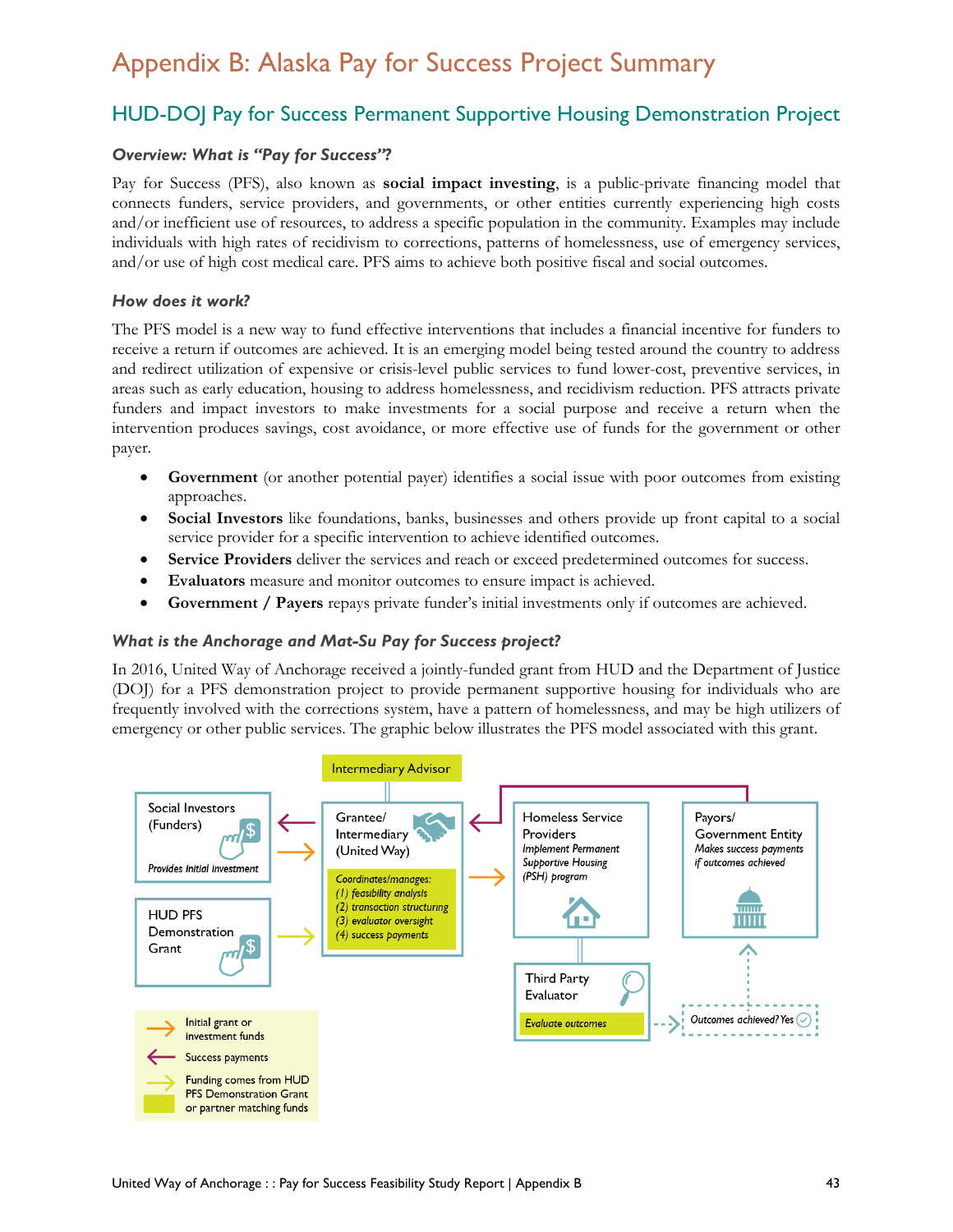# Appendix B: Alaska Pay for Success Project Summary

## HUD-DOJ Pay for Success Permanent Supportive Housing Demonstration Project

### *Overview: What is "Pay for Success"?*

Pay for Success (PFS), also known as **social impact investing**, is a public-private financing model that connects funders, service providers, and governments, or other entities currently experiencing high costs and/or inefficient use of resources, to address a specific population in the community. Examples may include individuals with high rates of recidivism to corrections, patterns of homelessness, use of emergency services, and/or use of high cost medical care. PFS aims to achieve both positive fiscal and social outcomes.

### *How does it work?*

The PFS model is a new way to fund effective interventions that includes a financial incentive for funders to receive a return if outcomes are achieved. It is an emerging model being tested around the country to address and redirect utilization of expensive or crisis-level public services to fund lower-cost, preventive services, in areas such as early education, housing to address homelessness, and recidivism reduction. PFS attracts private funders and impact investors to make investments for a social purpose and receive a return when the intervention produces savings, cost avoidance, or more effective use of funds for the government or other payer.

- **Government** (or another potential payer) identifies a social issue with poor outcomes from existing approaches.
- **Social Investors** like foundations, banks, businesses and others provide up front capital to a social service provider for a specific intervention to achieve identified outcomes.
- **Service Providers** deliver the services and reach or exceed predetermined outcomes for success.
- **Evaluators** measure and monitor outcomes to ensure impact is achieved.
- **Government / Payers** repays private funder's initial investments only if outcomes are achieved.

### *What is the Anchorage and Mat-Su Pay for Success project?*

In 2016, United Way of Anchorage received a jointly-funded grant from HUD and the Department of Justice (DOJ) for a PFS demonstration project to provide permanent supportive housing for individuals who are frequently involved with the corrections system, have a pattern of homelessness, and may be high utilizers of emergency or other public services. The graphic below illustrates the PFS model associated with this grant.

Intermediary Advisor

Social Investors (Funders)
*Provides initial investment*

HUD PFS Demonstration Grant

Grantee/ Intermediary (United Way)
*Coordinates/manages:*
*(1) feasibility analysis*
*(2) transaction structuring*
*(3) evaluator oversight*
*(4) success payments*

Homeless Service Providers
*Implement Permanent Supportive Housing (PSH) program*

Payors/ Government Entity
*Makes success payments if outcomes achieved*

Third Party Evaluator
*Evaluate outcomes*

*Outcomes achieved? Yes*

Initial grant or investment funds

Success payments

Funding comes from HUD PFS Demonstration Grant or partner matching funds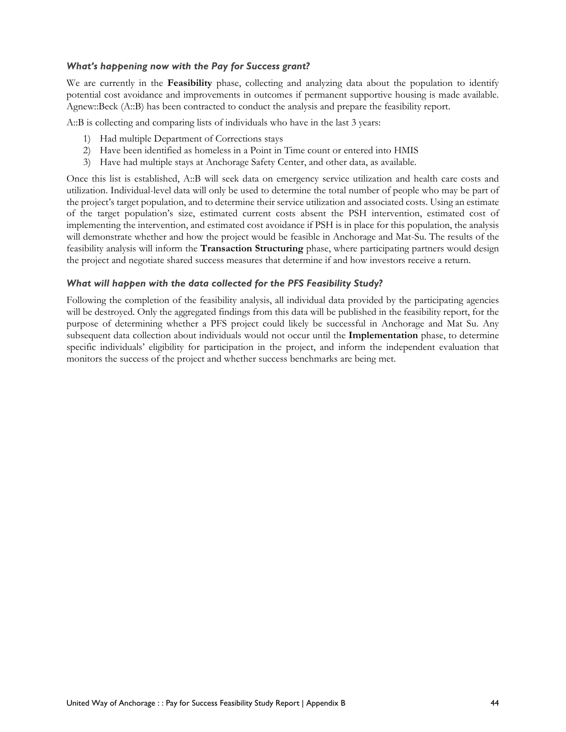### *What's happening now with the Pay for Success grant?*

We are currently in the **Feasibility** phase, collecting and analyzing data about the population to identify potential cost avoidance and improvements in outcomes if permanent supportive housing is made available. Agnew::Beck (A::B) has been contracted to conduct the analysis and prepare the feasibility report.

A::B is collecting and comparing lists of individuals who have in the last 3 years:

1) Had multiple Department of Corrections stays
2) Have been identified as homeless in a Point in Time count or entered into HMIS
3) Have had multiple stays at Anchorage Safety Center, and other data, as available.

Once this list is established, A::B will seek data on emergency service utilization and health care costs and utilization. Individual-level data will only be used to determine the total number of people who may be part of the project's target population, and to determine their service utilization and associated costs. Using an estimate of the target population's size, estimated current costs absent the PSH intervention, estimated cost of implementing the intervention, and estimated cost avoidance if PSH is in place for this population, the analysis will demonstrate whether and how the project would be feasible in Anchorage and Mat-Su. The results of the feasibility analysis will inform the **Transaction Structuring** phase, where participating partners would design the project and negotiate shared success measures that determine if and how investors receive a return.

### *What will happen with the data collected for the PFS Feasibility Study?*

Following the completion of the feasibility analysis, all individual data provided by the participating agencies will be destroyed. Only the aggregated findings from this data will be published in the feasibility report, for the purpose of determining whether a PFS project could likely be successful in Anchorage and Mat Su. Any subsequent data collection about individuals would not occur until the **Implementation** phase, to determine specific individuals' eligibility for participation in the project, and inform the independent evaluation that monitors the success of the project and whether success benchmarks are being met.